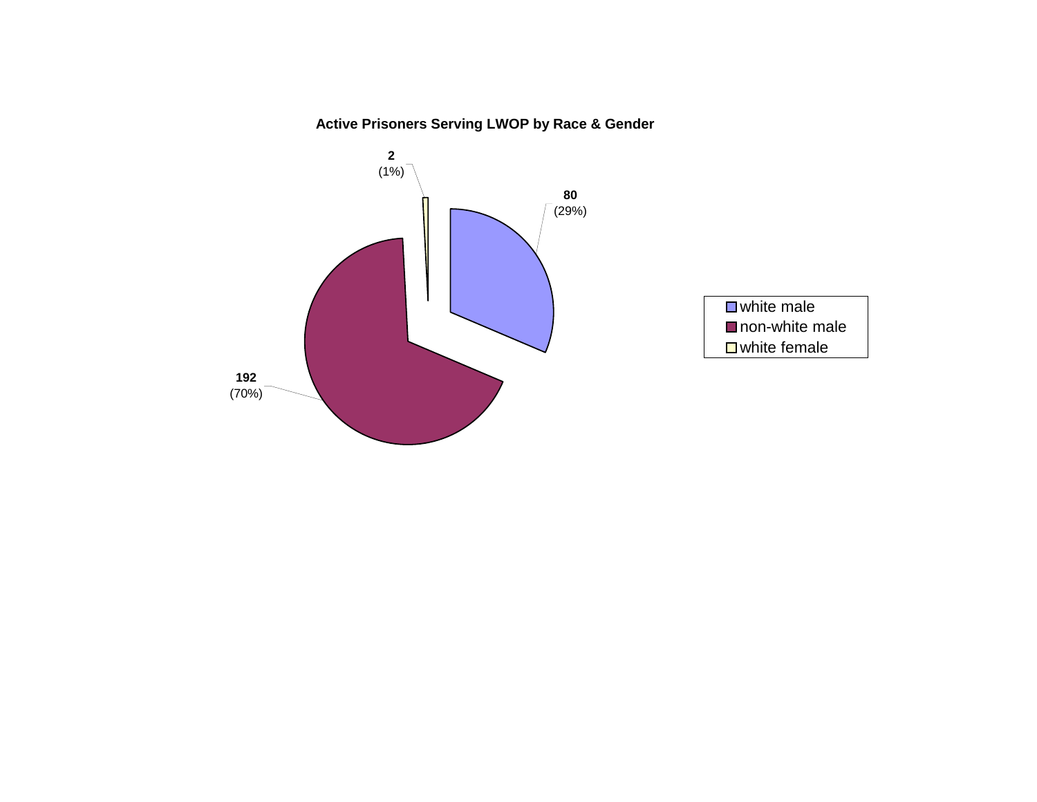**Active Prisoners Serving LWOP by Race & Gender**

| Category | Count | Percent |
|---|---|---|
| white male | 80 | (29%) |
| non-white male | 192 | (70%) |
| white female | 2 | (1%) |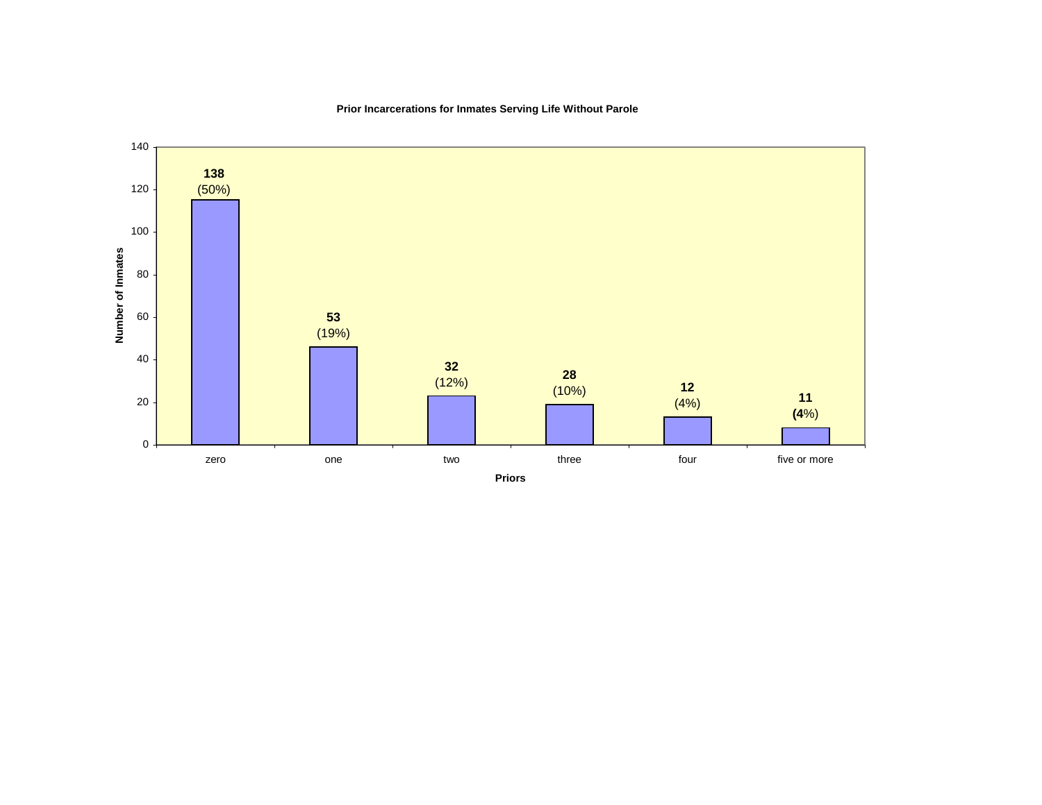**Prior Incarcerations for Inmates Serving Life Without Parole**

| Priors | Number of Inmates | Percent |
|---|---|---|
| zero | 138 | (50%) |
| one | 53 | (19%) |
| two | 32 | (12%) |
| three | 28 | (10%) |
| four | 12 | (4%) |
| five or more | 11 | (4%) |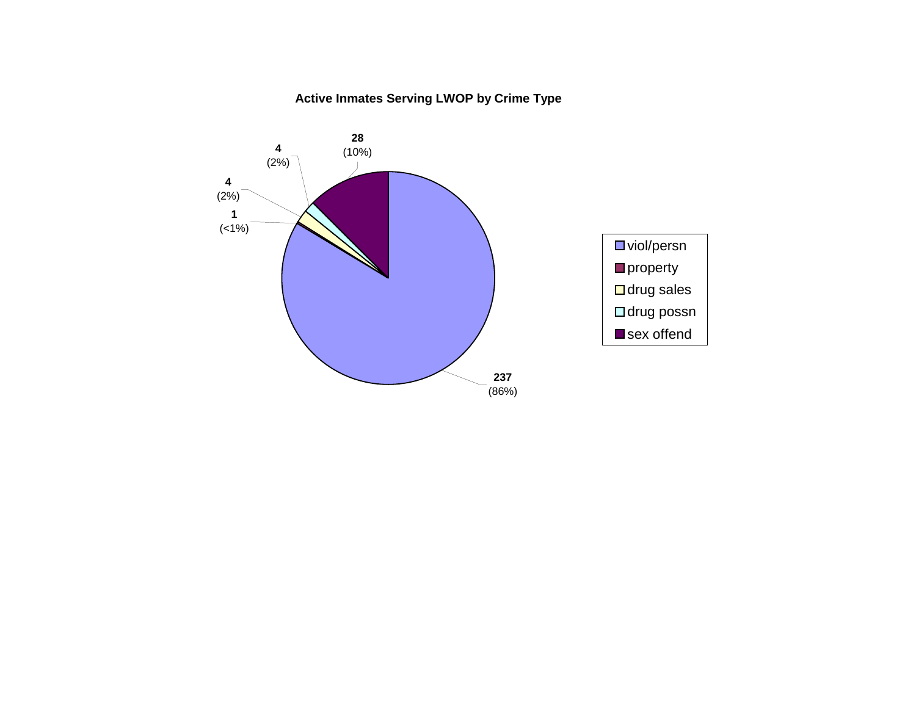**Active Inmates Serving LWOP by Crime Type**

| Crime Type | Count | Percent |
|---|---|---|
| viol/persn | 237 | (86%) |
| property | 1 | (<1%) |
| drug sales | 4 | (2%) |
| drug possn | 4 | (2%) |
| sex offend | 28 | (10%) |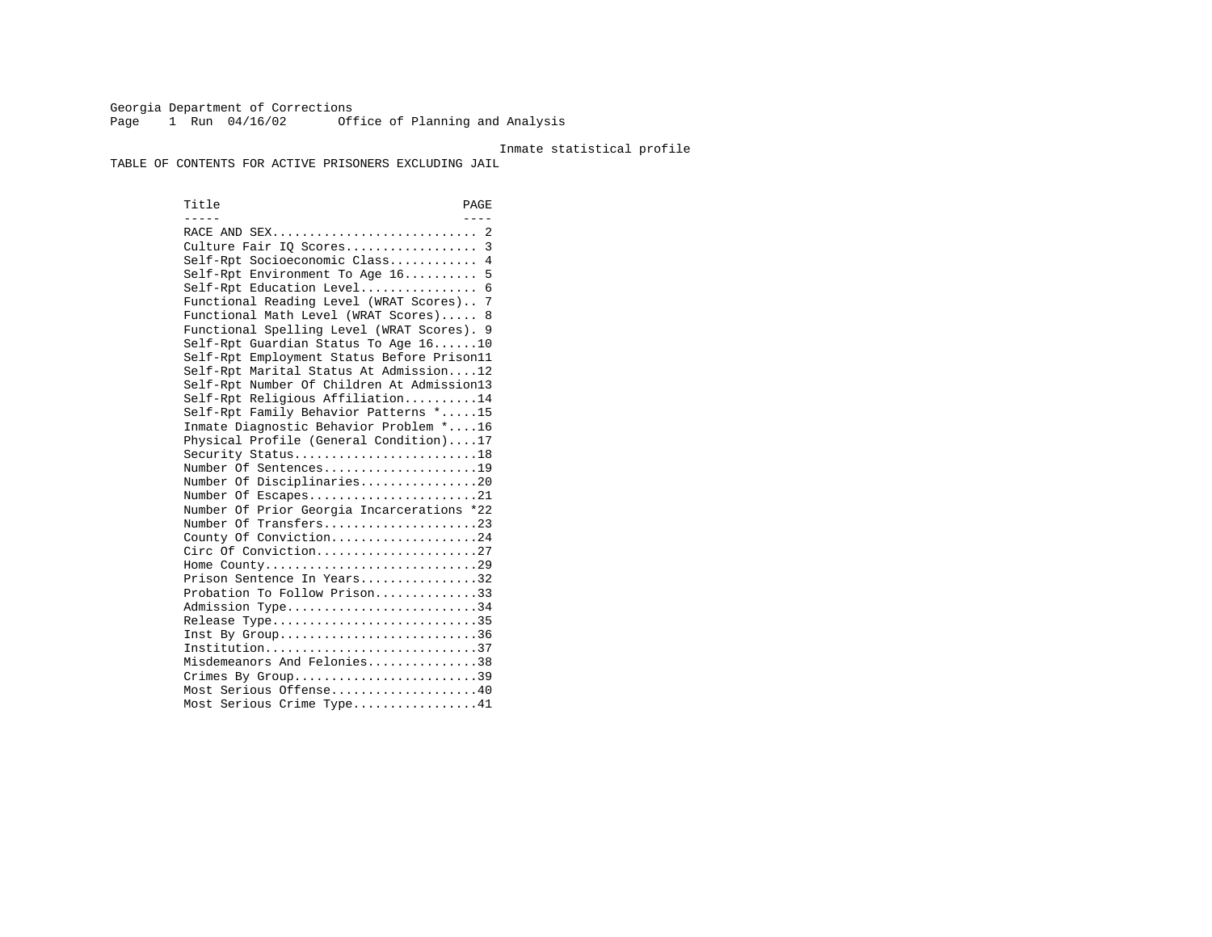Georgia Department of Corrections
Office of Planning and Analysis

Inmate statistical profile

TABLE OF CONTENTS FOR ACTIVE PRISONERS EXCLUDING JAIL

| Title | PAGE |
| --- | --- |
| RACE AND SEX | 2 |
| Culture Fair IQ Scores | 3 |
| Self-Rpt Socioeconomic Class | 4 |
| Self-Rpt Environment To Age 16 | 5 |
| Self-Rpt Education Level | 6 |
| Functional Reading Level (WRAT Scores) | 7 |
| Functional Math Level (WRAT Scores) | 8 |
| Functional Spelling Level (WRAT Scores) | 9 |
| Self-Rpt Guardian Status To Age 16 | 10 |
| Self-Rpt Employment Status Before Prison | 11 |
| Self-Rpt Marital Status At Admission | 12 |
| Self-Rpt Number Of Children At Admission | 13 |
| Self-Rpt Religious Affiliation | 14 |
| Self-Rpt Family Behavior Patterns * | 15 |
| Inmate Diagnostic Behavior Problem * | 16 |
| Physical Profile (General Condition) | 17 |
| Security Status | 18 |
| Number Of Sentences | 19 |
| Number Of Disciplinaries | 20 |
| Number Of Escapes | 21 |
| Number Of Prior Georgia Incarcerations * | 22 |
| Number Of Transfers | 23 |
| County Of Conviction | 24 |
| Circ Of Conviction | 27 |
| Home County | 29 |
| Prison Sentence In Years | 32 |
| Probation To Follow Prison | 33 |
| Admission Type | 34 |
| Release Type | 35 |
| Inst By Group | 36 |
| Institution | 37 |
| Misdemeanors And Felonies | 38 |
| Crimes By Group | 39 |
| Most Serious Offense | 40 |
| Most Serious Crime Type | 41 |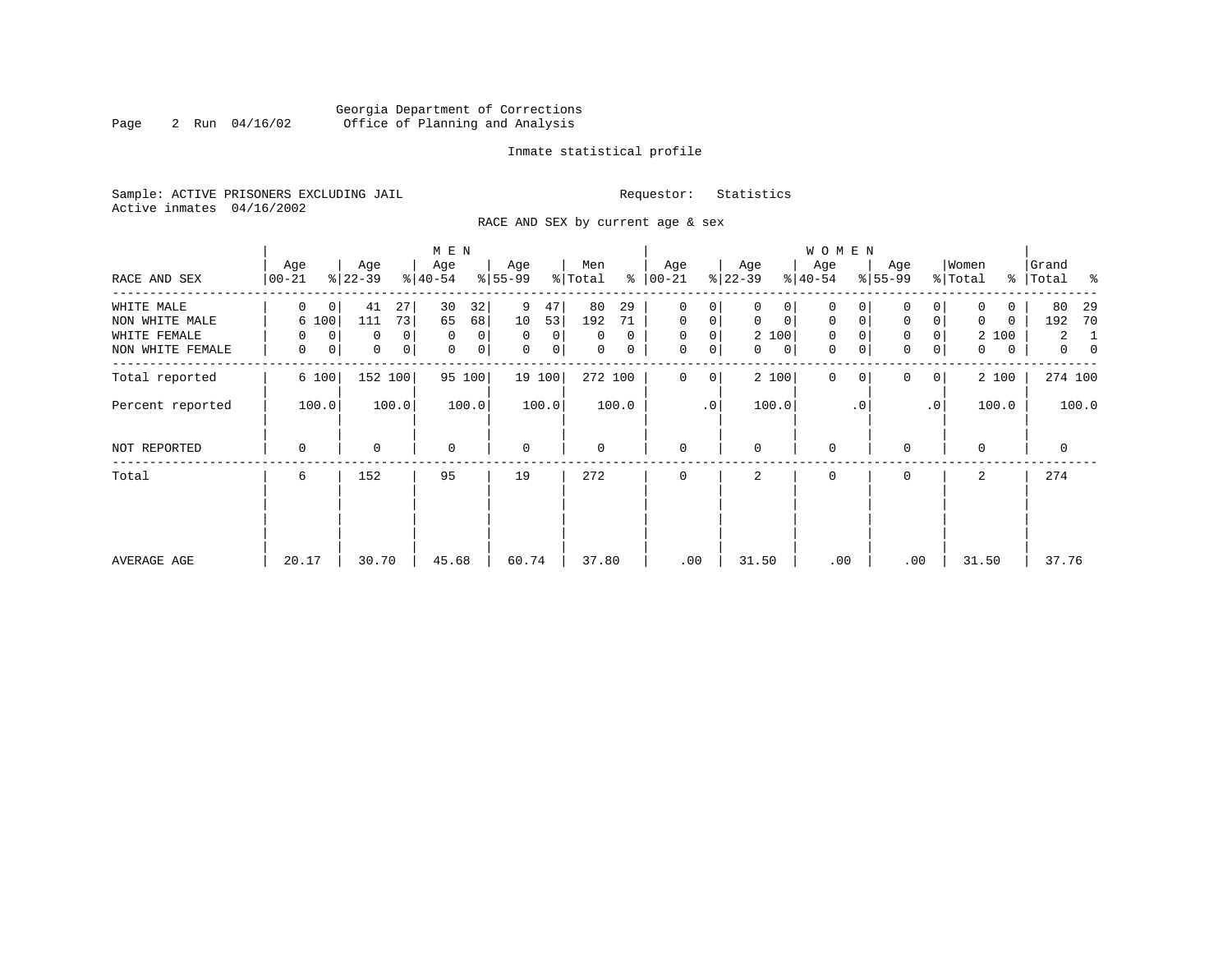Georgia Department of Corrections
Office of Planning and Analysis

Inmate statistical profile

Sample: ACTIVE PRISONERS EXCLUDING JAIL    Requestor: Statistics
Active inmates 04/16/2002

RACE AND SEX by current age & sex

| RACE AND SEX | MEN Age 00-21 | % | Age 22-39 | % | Age 40-54 | % | Age 55-99 | % | Men Total | % | WOMEN Age 00-21 | % | Age 22-39 | % | Age 40-54 | % | Age 55-99 | % | Women Total | % | Grand Total | % |
|---|---|---|---|---|---|---|---|---|---|---|---|---|---|---|---|---|---|---|---|---|---|---|
| WHITE MALE | 0 | 0 | 41 | 27 | 30 | 32 | 9 | 47 | 80 | 29 | 0 | 0 | 0 | 0 | 0 | 0 | 0 | 0 | 0 | 0 | 80 | 29 |
| NON WHITE MALE | 6 | 100 | 111 | 73 | 65 | 68 | 10 | 53 | 192 | 71 | 0 | 0 | 0 | 0 | 0 | 0 | 0 | 0 | 0 | 0 | 192 | 70 |
| WHITE FEMALE | 0 | 0 | 0 | 0 | 0 | 0 | 0 | 0 | 0 | 0 | 0 | 0 | 2 | 100 | 0 | 0 | 0 | 0 | 2 | 100 | 2 | 1 |
| NON WHITE FEMALE | 0 | 0 | 0 | 0 | 0 | 0 | 0 | 0 | 0 | 0 | 0 | 0 | 0 | 0 | 0 | 0 | 0 | 0 | 0 | 0 | 0 | 0 |
| Total reported | 6 | 100 | 152 | 100 | 95 | 100 | 19 | 100 | 272 | 100 | 0 | 0 | 2 | 100 | 0 | 0 | 0 | 0 | 2 | 100 | 274 | 100 |
| Percent reported | | 100.0 | | 100.0 | | 100.0 | | 100.0 | | 100.0 | | .0 | | 100.0 | | .0 | | .0 | | 100.0 | | 100.0 |
| NOT REPORTED | 0 | | 0 | | 0 | | 0 | | 0 | | 0 | | 0 | | 0 | | 0 | | 0 | | 0 | |
| Total | 6 | | 152 | | 95 | | 19 | | 272 | | 0 | | 2 | | 0 | | 0 | | 2 | | 274 | |
| AVERAGE AGE | 20.17 | | 30.70 | | 45.68 | | 60.74 | | 37.80 | | .00 | | 31.50 | | .00 | | .00 | | 31.50 | | 37.76 | |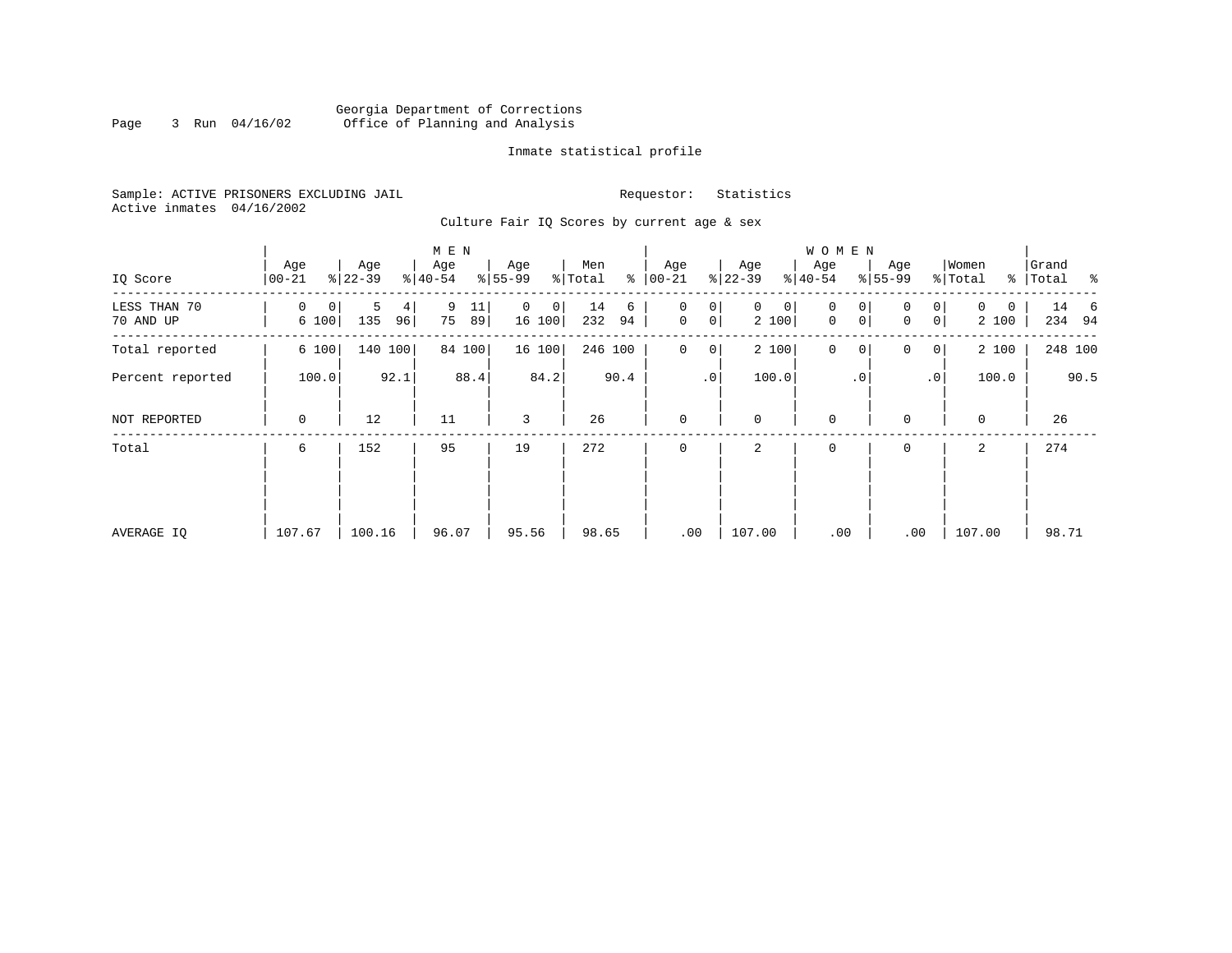Georgia Department of Corrections
Office of Planning and Analysis

Inmate statistical profile

Sample: ACTIVE PRISONERS EXCLUDING JAIL
Active inmates 04/16/2002

Requestor: Statistics

Culture Fair IQ Scores by current age & sex

| IQ Score | MEN Age 00-21 | % | Age 22-39 | % | Age 40-54 | % | Age 55-99 | % | Men Total | % | WOMEN Age 00-21 | % | Age 22-39 | % | Age 40-54 | % | Age 55-99 | % | Women Total | % | Grand Total | % |
|---|---|---|---|---|---|---|---|---|---|---|---|---|---|---|---|---|---|---|---|---|---|---|
| LESS THAN 70 | 0 | 0 | 5 | 4 | 9 | 11 | 0 | 0 | 14 | 6 | 0 | 0 | 0 | 0 | 0 | 0 | 0 | 0 | 0 | 0 | 14 | 6 |
| 70 AND UP | 6 | 100 | 135 | 96 | 75 | 89 | 16 | 100 | 232 | 94 | 0 | 0 | 2 | 100 | 0 | 0 | 0 | 0 | 2 | 100 | 234 | 94 |
| Total reported | 6 | 100 | 140 | 100 | 84 | 100 | 16 | 100 | 246 | 100 | 0 | 0 | 2 | 100 | 0 | 0 | 0 | 0 | 2 | 100 | 248 | 100 |
| Percent reported | | 100.0 | | 92.1 | | 88.4 | | 84.2 | | 90.4 | | .0 | | 100.0 | | .0 | | .0 | | 100.0 | | 90.5 |
| NOT REPORTED | 0 | | 12 | | 11 | | 3 | | 26 | | 0 | | 0 | | 0 | | 0 | | 0 | | 26 | |
| Total | 6 | | 152 | | 95 | | 19 | | 272 | | 0 | | 2 | | 0 | | 0 | | 2 | | 274 | |
| AVERAGE IQ | 107.67 | | 100.16 | | 96.07 | | 95.56 | | 98.65 | | .00 | | 107.00 | | .00 | | .00 | | 107.00 | | 98.71 | |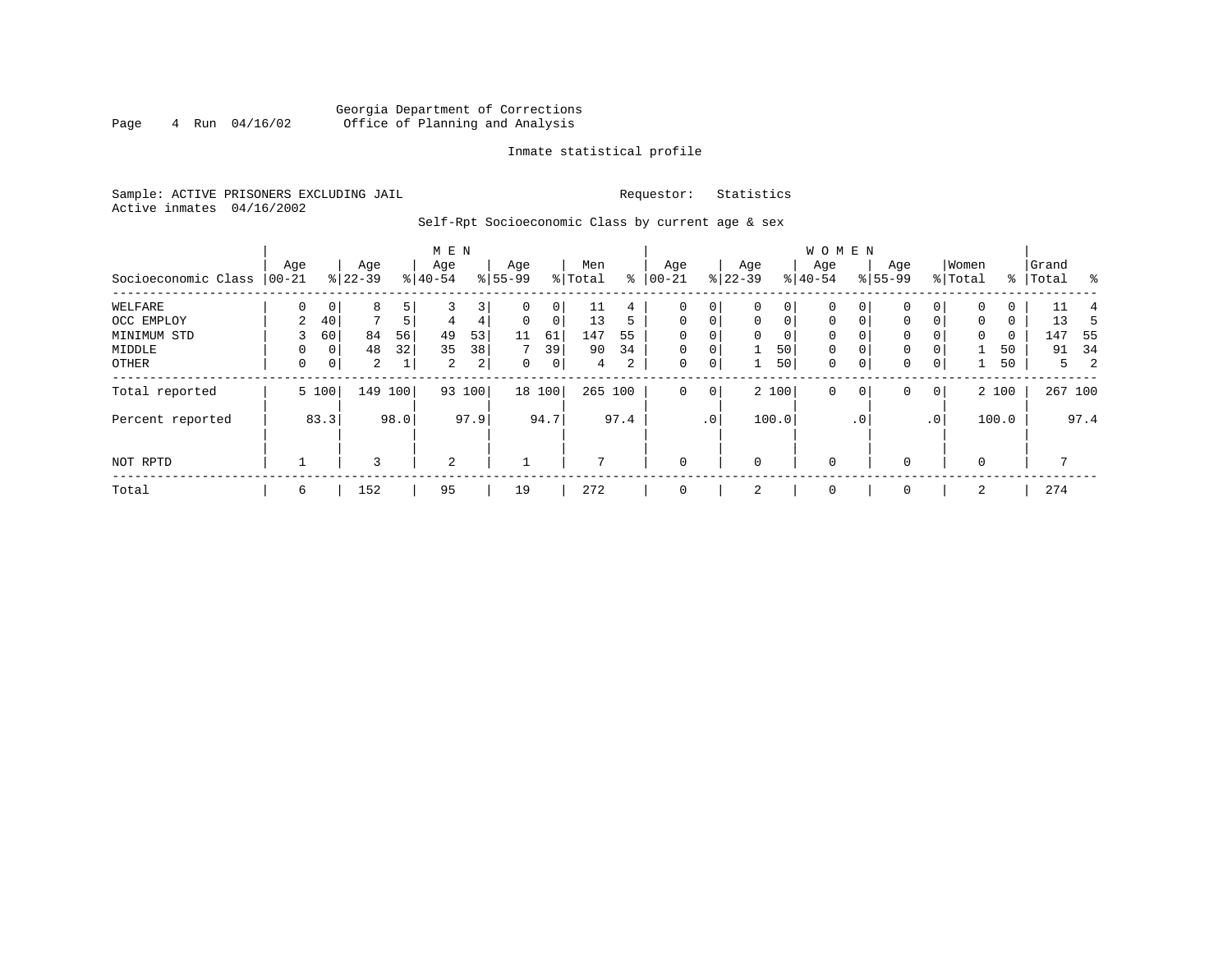Georgia Department of Corrections
Office of Planning and Analysis

Inmate statistical profile

Sample: ACTIVE PRISONERS EXCLUDING JAIL

Requestor: Statistics

Active inmates 04/16/2002

Self-Rpt Socioeconomic Class by current age & sex

| Socioeconomic Class | MEN Age 00-21 | % | Age 22-39 | % | Age 40-54 | % | Age 55-99 | % | Men Total | % | WOMEN Age 00-21 | % | Age 22-39 | % | Age 40-54 | % | Age 55-99 | % | Women Total | % | Grand Total | % |
|---|---|---|---|---|---|---|---|---|---|---|---|---|---|---|---|---|---|---|---|---|---|---|
| WELFARE | 0 | 0 | 8 | 5 | 3 | 3 | 0 | 0 | 11 | 4 | 0 | 0 | 0 | 0 | 0 | 0 | 0 | 0 | 0 | 0 | 11 | 4 |
| OCC EMPLOY | 2 | 40 | 7 | 5 | 4 | 4 | 0 | 0 | 13 | 5 | 0 | 0 | 0 | 0 | 0 | 0 | 0 | 0 | 0 | 0 | 13 | 5 |
| MINIMUM STD | 3 | 60 | 84 | 56 | 49 | 53 | 11 | 61 | 147 | 55 | 0 | 0 | 0 | 0 | 0 | 0 | 0 | 0 | 0 | 0 | 147 | 55 |
| MIDDLE | 0 | 0 | 48 | 32 | 35 | 38 | 7 | 39 | 90 | 34 | 0 | 0 | 1 | 50 | 0 | 0 | 0 | 0 | 1 | 50 | 91 | 34 |
| OTHER | 0 | 0 | 2 | 1 | 2 | 2 | 0 | 0 | 4 | 2 | 0 | 0 | 1 | 50 | 0 | 0 | 0 | 0 | 1 | 50 | 5 | 2 |
| Total reported | 5 | 100 | 149 | 100 | 93 | 100 | 18 | 100 | 265 | 100 | 0 | 0 | 2 | 100 | 0 | 0 | 0 | 0 | 2 | 100 | 267 | 100 |
| Percent reported | | 83.3 | | 98.0 | | 97.9 | | 94.7 | | 97.4 | | .0 | | 100.0 | | .0 | | .0 | | 100.0 | | 97.4 |
| NOT RPTD | 1 | | 3 | | 2 | | 1 | | 7 | | 0 | | 0 | | 0 | | 0 | | 0 | | 7 | |
| Total | 6 | | 152 | | 95 | | 19 | | 272 | | 0 | | 2 | | 0 | | 0 | | 2 | | 274 | |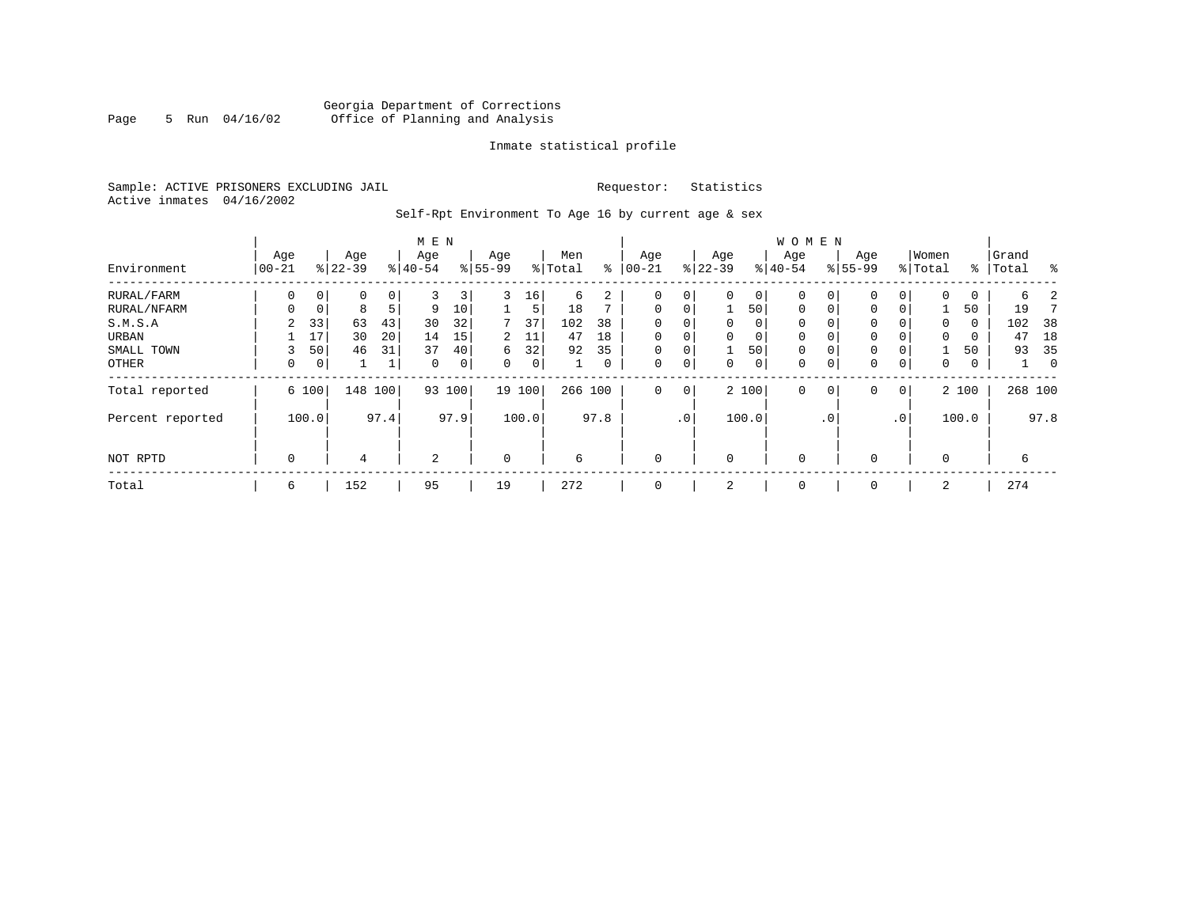Georgia Department of Corrections
Office of Planning and Analysis

Inmate statistical profile

Sample: ACTIVE PRISONERS EXCLUDING JAIL    Requestor: Statistics
Active inmates 04/16/2002

Self-Rpt Environment To Age 16 by current age & sex

| Environment | MEN Age 00-21 | % | Age 22-39 | % | Age 40-54 | % | Age 55-99 | % | Men Total | % | WOMEN Age 00-21 | % | Age 22-39 | % | Age 40-54 | % | Age 55-99 | % | Women Total | % | Grand Total | % |
|---|---|---|---|---|---|---|---|---|---|---|---|---|---|---|---|---|---|---|---|---|---|---|
| RURAL/FARM | 0 | 0 | 0 | 0 | 3 | 3 | 3 | 16 | 6 | 2 | 0 | 0 | 0 | 0 | 0 | 0 | 0 | 0 | 0 | 0 | 6 | 2 |
| RURAL/NFARM | 0 | 0 | 8 | 5 | 9 | 10 | 1 | 5 | 18 | 7 | 0 | 0 | 1 | 50 | 0 | 0 | 0 | 0 | 1 | 50 | 19 | 7 |
| S.M.S.A | 2 | 33 | 63 | 43 | 30 | 32 | 7 | 37 | 102 | 38 | 0 | 0 | 0 | 0 | 0 | 0 | 0 | 0 | 0 | 0 | 102 | 38 |
| URBAN | 1 | 17 | 30 | 20 | 14 | 15 | 2 | 11 | 47 | 18 | 0 | 0 | 0 | 0 | 0 | 0 | 0 | 0 | 0 | 0 | 47 | 18 |
| SMALL TOWN | 3 | 50 | 46 | 31 | 37 | 40 | 6 | 32 | 92 | 35 | 0 | 0 | 1 | 50 | 0 | 0 | 0 | 0 | 1 | 50 | 93 | 35 |
| OTHER | 0 | 0 | 1 | 1 | 0 | 0 | 0 | 0 | 1 | 0 | 0 | 0 | 0 | 0 | 0 | 0 | 0 | 0 | 0 | 0 | 1 | 0 |
| Total reported | 6 | 100 | 148 | 100 | 93 | 100 | 19 | 100 | 266 | 100 | 0 | 0 | 2 | 100 | 0 | 0 | 0 | 0 | 2 | 100 | 268 | 100 |
| Percent reported | | 100.0 | | 97.4 | | 97.9 | | 100.0 | | 97.8 | | .0 | | 100.0 | | .0 | | .0 | | 100.0 | | 97.8 |
| NOT RPTD | 0 | | 4 | | 2 | | 0 | | 6 | | 0 | | 0 | | 0 | | 0 | | 0 | | 6 | |
| Total | 6 | | 152 | | 95 | | 19 | | 272 | | 0 | | 2 | | 0 | | 0 | | 2 | | 274 | |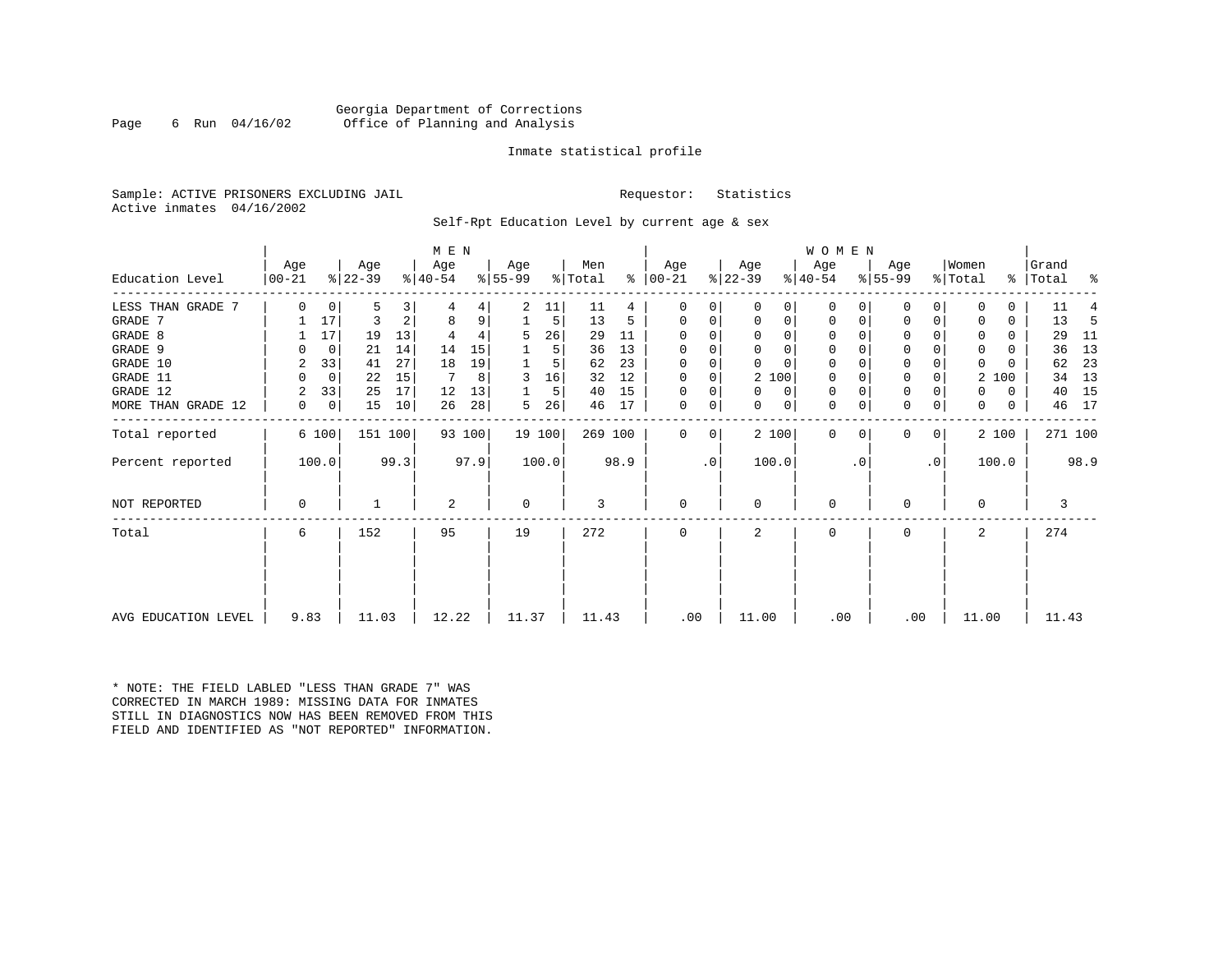Georgia Department of Corrections
Office of Planning and Analysis

Inmate statistical profile

Sample: ACTIVE PRISONERS EXCLUDING JAIL    Requestor: Statistics
Active inmates 04/16/2002

Self-Rpt Education Level by current age & sex

| Education Level | MEN Age 00-21 | % | Age 22-39 | % | Age 40-54 | % | Age 55-99 | % | Men Total | % | WOMEN Age 00-21 | % | Age 22-39 | % | Age 40-54 | % | Age 55-99 | % | Women Total | % | Grand Total | % |
|---|---|---|---|---|---|---|---|---|---|---|---|---|---|---|---|---|---|---|---|---|---|---|
| LESS THAN GRADE 7 | 0 | 0 | 5 | 3 | 4 | 4 | 2 | 11 | 11 | 4 | 0 | 0 | 0 | 0 | 0 | 0 | 0 | 0 | 0 | 0 | 11 | 4 |
| GRADE 7 | 1 | 17 | 3 | 2 | 8 | 9 | 1 | 5 | 13 | 5 | 0 | 0 | 0 | 0 | 0 | 0 | 0 | 0 | 0 | 0 | 13 | 5 |
| GRADE 8 | 1 | 17 | 19 | 13 | 4 | 4 | 5 | 26 | 29 | 11 | 0 | 0 | 0 | 0 | 0 | 0 | 0 | 0 | 0 | 0 | 29 | 11 |
| GRADE 9 | 0 | 0 | 21 | 14 | 14 | 15 | 1 | 5 | 36 | 13 | 0 | 0 | 0 | 0 | 0 | 0 | 0 | 0 | 0 | 0 | 36 | 13 |
| GRADE 10 | 2 | 33 | 41 | 27 | 18 | 19 | 1 | 5 | 62 | 23 | 0 | 0 | 0 | 0 | 0 | 0 | 0 | 0 | 0 | 0 | 62 | 23 |
| GRADE 11 | 0 | 0 | 22 | 15 | 7 | 8 | 3 | 16 | 32 | 12 | 0 | 0 | 2 | 100 | 0 | 0 | 0 | 0 | 2 | 100 | 34 | 13 |
| GRADE 12 | 2 | 33 | 25 | 17 | 12 | 13 | 1 | 5 | 40 | 15 | 0 | 0 | 0 | 0 | 0 | 0 | 0 | 0 | 0 | 0 | 40 | 15 |
| MORE THAN GRADE 12 | 0 | 0 | 15 | 10 | 26 | 28 | 5 | 26 | 46 | 17 | 0 | 0 | 0 | 0 | 0 | 0 | 0 | 0 | 0 | 0 | 46 | 17 |
| Total reported | 6 | 100 | 151 | 100 | 93 | 100 | 19 | 100 | 269 | 100 | 0 | 0 | 2 | 100 | 0 | 0 | 0 | 0 | 2 | 100 | 271 | 100 |
| Percent reported | 100.0 | | 99.3 | | 97.9 | | 100.0 | | 98.9 | | .0 | | 100.0 | | .0 | | .0 | | 100.0 | | 98.9 | |
| NOT REPORTED | 0 | | 1 | | 2 | | 0 | | 3 | | 0 | | 0 | | 0 | | 0 | | 0 | | 3 | |
| Total | 6 | | 152 | | 95 | | 19 | | 272 | | 0 | | 2 | | 0 | | 0 | | 2 | | 274 | |
| AVG EDUCATION LEVEL | 9.83 | | 11.03 | | 12.22 | | 11.37 | | 11.43 | | .00 | | 11.00 | | .00 | | .00 | | 11.00 | | 11.43 | |

* NOTE: THE FIELD LABLED "LESS THAN GRADE 7" WAS CORRECTED IN MARCH 1989: MISSING DATA FOR INMATES STILL IN DIAGNOSTICS NOW HAS BEEN REMOVED FROM THIS FIELD AND IDENTIFIED AS "NOT REPORTED" INFORMATION.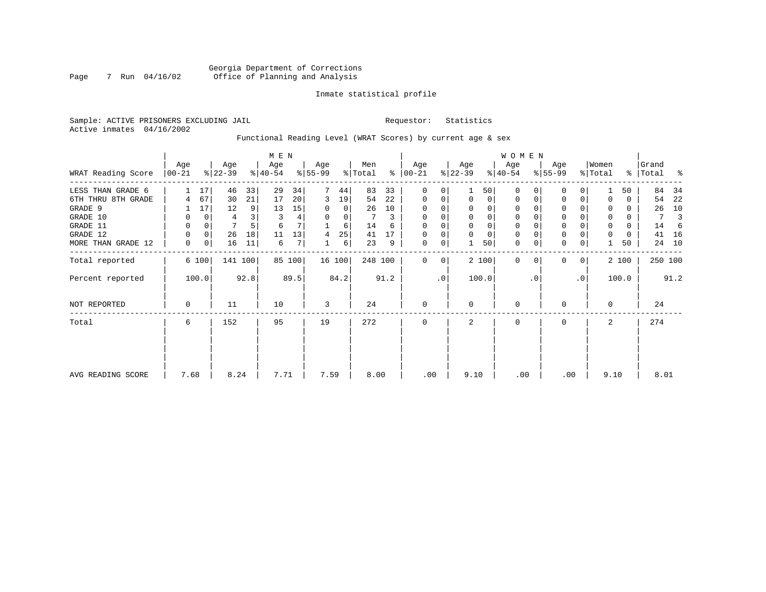Georgia Department of Corrections
Office of Planning and Analysis

Page 7 Run 04/16/02

Inmate statistical profile

Sample: ACTIVE PRISONERS EXCLUDING JAIL

Active inmates 04/16/2002

Requestor: Statistics

Functional Reading Level (WRAT Scores) by current age & sex

| WRAT Reading Score | MEN Age 00-21 | % | MEN Age 22-39 | % | MEN Age 40-54 | % | MEN Age 55-99 | % | Men Total | % | WOMEN Age 00-21 | % | WOMEN Age 22-39 | % | WOMEN Age 40-54 | % | WOMEN Age 55-99 | % | Women Total | % | Grand Total | % |
|---|---|---|---|---|---|---|---|---|---|---|---|---|---|---|---|---|---|---|---|---|---|---|
| LESS THAN GRADE 6 | 1 | 17 | 46 | 33 | 29 | 34 | 7 | 44 | 83 | 33 | 0 | 0 | 1 | 50 | 0 | 0 | 0 | 0 | 1 | 50 | 84 | 34 |
| 6TH THRU 8TH GRADE | 4 | 67 | 30 | 21 | 17 | 20 | 3 | 19 | 54 | 22 | 0 | 0 | 0 | 0 | 0 | 0 | 0 | 0 | 0 | 0 | 54 | 22 |
| GRADE 9 | 1 | 17 | 12 | 9 | 13 | 15 | 0 | 0 | 26 | 10 | 0 | 0 | 0 | 0 | 0 | 0 | 0 | 0 | 0 | 0 | 26 | 10 |
| GRADE 10 | 0 | 0 | 4 | 3 | 3 | 4 | 0 | 0 | 7 | 3 | 0 | 0 | 0 | 0 | 0 | 0 | 0 | 0 | 0 | 0 | 7 | 3 |
| GRADE 11 | 0 | 0 | 7 | 5 | 6 | 7 | 1 | 6 | 14 | 6 | 0 | 0 | 0 | 0 | 0 | 0 | 0 | 0 | 0 | 0 | 14 | 6 |
| GRADE 12 | 0 | 0 | 26 | 18 | 11 | 13 | 4 | 25 | 41 | 17 | 0 | 0 | 0 | 0 | 0 | 0 | 0 | 0 | 0 | 0 | 41 | 16 |
| MORE THAN GRADE 12 | 0 | 0 | 16 | 11 | 6 | 7 | 1 | 6 | 23 | 9 | 0 | 0 | 1 | 50 | 0 | 0 | 0 | 0 | 1 | 50 | 24 | 10 |
| Total reported | 6 | 100 | 141 | 100 | 85 | 100 | 16 | 100 | 248 | 100 | 0 | 0 | 2 | 100 | 0 | 0 | 0 | 0 | 2 | 100 | 250 | 100 |
| Percent reported | 100.0 | | 92.8 | | 89.5 | | 84.2 | | 91.2 | | .0 | | 100.0 | | .0 | | .0 | | 100.0 | | 91.2 | |
| NOT REPORTED | 0 | | 11 | | 10 | | 3 | | 24 | | 0 | | 0 | | 0 | | 0 | | 0 | | 24 | |
| Total | 6 | | 152 | | 95 | | 19 | | 272 | | 0 | | 2 | | 0 | | 0 | | 2 | | 274 | |
| AVG READING SCORE | 7.68 | | 8.24 | | 7.71 | | 7.59 | | 8.00 | | .00 | | 9.10 | | .00 | | .00 | | 9.10 | | 8.01 | |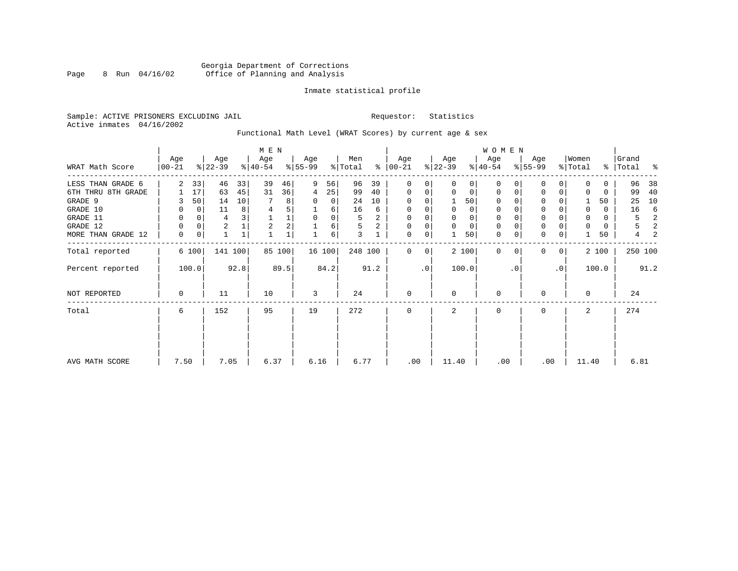Georgia Department of Corrections
Office of Planning and Analysis

Inmate statistical profile

Sample: ACTIVE PRISONERS EXCLUDING JAIL    Requestor: Statistics
Active inmates 04/16/2002

Functional Math Level (WRAT Scores) by current age & sex

| WRAT Math Score | MEN Age 00-21 | % | Age 22-39 | % | Age 40-54 | % | Age 55-99 | % | Men Total | % | WOMEN Age 00-21 | % | Age 22-39 | % | Age 40-54 | % | Age 55-99 | % | Women Total | % | Grand Total | % |
|---|---|---|---|---|---|---|---|---|---|---|---|---|---|---|---|---|---|---|---|---|---|---|
| LESS THAN GRADE 6 | 2 | 33 | 46 | 33 | 39 | 46 | 9 | 56 | 96 | 39 | 0 | 0 | 0 | 0 | 0 | 0 | 0 | 0 | 0 | 0 | 96 | 38 |
| 6TH THRU 8TH GRADE | 1 | 17 | 63 | 45 | 31 | 36 | 4 | 25 | 99 | 40 | 0 | 0 | 0 | 0 | 0 | 0 | 0 | 0 | 0 | 0 | 99 | 40 |
| GRADE 9 | 3 | 50 | 14 | 10 | 7 | 8 | 0 | 0 | 24 | 10 | 0 | 0 | 1 | 50 | 0 | 0 | 0 | 0 | 1 | 50 | 25 | 10 |
| GRADE 10 | 0 | 0 | 11 | 8 | 4 | 5 | 1 | 6 | 16 | 6 | 0 | 0 | 0 | 0 | 0 | 0 | 0 | 0 | 0 | 0 | 16 | 6 |
| GRADE 11 | 0 | 0 | 4 | 3 | 1 | 1 | 0 | 0 | 5 | 2 | 0 | 0 | 0 | 0 | 0 | 0 | 0 | 0 | 0 | 0 | 5 | 2 |
| GRADE 12 | 0 | 0 | 2 | 1 | 2 | 2 | 1 | 6 | 5 | 2 | 0 | 0 | 0 | 0 | 0 | 0 | 0 | 0 | 0 | 0 | 5 | 2 |
| MORE THAN GRADE 12 | 0 | 0 | 1 | 1 | 1 | 1 | 1 | 6 | 3 | 1 | 0 | 0 | 1 | 50 | 0 | 0 | 0 | 0 | 1 | 50 | 4 | 2 |
| Total reported | 6 | 100 | 141 | 100 | 85 | 100 | 16 | 100 | 248 | 100 | 0 | 0 | 2 | 100 | 0 | 0 | 0 | 0 | 2 | 100 | 250 | 100 |
| Percent reported | 100.0 | | 92.8 | | 89.5 | | 84.2 | | 91.2 | | .0 | | 100.0 | | .0 | | .0 | | 100.0 | | 91.2 | |
| NOT REPORTED | 0 | | 11 | | 10 | | 3 | | 24 | | 0 | | 0 | | 0 | | 0 | | 0 | | 24 | |
| Total | 6 | | 152 | | 95 | | 19 | | 272 | | 0 | | 2 | | 0 | | 0 | | 2 | | 274 | |
| AVG MATH SCORE | 7.50 | | 7.05 | | 6.37 | | 6.16 | | 6.77 | | .00 | | 11.40 | | .00 | | .00 | | 11.40 | | 6.81 | |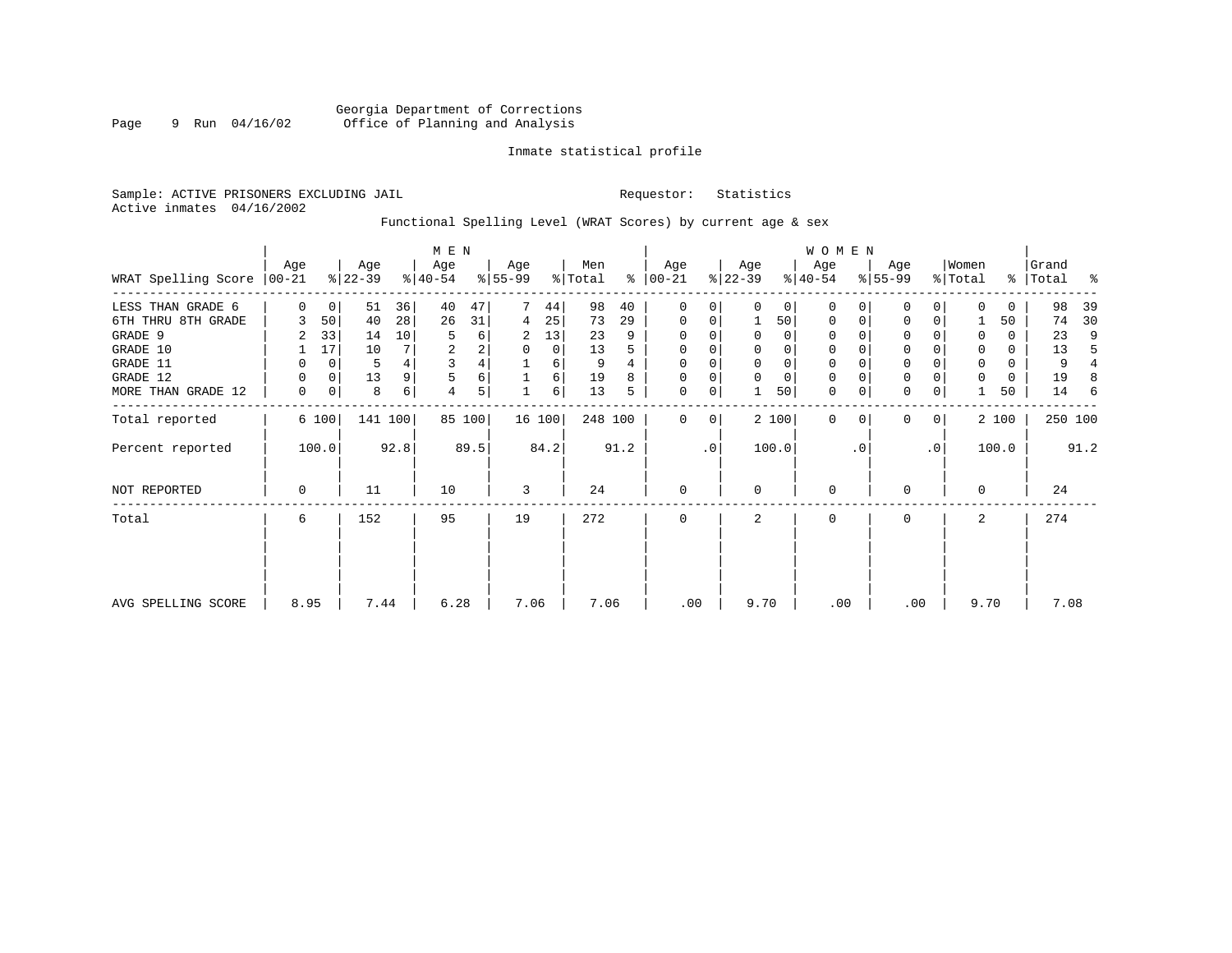Georgia Department of Corrections
Office of Planning and Analysis

Inmate statistical profile

Sample: ACTIVE PRISONERS EXCLUDING JAIL

Requestor: Statistics

Active inmates 04/16/2002

Functional Spelling Level (WRAT Scores) by current age & sex

| WRAT Spelling Score | MEN Age 00-21 | % | Age 22-39 | % | Age 40-54 | % | Age 55-99 | % | Men Total | % | WOMEN Age 00-21 | % | Age 22-39 | % | Age 40-54 | % | Age 55-99 | % | Women Total | % | Grand Total | % |
|---|---|---|---|---|---|---|---|---|---|---|---|---|---|---|---|---|---|---|---|---|---|---|
| LESS THAN GRADE 6 | 0 | 0 | 51 | 36 | 40 | 47 | 7 | 44 | 98 | 40 | 0 | 0 | 0 | 0 | 0 | 0 | 0 | 0 | 0 | 0 | 98 | 39 |
| 6TH THRU 8TH GRADE | 3 | 50 | 40 | 28 | 26 | 31 | 4 | 25 | 73 | 29 | 0 | 0 | 1 | 50 | 0 | 0 | 0 | 0 | 1 | 50 | 74 | 30 |
| GRADE 9 | 2 | 33 | 14 | 10 | 5 | 6 | 2 | 13 | 23 | 9 | 0 | 0 | 0 | 0 | 0 | 0 | 0 | 0 | 0 | 0 | 23 | 9 |
| GRADE 10 | 1 | 17 | 10 | 7 | 2 | 2 | 0 | 0 | 13 | 5 | 0 | 0 | 0 | 0 | 0 | 0 | 0 | 0 | 0 | 0 | 13 | 5 |
| GRADE 11 | 0 | 0 | 5 | 4 | 3 | 4 | 1 | 6 | 9 | 4 | 0 | 0 | 0 | 0 | 0 | 0 | 0 | 0 | 0 | 0 | 9 | 4 |
| GRADE 12 | 0 | 0 | 13 | 9 | 5 | 6 | 1 | 6 | 19 | 8 | 0 | 0 | 0 | 0 | 0 | 0 | 0 | 0 | 0 | 0 | 19 | 8 |
| MORE THAN GRADE 12 | 0 | 0 | 8 | 6 | 4 | 5 | 1 | 6 | 13 | 5 | 0 | 0 | 1 | 50 | 0 | 0 | 0 | 0 | 1 | 50 | 14 | 6 |
| Total reported | 6 | 100 | 141 | 100 | 85 | 100 | 16 | 100 | 248 | 100 | 0 | 0 | 2 | 100 | 0 | 0 | 0 | 0 | 2 | 100 | 250 | 100 |
| Percent reported | | 100.0 | | 92.8 | | 89.5 | | 84.2 | | 91.2 | | .0 | | 100.0 | | .0 | | .0 | | 100.0 | | 91.2 |
| NOT REPORTED | 0 | | 11 | | 10 | | 3 | | 24 | | 0 | | 0 | | 0 | | 0 | | 0 | | 24 | |
| Total | 6 | | 152 | | 95 | | 19 | | 272 | | 0 | | 2 | | 0 | | 0 | | 2 | | 274 | |
| AVG SPELLING SCORE | 8.95 | | 7.44 | | 6.28 | | 7.06 | | 7.06 | | .00 | | 9.70 | | .00 | | .00 | | 9.70 | | 7.08 | |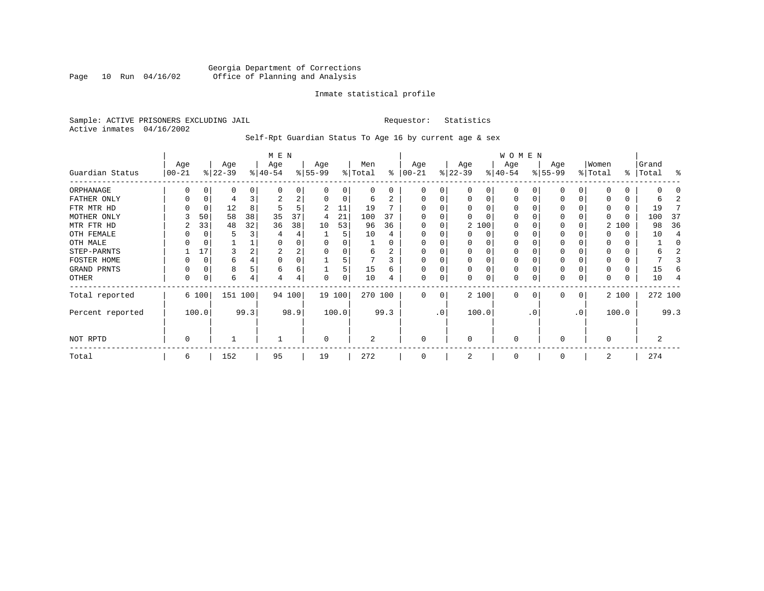Georgia Department of Corrections
Office of Planning and Analysis

Inmate statistical profile

Sample: ACTIVE PRISONERS EXCLUDING JAIL    Requestor: Statistics
Active inmates 04/16/2002

Self-Rpt Guardian Status To Age 16 by current age & sex

| Guardian Status | MEN Age 00-21 | % | Age 22-39 | % | Age 40-54 | % | Age 55-99 | % | Men Total | % | WOMEN Age 00-21 | % | Age 22-39 | % | Age 40-54 | % | Age 55-99 | % | Women Total | % | Grand Total | % |
|---|---|---|---|---|---|---|---|---|---|---|---|---|---|---|---|---|---|---|---|---|---|---|
| ORPHANAGE | 0 | 0 | 0 | 0 | 0 | 0 | 0 | 0 | 0 | 0 | 0 | 0 | 0 | 0 | 0 | 0 | 0 | 0 | 0 | 0 | 0 | 0 |
| FATHER ONLY | 0 | 0 | 4 | 3 | 2 | 2 | 0 | 0 | 6 | 2 | 0 | 0 | 0 | 0 | 0 | 0 | 0 | 0 | 0 | 0 | 6 | 2 |
| FTR MTR HD | 0 | 0 | 12 | 8 | 5 | 5 | 2 | 11 | 19 | 7 | 0 | 0 | 0 | 0 | 0 | 0 | 0 | 0 | 0 | 0 | 19 | 7 |
| MOTHER ONLY | 3 | 50 | 58 | 38 | 35 | 37 | 4 | 21 | 100 | 37 | 0 | 0 | 0 | 0 | 0 | 0 | 0 | 0 | 0 | 0 | 100 | 37 |
| MTR FTR HD | 2 | 33 | 48 | 32 | 36 | 38 | 10 | 53 | 96 | 36 | 0 | 0 | 2 | 100 | 0 | 0 | 0 | 0 | 2 | 100 | 98 | 36 |
| OTH FEMALE | 0 | 0 | 5 | 3 | 4 | 4 | 1 | 5 | 10 | 4 | 0 | 0 | 0 | 0 | 0 | 0 | 0 | 0 | 0 | 0 | 10 | 4 |
| OTH MALE | 0 | 0 | 1 | 1 | 0 | 0 | 0 | 0 | 1 | 0 | 0 | 0 | 0 | 0 | 0 | 0 | 0 | 0 | 0 | 0 | 1 | 0 |
| STEP-PARNTS | 1 | 17 | 3 | 2 | 2 | 2 | 0 | 0 | 6 | 2 | 0 | 0 | 0 | 0 | 0 | 0 | 0 | 0 | 0 | 0 | 6 | 2 |
| FOSTER HOME | 0 | 0 | 6 | 4 | 0 | 0 | 1 | 5 | 7 | 3 | 0 | 0 | 0 | 0 | 0 | 0 | 0 | 0 | 0 | 0 | 7 | 3 |
| GRAND PRNTS | 0 | 0 | 8 | 5 | 6 | 6 | 1 | 5 | 15 | 6 | 0 | 0 | 0 | 0 | 0 | 0 | 0 | 0 | 0 | 0 | 15 | 6 |
| OTHER | 0 | 0 | 6 | 4 | 4 | 4 | 0 | 0 | 10 | 4 | 0 | 0 | 0 | 0 | 0 | 0 | 0 | 0 | 0 | 0 | 10 | 4 |
| Total reported | 6 | 100 | 151 | 100 | 94 | 100 | 19 | 100 | 270 | 100 | 0 | 0 | 2 | 100 | 0 | 0 | 0 | 0 | 2 | 100 | 272 | 100 |
| Percent reported | | 100.0 | | 99.3 | | 98.9 | | 100.0 | | 99.3 | | .0 | | 100.0 | | .0 | | .0 | | 100.0 | | 99.3 |
| NOT RPTD | 0 | | 1 | | 1 | | 0 | | 2 | | 0 | | 0 | | 0 | | 0 | | 0 | | 2 | |
| Total | 6 | | 152 | | 95 | | 19 | | 272 | | 0 | | 2 | | 0 | | 0 | | 2 | | 274 | |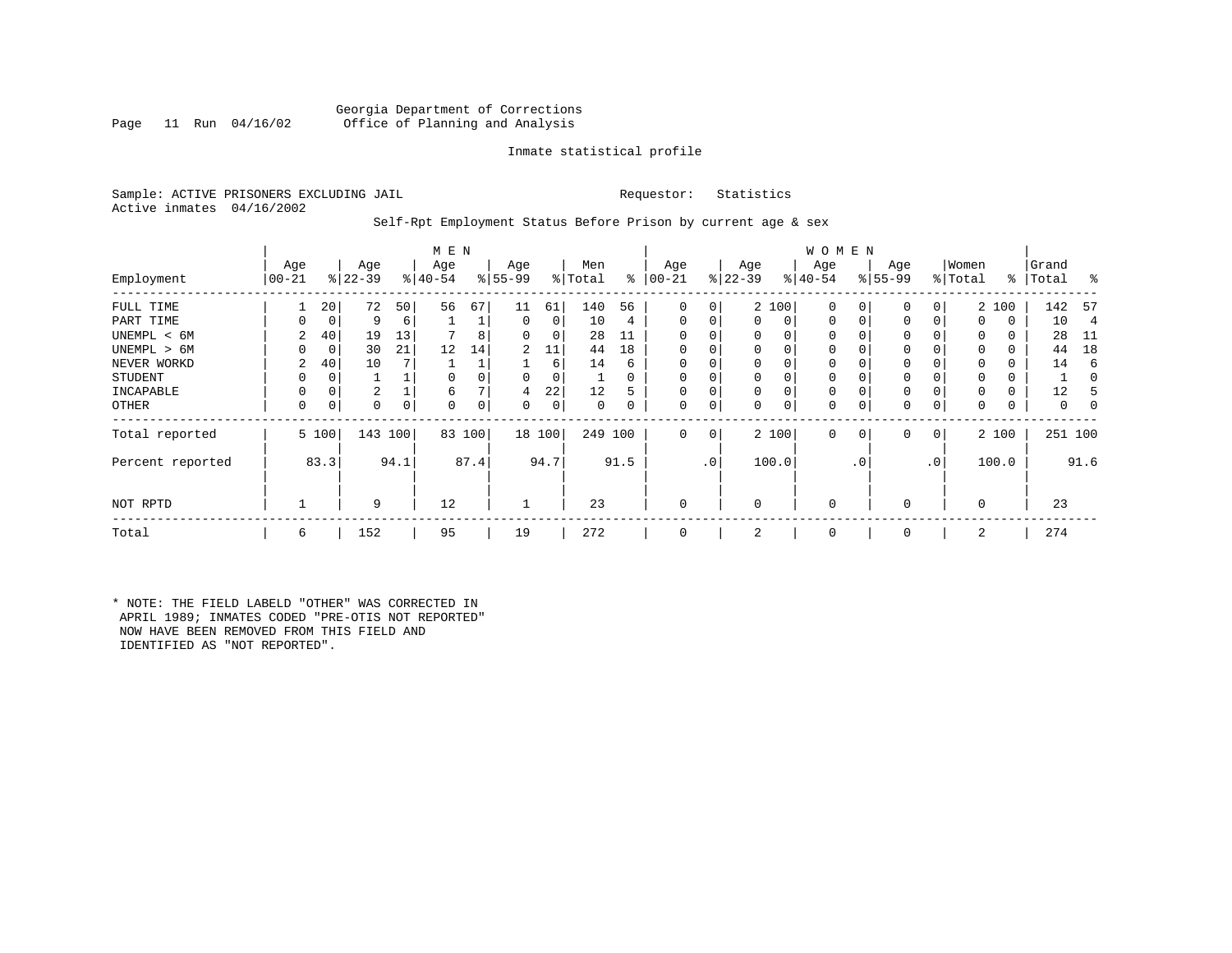Georgia Department of Corrections
Office of Planning and Analysis

Inmate statistical profile

Sample: ACTIVE PRISONERS EXCLUDING JAIL    Requestor: Statistics
Active inmates 04/16/2002

Self-Rpt Employment Status Before Prison by current age & sex

| | MEN | | | | | | | | | | WOMEN | | | | | | | | | | | |
|---|---|---|---|---|---|---|---|---|---|---|---|---|---|---|---|---|---|---|---|---|---|---|
| Employment | Age 00-21 | % | Age 22-39 | % | Age 40-54 | % | Age 55-99 | % | Men Total | % | Age 00-21 | % | Age 22-39 | % | Age 40-54 | % | Age 55-99 | % | Women Total | % | Grand Total | % |
| FULL TIME | 1 | 20 | 72 | 50 | 56 | 67 | 11 | 61 | 140 | 56 | 0 | 0 | 2 | 100 | 0 | 0 | 0 | 0 | 2 | 100 | 142 | 57 |
| PART TIME | 0 | 0 | 9 | 6 | 1 | 1 | 0 | 0 | 10 | 4 | 0 | 0 | 0 | 0 | 0 | 0 | 0 | 0 | 0 | 0 | 10 | 4 |
| UNEMPL < 6M | 2 | 40 | 19 | 13 | 7 | 8 | 0 | 0 | 28 | 11 | 0 | 0 | 0 | 0 | 0 | 0 | 0 | 0 | 0 | 0 | 28 | 11 |
| UNEMPL > 6M | 0 | 0 | 30 | 21 | 12 | 14 | 2 | 11 | 44 | 18 | 0 | 0 | 0 | 0 | 0 | 0 | 0 | 0 | 0 | 0 | 44 | 18 |
| NEVER WORKD | 2 | 40 | 10 | 7 | 1 | 1 | 1 | 6 | 14 | 6 | 0 | 0 | 0 | 0 | 0 | 0 | 0 | 0 | 0 | 0 | 14 | 6 |
| STUDENT | 0 | 0 | 1 | 1 | 0 | 0 | 0 | 0 | 1 | 0 | 0 | 0 | 0 | 0 | 0 | 0 | 0 | 0 | 0 | 0 | 1 | 0 |
| INCAPABLE | 0 | 0 | 2 | 1 | 6 | 7 | 4 | 22 | 12 | 5 | 0 | 0 | 0 | 0 | 0 | 0 | 0 | 0 | 0 | 0 | 12 | 5 |
| OTHER | 0 | 0 | 0 | 0 | 0 | 0 | 0 | 0 | 0 | 0 | 0 | 0 | 0 | 0 | 0 | 0 | 0 | 0 | 0 | 0 | 0 | 0 |
| Total reported | 5 | 100 | 143 | 100 | 83 | 100 | 18 | 100 | 249 | 100 | 0 | 0 | 2 | 100 | 0 | 0 | 0 | 0 | 2 | 100 | 251 | 100 |
| Percent reported | | 83.3 | | 94.1 | | 87.4 | | 94.7 | | 91.5 | | .0 | | 100.0 | | .0 | | .0 | | 100.0 | | 91.6 |
| NOT RPTD | 1 | | 9 | | 12 | | 1 | | 23 | | 0 | | 0 | | 0 | | 0 | | 0 | | 23 | |
| Total | 6 | | 152 | | 95 | | 19 | | 272 | | 0 | | 2 | | 0 | | 0 | | 2 | | 274 | |

* NOTE: THE FIELD LABELD "OTHER" WAS CORRECTED IN APRIL 1989; INMATES CODED "PRE-OTIS NOT REPORTED" NOW HAVE BEEN REMOVED FROM THIS FIELD AND IDENTIFIED AS "NOT REPORTED".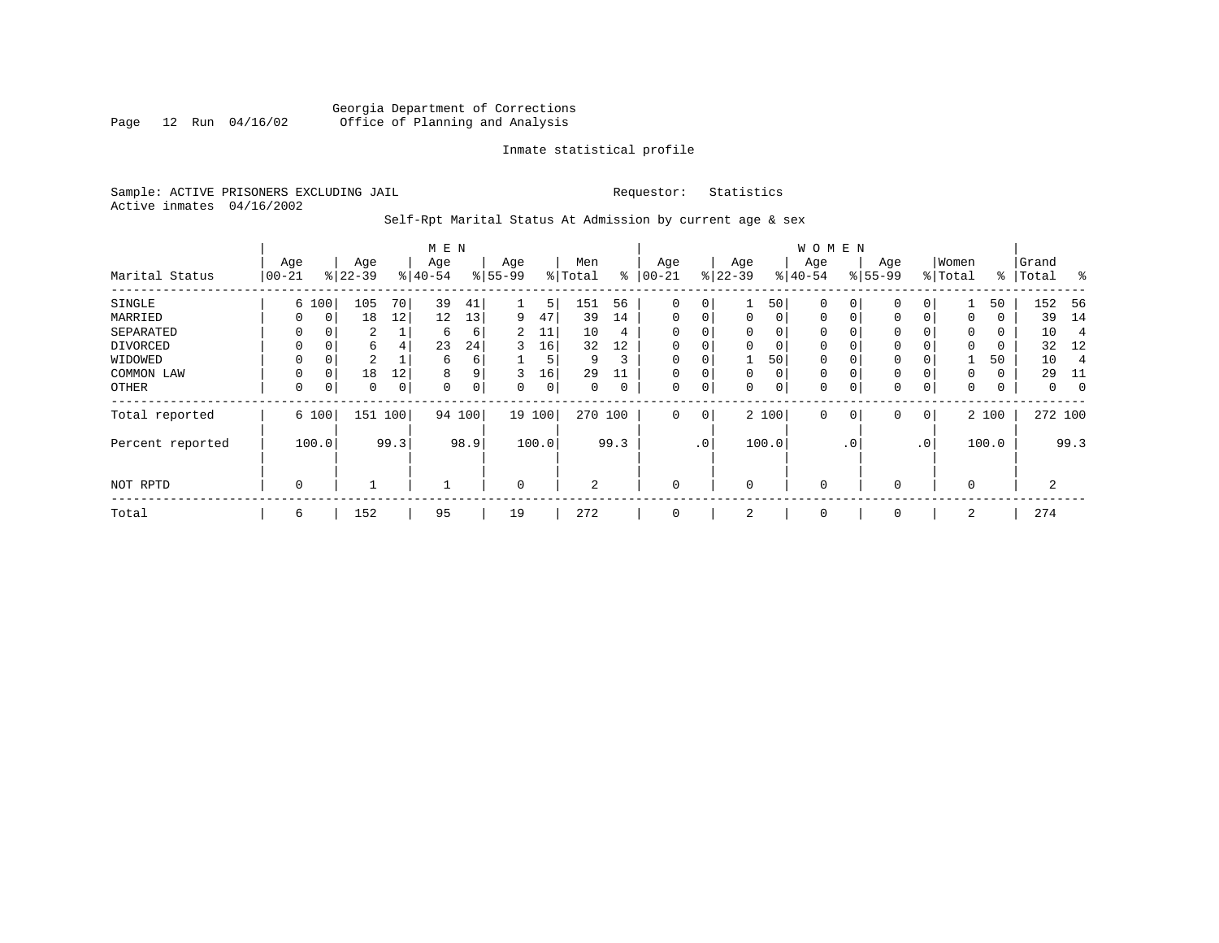Georgia Department of Corrections
Office of Planning and Analysis

Inmate statistical profile

Sample: ACTIVE PRISONERS EXCLUDING JAIL    Requestor: Statistics
Active inmates 04/16/2002

Self-Rpt Marital Status At Admission by current age & sex

| Marital Status | MEN Age 00-21 | % | Age 22-39 | % | Age 40-54 | % | Age 55-99 | % | Men Total | % | WOMEN Age 00-21 | % | Age 22-39 | % | Age 40-54 | % | Age 55-99 | % | Women Total | % | Grand Total | % |
|---|---|---|---|---|---|---|---|---|---|---|---|---|---|---|---|---|---|---|---|---|---|---|
| SINGLE | 6 | 100 | 105 | 70 | 39 | 41 | 1 | 5 | 151 | 56 | 0 | 0 | 1 | 50 | 0 | 0 | 0 | 0 | 1 | 50 | 152 | 56 |
| MARRIED | 0 | 0 | 18 | 12 | 12 | 13 | 9 | 47 | 39 | 14 | 0 | 0 | 0 | 0 | 0 | 0 | 0 | 0 | 0 | 0 | 39 | 14 |
| SEPARATED | 0 | 0 | 2 | 1 | 6 | 6 | 2 | 11 | 10 | 4 | 0 | 0 | 0 | 0 | 0 | 0 | 0 | 0 | 0 | 0 | 10 | 4 |
| DIVORCED | 0 | 0 | 6 | 4 | 23 | 24 | 3 | 16 | 32 | 12 | 0 | 0 | 0 | 0 | 0 | 0 | 0 | 0 | 0 | 0 | 32 | 12 |
| WIDOWED | 0 | 0 | 2 | 1 | 6 | 6 | 1 | 5 | 9 | 3 | 0 | 0 | 1 | 50 | 0 | 0 | 0 | 0 | 1 | 50 | 10 | 4 |
| COMMON LAW | 0 | 0 | 18 | 12 | 8 | 9 | 3 | 16 | 29 | 11 | 0 | 0 | 0 | 0 | 0 | 0 | 0 | 0 | 0 | 0 | 29 | 11 |
| OTHER | 0 | 0 | 0 | 0 | 0 | 0 | 0 | 0 | 0 | 0 | 0 | 0 | 0 | 0 | 0 | 0 | 0 | 0 | 0 | 0 | 0 | 0 |
| Total reported | 6 | 100 | 151 | 100 | 94 | 100 | 19 | 100 | 270 | 100 | 0 | 0 | 2 | 100 | 0 | 0 | 0 | 0 | 2 | 100 | 272 | 100 |
| Percent reported | | 100.0 | | 99.3 | | 98.9 | | 100.0 | | 99.3 | | .0 | | 100.0 | | .0 | | .0 | | 100.0 | | 99.3 |
| NOT RPTD | 0 | | 1 | | 1 | | 0 | | 2 | | 0 | | 0 | | 0 | | 0 | | 0 | | 2 | |
| Total | 6 | | 152 | | 95 | | 19 | | 272 | | 0 | | 2 | | 0 | | 0 | | 2 | | 274 | |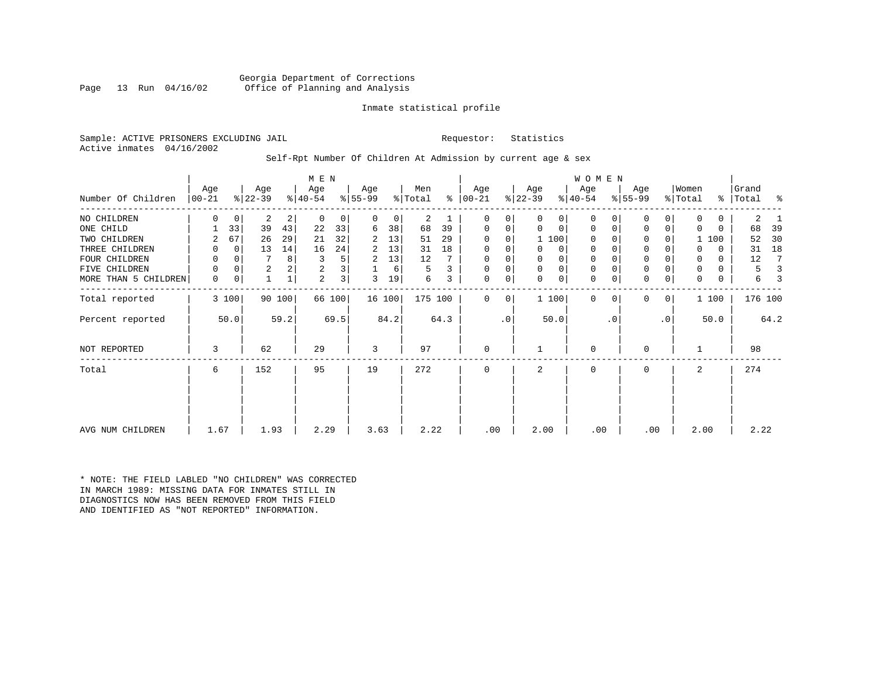Georgia Department of Corrections
Office of Planning and Analysis

Inmate statistical profile

Sample: ACTIVE PRISONERS EXCLUDING JAIL    Requestor: Statistics
Active inmates 04/16/2002

Self-Rpt Number Of Children At Admission by current age & sex

| Number Of Children | MEN Age 00-21 | % | MEN Age 22-39 | % | MEN Age 40-54 | % | MEN Age 55-99 | % | Men Total | % | WOMEN Age 00-21 | % | WOMEN Age 22-39 | % | WOMEN Age 40-54 | % | WOMEN Age 55-99 | % | Women Total | % | Grand Total | % |
|---|---|---|---|---|---|---|---|---|---|---|---|---|---|---|---|---|---|---|---|---|---|---|
| NO CHILDREN | 0 | 0 | 2 | 2 | 0 | 0 | 0 | 0 | 2 | 1 | 0 | 0 | 0 | 0 | 0 | 0 | 0 | 0 | 0 | 0 | 2 | 1 |
| ONE CHILD | 1 | 33 | 39 | 43 | 22 | 33 | 6 | 38 | 68 | 39 | 0 | 0 | 0 | 0 | 0 | 0 | 0 | 0 | 0 | 0 | 68 | 39 |
| TWO CHILDREN | 2 | 67 | 26 | 29 | 21 | 32 | 2 | 13 | 51 | 29 | 0 | 0 | 1 | 100 | 0 | 0 | 0 | 0 | 1 | 100 | 52 | 30 |
| THREE CHILDREN | 0 | 0 | 13 | 14 | 16 | 24 | 2 | 13 | 31 | 18 | 0 | 0 | 0 | 0 | 0 | 0 | 0 | 0 | 0 | 0 | 31 | 18 |
| FOUR CHILDREN | 0 | 0 | 7 | 8 | 3 | 5 | 2 | 13 | 12 | 7 | 0 | 0 | 0 | 0 | 0 | 0 | 0 | 0 | 0 | 0 | 12 | 7 |
| FIVE CHILDREN | 0 | 0 | 2 | 2 | 2 | 3 | 1 | 6 | 5 | 3 | 0 | 0 | 0 | 0 | 0 | 0 | 0 | 0 | 0 | 0 | 5 | 3 |
| MORE THAN 5 CHILDREN | 0 | 0 | 1 | 1 | 2 | 3 | 3 | 19 | 6 | 3 | 0 | 0 | 0 | 0 | 0 | 0 | 0 | 0 | 0 | 0 | 6 | 3 |
| Total reported | 3 | 100 | 90 | 100 | 66 | 100 | 16 | 100 | 175 | 100 | 0 | 0 | 1 | 100 | 0 | 0 | 0 | 0 | 1 | 100 | 176 | 100 |
| Percent reported | | 50.0 | | 59.2 | | 69.5 | | 84.2 | | 64.3 | | .0 | | 50.0 | | .0 | | .0 | | 50.0 | | 64.2 |
| NOT REPORTED | 3 | | 62 | | 29 | | 3 | | 97 | | 0 | | 1 | | 0 | | 0 | | 1 | | 98 | |
| Total | 6 | | 152 | | 95 | | 19 | | 272 | | 0 | | 2 | | 0 | | 0 | | 2 | | 274 | |
| AVG NUM CHILDREN | 1.67 | | 1.93 | | 2.29 | | 3.63 | | 2.22 | | .00 | | 2.00 | | .00 | | .00 | | 2.00 | | 2.22 | |

* NOTE: THE FIELD LABLED "NO CHILDREN" WAS CORRECTED IN MARCH 1989: MISSING DATA FOR INMATES STILL IN DIAGNOSTICS NOW HAS BEEN REMOVED FROM THIS FIELD AND IDENTIFIED AS "NOT REPORTED" INFORMATION.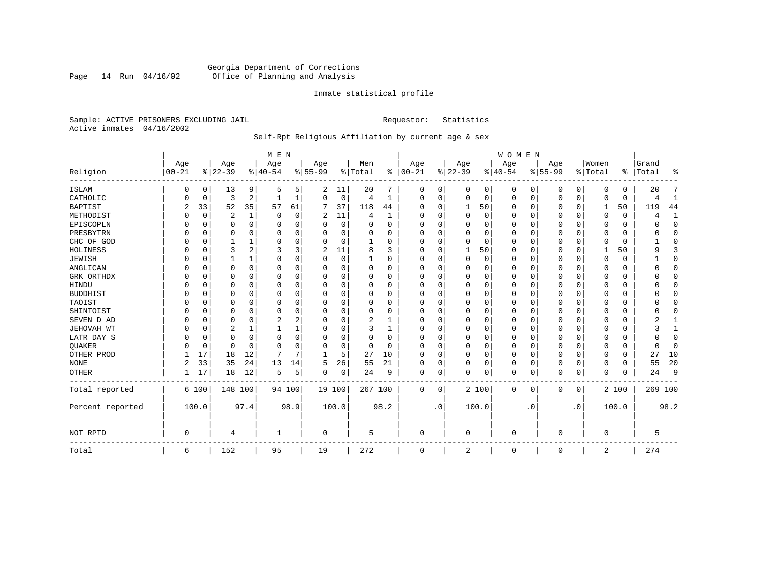Georgia Department of Corrections
Office of Planning and Analysis

Inmate statistical profile

Sample: ACTIVE PRISONERS EXCLUDING JAIL    Requestor: Statistics
Active inmates 04/16/2002

Self-Rpt Religious Affiliation by current age & sex

| Religion | MEN Age 00-21 | % | Age 22-39 | % | Age 40-54 | % | Age 55-99 | % | Men Total | % | WOMEN Age 00-21 | % | Age 22-39 | % | Age 40-54 | % | Age 55-99 | % | Women Total | % | Grand Total | % |
|---|---|---|---|---|---|---|---|---|---|---|---|---|---|---|---|---|---|---|---|---|---|---|
| ISLAM | 0 | 0 | 13 | 9 | 5 | 5 | 2 | 11 | 20 | 7 | 0 | 0 | 0 | 0 | 0 | 0 | 0 | 0 | 0 | 0 | 20 | 7 |
| CATHOLIC | 0 | 0 | 3 | 2 | 1 | 1 | 0 | 0 | 4 | 1 | 0 | 0 | 0 | 0 | 0 | 0 | 0 | 0 | 0 | 0 | 4 | 1 |
| BAPTIST | 2 | 33 | 52 | 35 | 57 | 61 | 7 | 37 | 118 | 44 | 0 | 0 | 1 | 50 | 0 | 0 | 0 | 0 | 1 | 50 | 119 | 44 |
| METHODIST | 0 | 0 | 2 | 1 | 0 | 0 | 2 | 11 | 4 | 1 | 0 | 0 | 0 | 0 | 0 | 0 | 0 | 0 | 0 | 0 | 4 | 1 |
| EPISCOPLN | 0 | 0 | 0 | 0 | 0 | 0 | 0 | 0 | 0 | 0 | 0 | 0 | 0 | 0 | 0 | 0 | 0 | 0 | 0 | 0 | 0 | 0 |
| PRESBYTRN | 0 | 0 | 0 | 0 | 0 | 0 | 0 | 0 | 0 | 0 | 0 | 0 | 0 | 0 | 0 | 0 | 0 | 0 | 0 | 0 | 0 | 0 |
| CHC OF GOD | 0 | 0 | 1 | 1 | 0 | 0 | 0 | 0 | 1 | 0 | 0 | 0 | 0 | 0 | 0 | 0 | 0 | 0 | 0 | 0 | 1 | 0 |
| HOLINESS | 0 | 0 | 3 | 2 | 3 | 3 | 2 | 11 | 8 | 3 | 0 | 0 | 1 | 50 | 0 | 0 | 0 | 0 | 1 | 50 | 9 | 3 |
| JEWISH | 0 | 0 | 1 | 1 | 0 | 0 | 0 | 0 | 1 | 0 | 0 | 0 | 0 | 0 | 0 | 0 | 0 | 0 | 0 | 0 | 1 | 0 |
| ANGLICAN | 0 | 0 | 0 | 0 | 0 | 0 | 0 | 0 | 0 | 0 | 0 | 0 | 0 | 0 | 0 | 0 | 0 | 0 | 0 | 0 | 0 | 0 |
| GRK ORTHDX | 0 | 0 | 0 | 0 | 0 | 0 | 0 | 0 | 0 | 0 | 0 | 0 | 0 | 0 | 0 | 0 | 0 | 0 | 0 | 0 | 0 | 0 |
| HINDU | 0 | 0 | 0 | 0 | 0 | 0 | 0 | 0 | 0 | 0 | 0 | 0 | 0 | 0 | 0 | 0 | 0 | 0 | 0 | 0 | 0 | 0 |
| BUDDHIST | 0 | 0 | 0 | 0 | 0 | 0 | 0 | 0 | 0 | 0 | 0 | 0 | 0 | 0 | 0 | 0 | 0 | 0 | 0 | 0 | 0 | 0 |
| TAOIST | 0 | 0 | 0 | 0 | 0 | 0 | 0 | 0 | 0 | 0 | 0 | 0 | 0 | 0 | 0 | 0 | 0 | 0 | 0 | 0 | 0 | 0 |
| SHINTOIST | 0 | 0 | 0 | 0 | 0 | 0 | 0 | 0 | 0 | 0 | 0 | 0 | 0 | 0 | 0 | 0 | 0 | 0 | 0 | 0 | 0 | 0 |
| SEVEN D AD | 0 | 0 | 0 | 0 | 2 | 2 | 0 | 0 | 2 | 1 | 0 | 0 | 0 | 0 | 0 | 0 | 0 | 0 | 0 | 0 | 2 | 1 |
| JEHOVAH WT | 0 | 0 | 2 | 1 | 1 | 1 | 0 | 0 | 3 | 1 | 0 | 0 | 0 | 0 | 0 | 0 | 0 | 0 | 0 | 0 | 3 | 1 |
| LATR DAY S | 0 | 0 | 0 | 0 | 0 | 0 | 0 | 0 | 0 | 0 | 0 | 0 | 0 | 0 | 0 | 0 | 0 | 0 | 0 | 0 | 0 | 0 |
| QUAKER | 0 | 0 | 0 | 0 | 0 | 0 | 0 | 0 | 0 | 0 | 0 | 0 | 0 | 0 | 0 | 0 | 0 | 0 | 0 | 0 | 0 | 0 |
| OTHER PROD | 1 | 17 | 18 | 12 | 7 | 7 | 1 | 5 | 27 | 10 | 0 | 0 | 0 | 0 | 0 | 0 | 0 | 0 | 0 | 0 | 27 | 10 |
| NONE | 2 | 33 | 35 | 24 | 13 | 14 | 5 | 26 | 55 | 21 | 0 | 0 | 0 | 0 | 0 | 0 | 0 | 0 | 0 | 0 | 55 | 20 |
| OTHER | 1 | 17 | 18 | 12 | 5 | 5 | 0 | 0 | 24 | 9 | 0 | 0 | 0 | 0 | 0 | 0 | 0 | 0 | 0 | 0 | 24 | 9 |
| Total reported | 6 | 100 | 148 | 100 | 94 | 100 | 19 | 100 | 267 | 100 | 0 | 0 | 2 | 100 | 0 | 0 | 0 | 0 | 2 | 100 | 269 | 100 |
| Percent reported | | 100.0 | | 97.4 | | 98.9 | | 100.0 | | 98.2 | | .0 | | 100.0 | | .0 | | .0 | | 100.0 | | 98.2 |
| NOT RPTD | 0 | | 4 | | 1 | | 0 | | 5 | | 0 | | 0 | | 0 | | 0 | | 0 | | 5 | |
| Total | 6 | | 152 | | 95 | | 19 | | 272 | | 0 | | 2 | | 0 | | 0 | | 2 | | 274 | |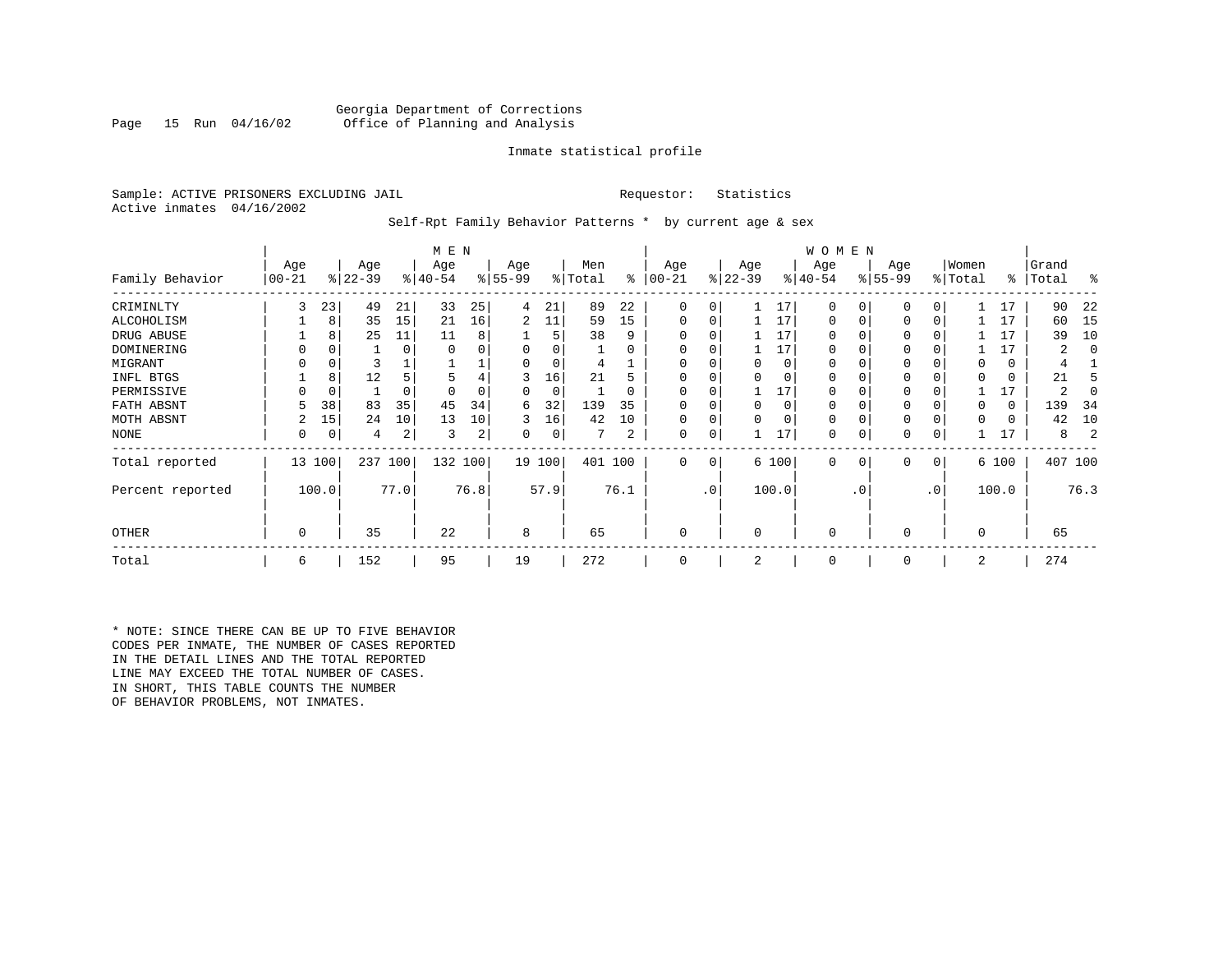Georgia Department of Corrections
Office of Planning and Analysis

Inmate statistical profile

Sample: ACTIVE PRISONERS EXCLUDING JAIL
Active inmates 04/16/2002

Requestor: Statistics

Self-Rpt Family Behavior Patterns * by current age & sex

| Family Behavior | MEN Age 00-21 | % | Age 22-39 | % | Age 40-54 | % | Age 55-99 | % | Men Total | % | WOMEN Age 00-21 | % | Age 22-39 | % | Age 40-54 | % | Age 55-99 | % | Women Total | % | Grand Total | % |
|---|---|---|---|---|---|---|---|---|---|---|---|---|---|---|---|---|---|---|---|---|---|---|
| CRIMINLTY | 3 | 23 | 49 | 21 | 33 | 25 | 4 | 21 | 89 | 22 | 0 | 0 | 1 | 17 | 0 | 0 | 0 | 0 | 1 | 17 | 90 | 22 |
| ALCOHOLISM | 1 | 8 | 35 | 15 | 21 | 16 | 2 | 11 | 59 | 15 | 0 | 0 | 1 | 17 | 0 | 0 | 0 | 0 | 1 | 17 | 60 | 15 |
| DRUG ABUSE | 1 | 8 | 25 | 11 | 11 | 8 | 1 | 5 | 38 | 9 | 0 | 0 | 1 | 17 | 0 | 0 | 0 | 0 | 1 | 17 | 39 | 10 |
| DOMINERING | 0 | 0 | 1 | 0 | 0 | 0 | 0 | 0 | 1 | 0 | 0 | 0 | 1 | 17 | 0 | 0 | 0 | 0 | 1 | 17 | 2 | 0 |
| MIGRANT | 0 | 0 | 3 | 1 | 1 | 1 | 0 | 0 | 4 | 1 | 0 | 0 | 0 | 0 | 0 | 0 | 0 | 0 | 0 | 0 | 4 | 1 |
| INFL BTGS | 1 | 8 | 12 | 5 | 5 | 4 | 3 | 16 | 21 | 5 | 0 | 0 | 0 | 0 | 0 | 0 | 0 | 0 | 0 | 0 | 21 | 5 |
| PERMISSIVE | 0 | 0 | 1 | 0 | 0 | 0 | 0 | 0 | 1 | 0 | 0 | 0 | 1 | 17 | 0 | 0 | 0 | 0 | 1 | 17 | 2 | 0 |
| FATH ABSNT | 5 | 38 | 83 | 35 | 45 | 34 | 6 | 32 | 139 | 35 | 0 | 0 | 0 | 0 | 0 | 0 | 0 | 0 | 0 | 0 | 139 | 34 |
| MOTH ABSNT | 2 | 15 | 24 | 10 | 13 | 10 | 3 | 16 | 42 | 10 | 0 | 0 | 0 | 0 | 0 | 0 | 0 | 0 | 0 | 0 | 42 | 10 |
| NONE | 0 | 0 | 4 | 2 | 3 | 2 | 0 | 0 | 7 | 2 | 0 | 0 | 1 | 17 | 0 | 0 | 0 | 0 | 1 | 17 | 8 | 2 |
| Total reported | 13 | 100 | 237 | 100 | 132 | 100 | 19 | 100 | 401 | 100 | 0 | 0 | 6 | 100 | 0 | 0 | 0 | 0 | 6 | 100 | 407 | 100 |
| Percent reported | | 100.0 | | 77.0 | | 76.8 | | 57.9 | | 76.1 | | .0 | | 100.0 | | .0 | | .0 | | 100.0 | | 76.3 |
| OTHER | 0 | | 35 | | 22 | | 8 | | 65 | | 0 | | 0 | | 0 | | 0 | | 0 | | 65 | |
| Total | 6 | | 152 | | 95 | | 19 | | 272 | | 0 | | 2 | | 0 | | 0 | | 2 | | 274 | |

* NOTE: SINCE THERE CAN BE UP TO FIVE BEHAVIOR CODES PER INMATE, THE NUMBER OF CASES REPORTED IN THE DETAIL LINES AND THE TOTAL REPORTED LINE MAY EXCEED THE TOTAL NUMBER OF CASES. IN SHORT, THIS TABLE COUNTS THE NUMBER OF BEHAVIOR PROBLEMS, NOT INMATES.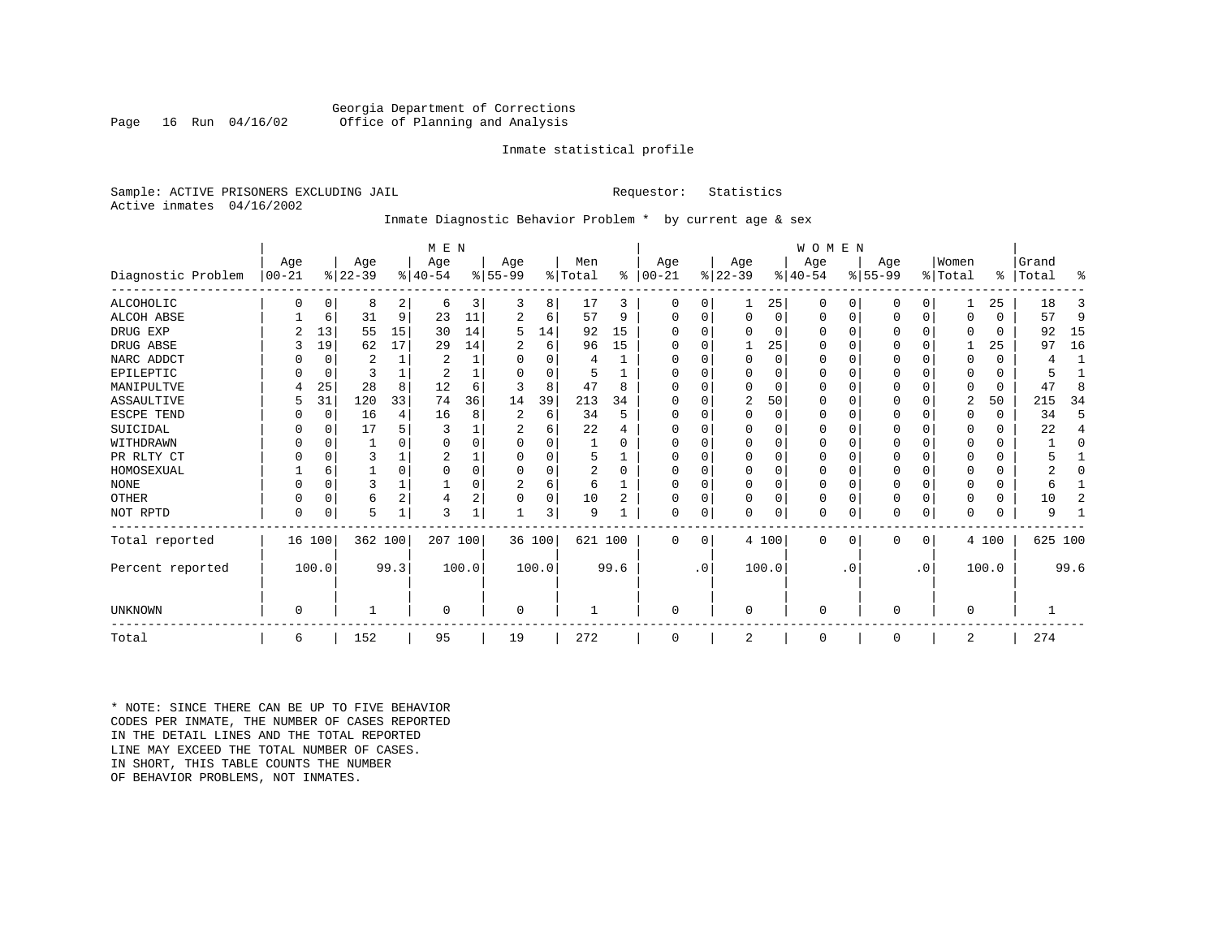Georgia Department of Corrections
Office of Planning and Analysis

Inmate statistical profile

Sample: ACTIVE PRISONERS EXCLUDING JAIL    Requestor: Statistics
Active inmates 04/16/2002

Inmate Diagnostic Behavior Problem * by current age & sex

| Diagnostic Problem | MEN Age 00-21 | % | Age 22-39 | % | Age 40-54 | % | Age 55-99 | % | Men Total | % | WOMEN Age 00-21 | % | Age 22-39 | % | Age 40-54 | % | Age 55-99 | % | Women Total | % | Grand Total | % |
|---|---|---|---|---|---|---|---|---|---|---|---|---|---|---|---|---|---|---|---|---|---|---|
| ALCOHOLIC | 0 | 0 | 8 | 2 | 6 | 3 | 3 | 8 | 17 | 3 | 0 | 0 | 1 | 25 | 0 | 0 | 0 | 0 | 1 | 25 | 18 | 3 |
| ALCOH ABSE | 1 | 6 | 31 | 9 | 23 | 11 | 2 | 6 | 57 | 9 | 0 | 0 | 0 | 0 | 0 | 0 | 0 | 0 | 0 | 0 | 57 | 9 |
| DRUG EXP | 2 | 13 | 55 | 15 | 30 | 14 | 5 | 14 | 92 | 15 | 0 | 0 | 0 | 0 | 0 | 0 | 0 | 0 | 0 | 0 | 92 | 15 |
| DRUG ABSE | 3 | 19 | 62 | 17 | 29 | 14 | 2 | 6 | 96 | 15 | 0 | 0 | 1 | 25 | 0 | 0 | 0 | 0 | 1 | 25 | 97 | 16 |
| NARC ADDCT | 0 | 0 | 2 | 1 | 2 | 1 | 0 | 0 | 4 | 1 | 0 | 0 | 0 | 0 | 0 | 0 | 0 | 0 | 0 | 0 | 4 | 1 |
| EPILEPTIC | 0 | 0 | 3 | 1 | 2 | 1 | 0 | 0 | 5 | 1 | 0 | 0 | 0 | 0 | 0 | 0 | 0 | 0 | 0 | 0 | 5 | 1 |
| MANIPULTVE | 4 | 25 | 28 | 8 | 12 | 6 | 3 | 8 | 47 | 8 | 0 | 0 | 0 | 0 | 0 | 0 | 0 | 0 | 0 | 0 | 47 | 8 |
| ASSAULTIVE | 5 | 31 | 120 | 33 | 74 | 36 | 14 | 39 | 213 | 34 | 0 | 0 | 2 | 50 | 0 | 0 | 0 | 0 | 2 | 50 | 215 | 34 |
| ESCPE TEND | 0 | 0 | 16 | 4 | 16 | 8 | 2 | 6 | 34 | 5 | 0 | 0 | 0 | 0 | 0 | 0 | 0 | 0 | 0 | 0 | 34 | 5 |
| SUICIDAL | 0 | 0 | 17 | 5 | 3 | 1 | 2 | 6 | 22 | 4 | 0 | 0 | 0 | 0 | 0 | 0 | 0 | 0 | 0 | 0 | 22 | 4 |
| WITHDRAWN | 0 | 0 | 1 | 0 | 0 | 0 | 0 | 0 | 1 | 0 | 0 | 0 | 0 | 0 | 0 | 0 | 0 | 0 | 0 | 0 | 1 | 0 |
| PR RLTY CT | 0 | 0 | 3 | 1 | 2 | 1 | 0 | 0 | 5 | 1 | 0 | 0 | 0 | 0 | 0 | 0 | 0 | 0 | 0 | 0 | 5 | 1 |
| HOMOSEXUAL | 1 | 6 | 1 | 0 | 0 | 0 | 0 | 0 | 2 | 0 | 0 | 0 | 0 | 0 | 0 | 0 | 0 | 0 | 0 | 0 | 2 | 0 |
| NONE | 0 | 0 | 3 | 1 | 1 | 0 | 2 | 6 | 6 | 1 | 0 | 0 | 0 | 0 | 0 | 0 | 0 | 0 | 0 | 0 | 6 | 1 |
| OTHER | 0 | 0 | 6 | 2 | 4 | 2 | 0 | 0 | 10 | 2 | 0 | 0 | 0 | 0 | 0 | 0 | 0 | 0 | 0 | 0 | 10 | 2 |
| NOT RPTD | 0 | 0 | 5 | 1 | 3 | 1 | 1 | 3 | 9 | 1 | 0 | 0 | 0 | 0 | 0 | 0 | 0 | 0 | 0 | 0 | 9 | 1 |
| Total reported | 16 | 100 | 362 | 100 | 207 | 100 | 36 | 100 | 621 | 100 | 0 | 0 | 4 | 100 | 0 | 0 | 0 | 0 | 4 | 100 | 625 | 100 |
| Percent reported | | 100.0 | | 99.3 | | 100.0 | | 100.0 | | 99.6 | | .0 | | 100.0 | | .0 | | .0 | | 100.0 | | 99.6 |
| UNKNOWN | 0 | | 1 | | 0 | | 0 | | 1 | | 0 | | 0 | | 0 | | 0 | | 0 | | 1 | |
| Total | 6 | | 152 | | 95 | | 19 | | 272 | | 0 | | 2 | | 0 | | 0 | | 2 | | 274 | |

* NOTE: SINCE THERE CAN BE UP TO FIVE BEHAVIOR CODES PER INMATE, THE NUMBER OF CASES REPORTED IN THE DETAIL LINES AND THE TOTAL REPORTED LINE MAY EXCEED THE TOTAL NUMBER OF CASES. IN SHORT, THIS TABLE COUNTS THE NUMBER OF BEHAVIOR PROBLEMS, NOT INMATES.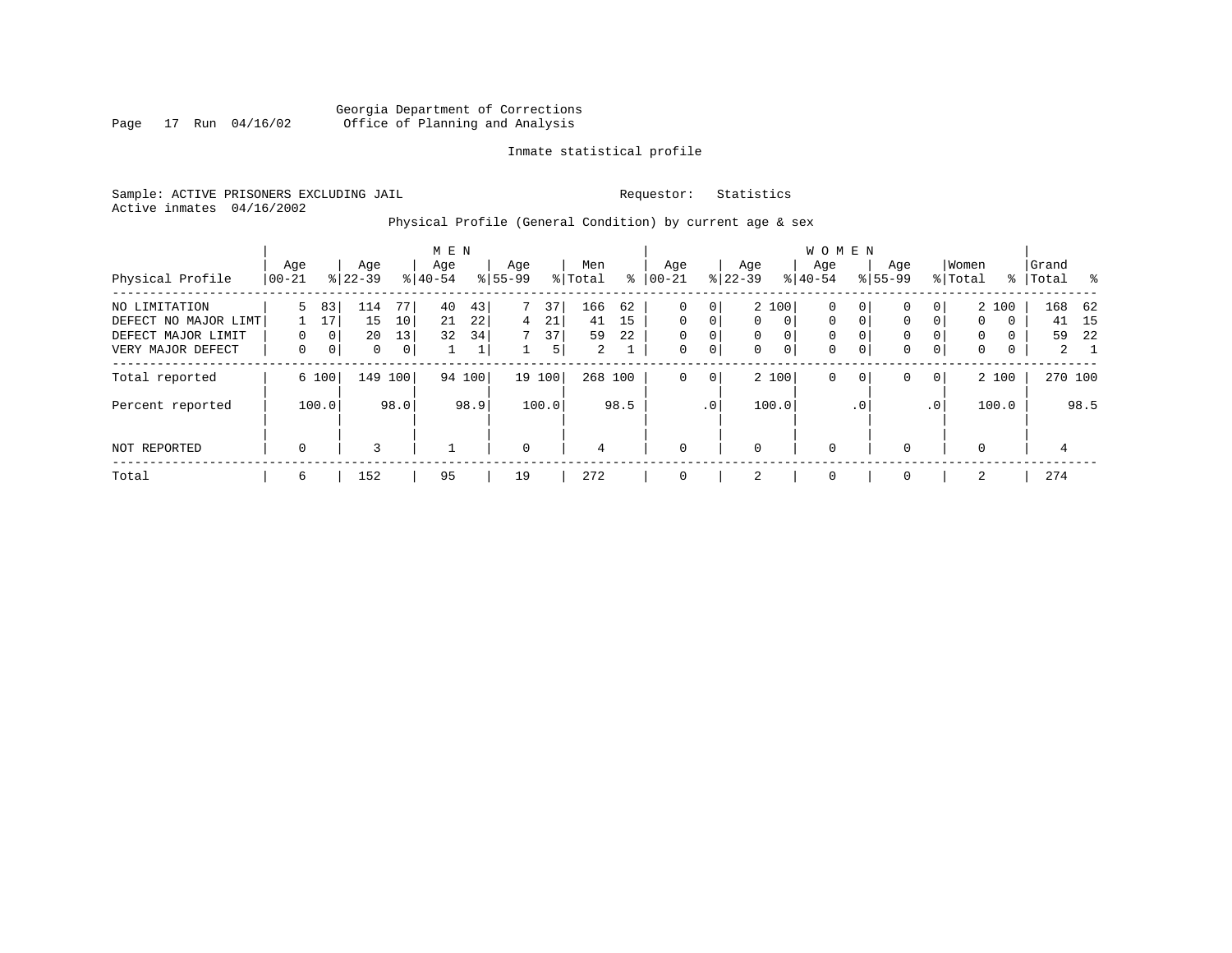Georgia Department of Corrections
Office of Planning and Analysis

Inmate statistical profile

Sample: ACTIVE PRISONERS EXCLUDING JAIL    Requestor: Statistics
Active inmates 04/16/2002

Physical Profile (General Condition) by current age & sex

| Physical Profile | MEN Age 00-21 | % | Age 22-39 | % | Age 40-54 | % | Age 55-99 | % | Men Total | % | WOMEN Age 00-21 | % | Age 22-39 | % | Age 40-54 | % | Age 55-99 | % | Women Total | % | Grand Total | % |
|---|---|---|---|---|---|---|---|---|---|---|---|---|---|---|---|---|---|---|---|---|---|---|
| NO LIMITATION | 5 | 83 | 114 | 77 | 40 | 43 | 7 | 37 | 166 | 62 | 0 | 0 | 2 | 100 | 0 | 0 | 0 | 0 | 2 | 100 | 168 | 62 |
| DEFECT NO MAJOR LIMT | 1 | 17 | 15 | 10 | 21 | 22 | 4 | 21 | 41 | 15 | 0 | 0 | 0 | 0 | 0 | 0 | 0 | 0 | 0 | 0 | 41 | 15 |
| DEFECT MAJOR LIMIT | 0 | 0 | 20 | 13 | 32 | 34 | 7 | 37 | 59 | 22 | 0 | 0 | 0 | 0 | 0 | 0 | 0 | 0 | 0 | 0 | 59 | 22 |
| VERY MAJOR DEFECT | 0 | 0 | 0 | 0 | 1 | 1 | 1 | 5 | 2 | 1 | 0 | 0 | 0 | 0 | 0 | 0 | 0 | 0 | 0 | 0 | 2 | 1 |
| Total reported | 6 | 100 | 149 | 100 | 94 | 100 | 19 | 100 | 268 | 100 | 0 | 0 | 2 | 100 | 0 | 0 | 0 | 0 | 2 | 100 | 270 | 100 |
| Percent reported | | 100.0 | | 98.0 | | 98.9 | | 100.0 | | 98.5 | | .0 | | 100.0 | | .0 | | .0 | | 100.0 | | 98.5 |
| NOT REPORTED | 0 | | 3 | | 1 | | 0 | | 4 | | 0 | | 0 | | 0 | | 0 | | 0 | | 4 | |
| Total | 6 | | 152 | | 95 | | 19 | | 272 | | 0 | | 2 | | 0 | | 0 | | 2 | | 274 | |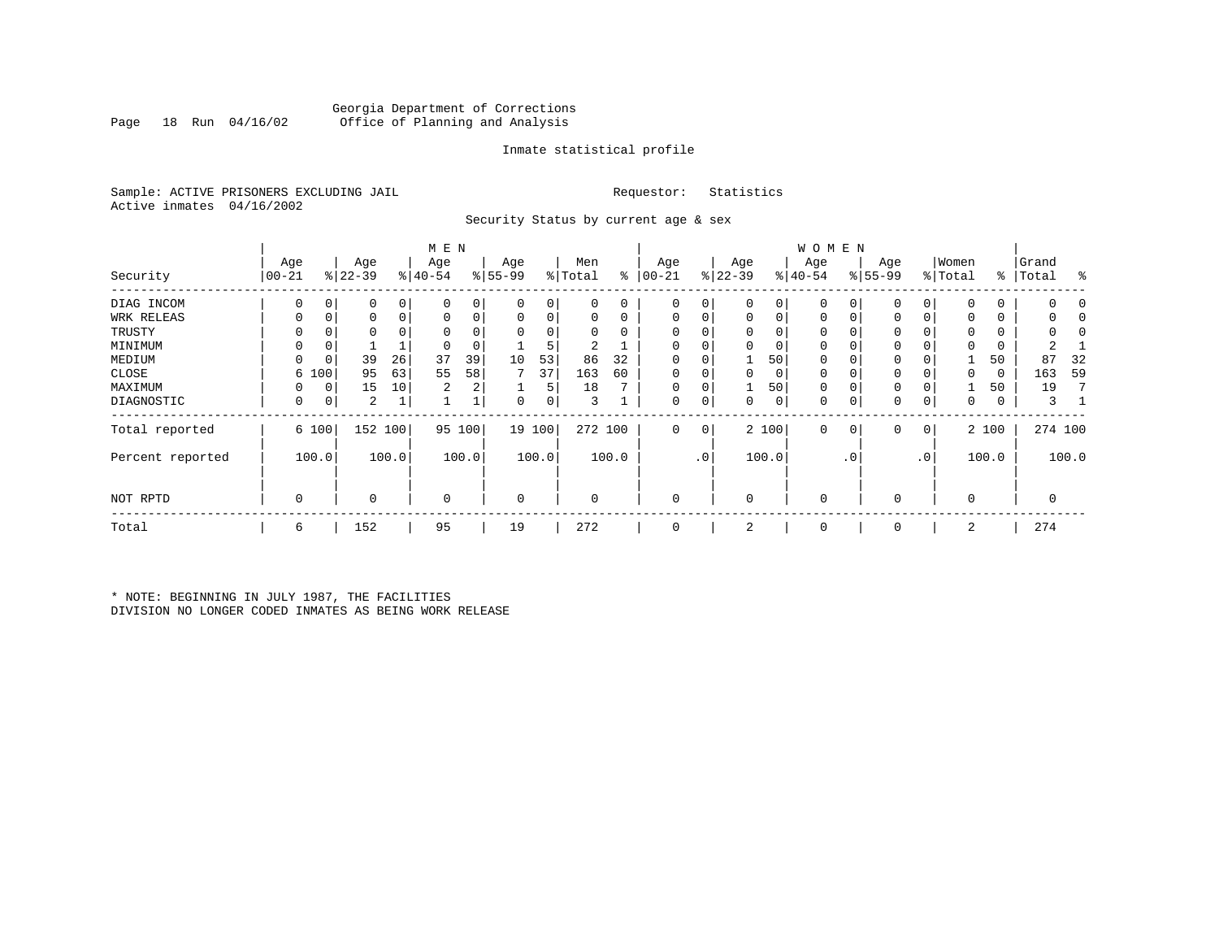Georgia Department of Corrections
Office of Planning and Analysis

Inmate statistical profile

Sample: ACTIVE PRISONERS EXCLUDING JAIL
Active inmates 04/16/2002

Requestor: Statistics

Security Status by current age & sex

| Security | MEN Age 00-21 | % | Age 22-39 | % | Age 40-54 | % | Age 55-99 | % | Men Total | % | WOMEN Age 00-21 | % | Age 22-39 | % | Age 40-54 | % | Age 55-99 | % | Women Total | % | Grand Total | % |
|---|---|---|---|---|---|---|---|---|---|---|---|---|---|---|---|---|---|---|---|---|---|---|
| DIAG INCOM | 0 | 0 | 0 | 0 | 0 | 0 | 0 | 0 | 0 | 0 | 0 | 0 | 0 | 0 | 0 | 0 | 0 | 0 | 0 | 0 | 0 | 0 |
| WRK RELEAS | 0 | 0 | 0 | 0 | 0 | 0 | 0 | 0 | 0 | 0 | 0 | 0 | 0 | 0 | 0 | 0 | 0 | 0 | 0 | 0 | 0 | 0 |
| TRUSTY | 0 | 0 | 0 | 0 | 0 | 0 | 0 | 0 | 0 | 0 | 0 | 0 | 0 | 0 | 0 | 0 | 0 | 0 | 0 | 0 | 0 | 0 |
| MINIMUM | 0 | 0 | 1 | 1 | 0 | 0 | 1 | 5 | 2 | 1 | 0 | 0 | 0 | 0 | 0 | 0 | 0 | 0 | 0 | 0 | 2 | 1 |
| MEDIUM | 0 | 0 | 39 | 26 | 37 | 39 | 10 | 53 | 86 | 32 | 0 | 0 | 1 | 50 | 0 | 0 | 0 | 0 | 1 | 50 | 87 | 32 |
| CLOSE | 6 | 100 | 95 | 63 | 55 | 58 | 7 | 37 | 163 | 60 | 0 | 0 | 0 | 0 | 0 | 0 | 0 | 0 | 0 | 0 | 163 | 59 |
| MAXIMUM | 0 | 0 | 15 | 10 | 2 | 2 | 1 | 5 | 18 | 7 | 0 | 0 | 1 | 50 | 0 | 0 | 0 | 0 | 1 | 50 | 19 | 7 |
| DIAGNOSTIC | 0 | 0 | 2 | 1 | 1 | 1 | 0 | 0 | 3 | 1 | 0 | 0 | 0 | 0 | 0 | 0 | 0 | 0 | 0 | 0 | 3 | 1 |
| Total reported | 6 | 100 | 152 | 100 | 95 | 100 | 19 | 100 | 272 | 100 | 0 | 0 | 2 | 100 | 0 | 0 | 0 | 0 | 2 | 100 | 274 | 100 |
| Percent reported | | 100.0 | | 100.0 | | 100.0 | | 100.0 | | 100.0 | | .0 | | 100.0 | | .0 | | .0 | | 100.0 | | 100.0 |
| NOT RPTD | 0 | | 0 | | 0 | | 0 | | 0 | | 0 | | 0 | | 0 | | 0 | | 0 | | 0 | |
| Total | 6 | | 152 | | 95 | | 19 | | 272 | | 0 | | 2 | | 0 | | 0 | | 2 | | 274 | |

* NOTE: BEGINNING IN JULY 1987, THE FACILITIES DIVISION NO LONGER CODED INMATES AS BEING WORK RELEASE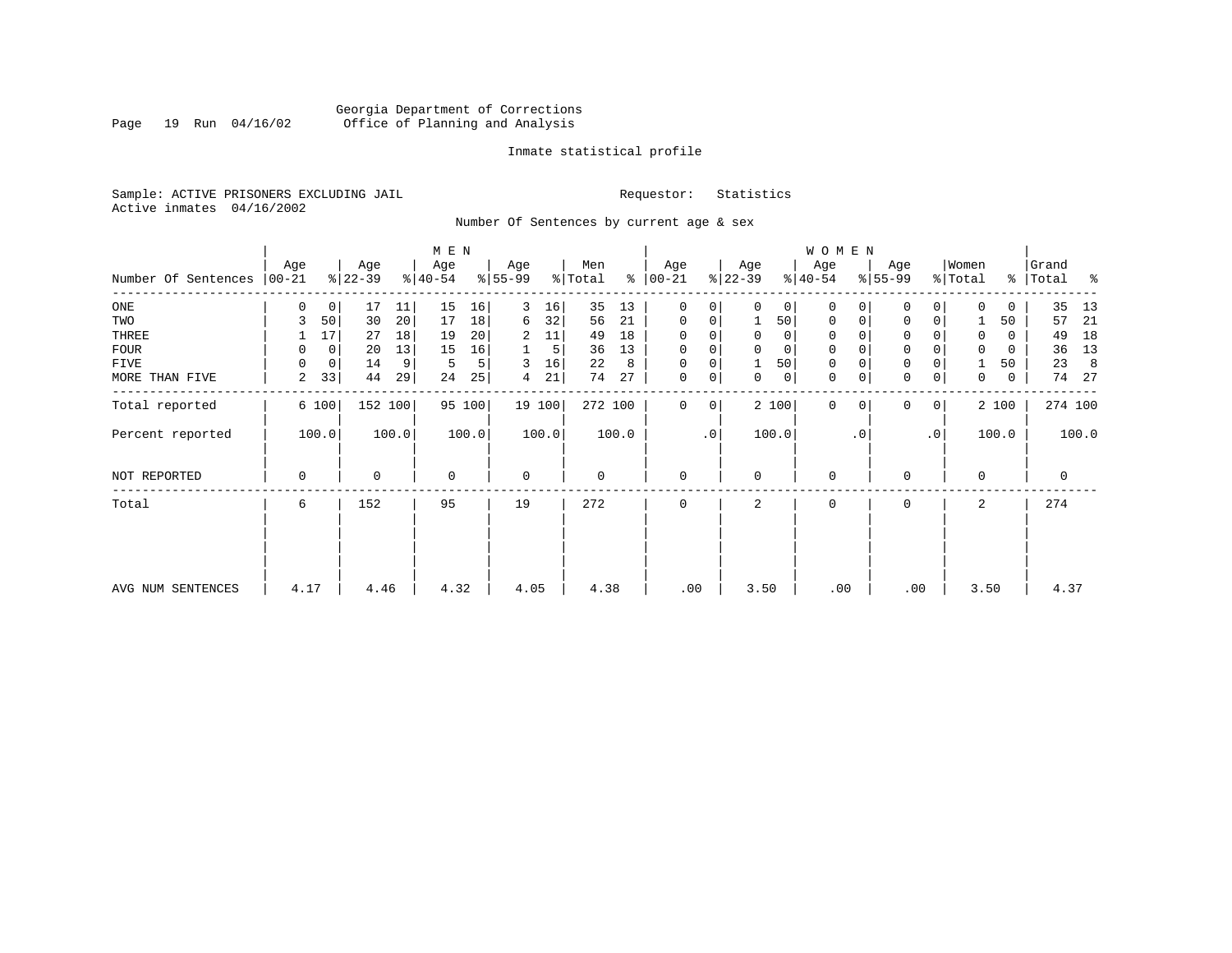Georgia Department of Corrections
Office of Planning and Analysis

Page 19 Run 04/16/02

Inmate statistical profile

Sample: ACTIVE PRISONERS EXCLUDING JAIL

Requestor: Statistics

Active inmates 04/16/2002

Number Of Sentences by current age & sex

| Number Of Sentences | MEN Age 00-21 | % | Age 22-39 | % | Age 40-54 | % | Age 55-99 | % | Men Total | % | WOMEN Age 00-21 | % | Age 22-39 | % | Age 40-54 | % | Age 55-99 | % | Women Total | % | Grand Total | % |
|---|---|---|---|---|---|---|---|---|---|---|---|---|---|---|---|---|---|---|---|---|---|---|
| ONE | 0 | 0 | 17 | 11 | 15 | 16 | 3 | 16 | 35 | 13 | 0 | 0 | 0 | 0 | 0 | 0 | 0 | 0 | 0 | 0 | 35 | 13 |
| TWO | 3 | 50 | 30 | 20 | 17 | 18 | 6 | 32 | 56 | 21 | 0 | 0 | 1 | 50 | 0 | 0 | 0 | 0 | 1 | 50 | 57 | 21 |
| THREE | 1 | 17 | 27 | 18 | 19 | 20 | 2 | 11 | 49 | 18 | 0 | 0 | 0 | 0 | 0 | 0 | 0 | 0 | 0 | 0 | 49 | 18 |
| FOUR | 0 | 0 | 20 | 13 | 15 | 16 | 1 | 5 | 36 | 13 | 0 | 0 | 0 | 0 | 0 | 0 | 0 | 0 | 0 | 0 | 36 | 13 |
| FIVE | 0 | 0 | 14 | 9 | 5 | 5 | 3 | 16 | 22 | 8 | 0 | 0 | 1 | 50 | 0 | 0 | 0 | 0 | 1 | 50 | 23 | 8 |
| MORE THAN FIVE | 2 | 33 | 44 | 29 | 24 | 25 | 4 | 21 | 74 | 27 | 0 | 0 | 0 | 0 | 0 | 0 | 0 | 0 | 0 | 0 | 74 | 27 |
| Total reported | 6 | 100 | 152 | 100 | 95 | 100 | 19 | 100 | 272 | 100 | 0 | 0 | 2 | 100 | 0 | 0 | 0 | 0 | 2 | 100 | 274 | 100 |
| Percent reported | | 100.0 | | 100.0 | | 100.0 | | 100.0 | | 100.0 | | .0 | | 100.0 | | .0 | | .0 | | 100.0 | | 100.0 |
| NOT REPORTED | 0 | | 0 | | 0 | | 0 | | 0 | | 0 | | 0 | | 0 | | 0 | | 0 | | 0 | |
| Total | 6 | | 152 | | 95 | | 19 | | 272 | | 0 | | 2 | | 0 | | 0 | | 2 | | 274 | |
| AVG NUM SENTENCES | 4.17 | | 4.46 | | 4.32 | | 4.05 | | 4.38 | | .00 | | 3.50 | | .00 | | .00 | | 3.50 | | 4.37 | |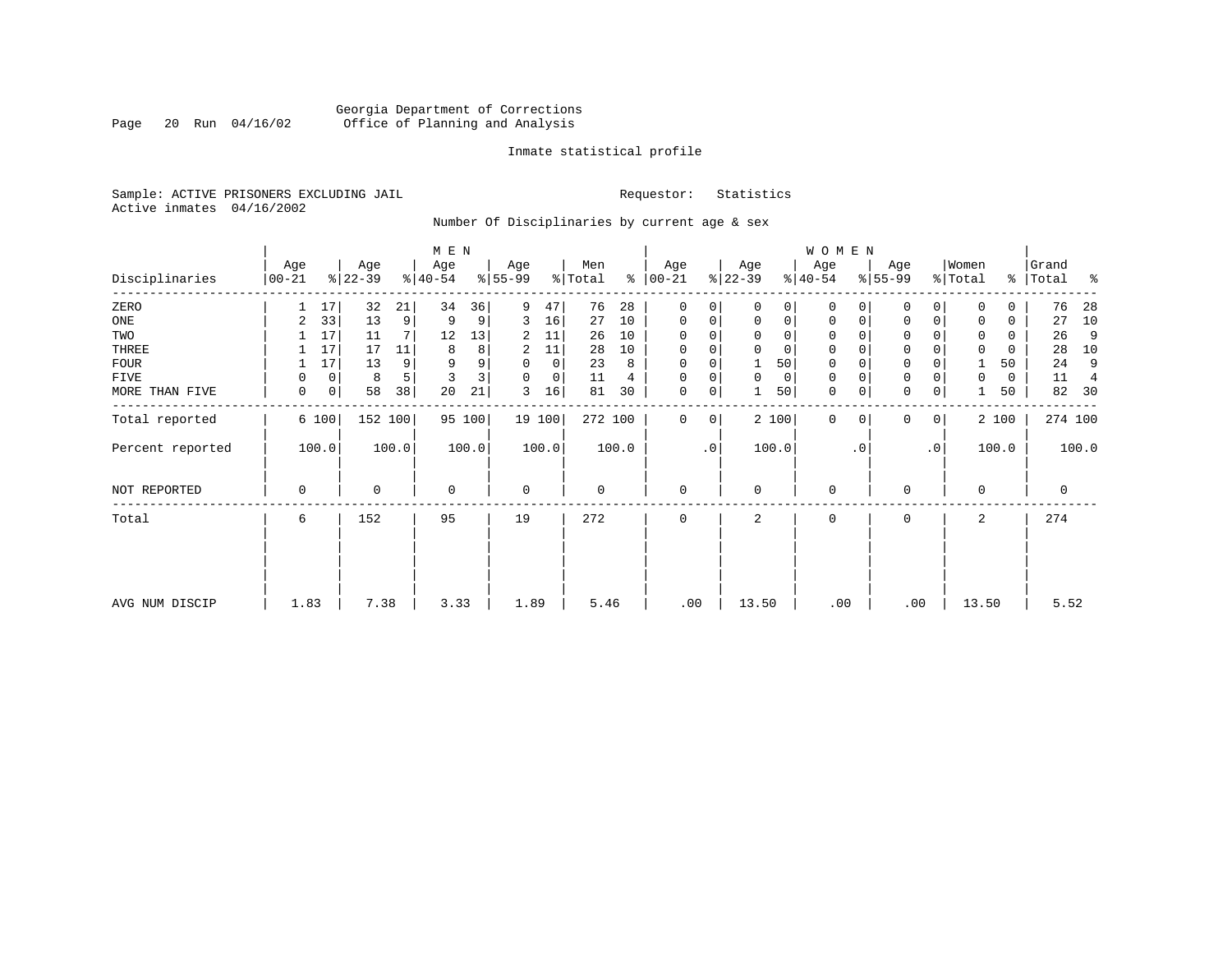Georgia Department of Corrections
Office of Planning and Analysis

Inmate statistical profile

Sample: ACTIVE PRISONERS EXCLUDING JAIL    Requestor: Statistics
Active inmates 04/16/2002

Number Of Disciplinaries by current age & sex

| Disciplinaries | MEN Age 00-21 | % | Age 22-39 | % | Age 40-54 | % | Age 55-99 | % | Men Total | % | WOMEN Age 00-21 | % | Age 22-39 | % | Age 40-54 | % | Age 55-99 | % | Women Total | % | Grand Total | % |
|---|---|---|---|---|---|---|---|---|---|---|---|---|---|---|---|---|---|---|---|---|---|---|
| ZERO | 1 | 17 | 32 | 21 | 34 | 36 | 9 | 47 | 76 | 28 | 0 | 0 | 0 | 0 | 0 | 0 | 0 | 0 | 0 | 0 | 76 | 28 |
| ONE | 2 | 33 | 13 | 9 | 9 | 9 | 3 | 16 | 27 | 10 | 0 | 0 | 0 | 0 | 0 | 0 | 0 | 0 | 0 | 0 | 27 | 10 |
| TWO | 1 | 17 | 11 | 7 | 12 | 13 | 2 | 11 | 26 | 10 | 0 | 0 | 0 | 0 | 0 | 0 | 0 | 0 | 0 | 0 | 26 | 9 |
| THREE | 1 | 17 | 17 | 11 | 8 | 8 | 2 | 11 | 28 | 10 | 0 | 0 | 0 | 0 | 0 | 0 | 0 | 0 | 0 | 0 | 28 | 10 |
| FOUR | 1 | 17 | 13 | 9 | 9 | 9 | 0 | 0 | 23 | 8 | 0 | 0 | 1 | 50 | 0 | 0 | 0 | 0 | 1 | 50 | 24 | 9 |
| FIVE | 0 | 0 | 8 | 5 | 3 | 3 | 0 | 0 | 11 | 4 | 0 | 0 | 0 | 0 | 0 | 0 | 0 | 0 | 0 | 0 | 11 | 4 |
| MORE THAN FIVE | 0 | 0 | 58 | 38 | 20 | 21 | 3 | 16 | 81 | 30 | 0 | 0 | 1 | 50 | 0 | 0 | 0 | 0 | 1 | 50 | 82 | 30 |
| Total reported | 6 | 100 | 152 | 100 | 95 | 100 | 19 | 100 | 272 | 100 | 0 | 0 | 2 | 100 | 0 | 0 | 0 | 0 | 2 | 100 | 274 | 100 |
| Percent reported | | 100.0 | | 100.0 | | 100.0 | | 100.0 | | 100.0 | | .0 | | 100.0 | | .0 | | .0 | | 100.0 | | 100.0 |
| NOT REPORTED | 0 | | 0 | | 0 | | 0 | | 0 | | 0 | | 0 | | 0 | | 0 | | 0 | | 0 | |
| Total | 6 | | 152 | | 95 | | 19 | | 272 | | 0 | | 2 | | 0 | | 0 | | 2 | | 274 | |
| AVG NUM DISCIP | 1.83 | | 7.38 | | 3.33 | | 1.89 | | 5.46 | | .00 | | 13.50 | | .00 | | .00 | | 13.50 | | 5.52 | |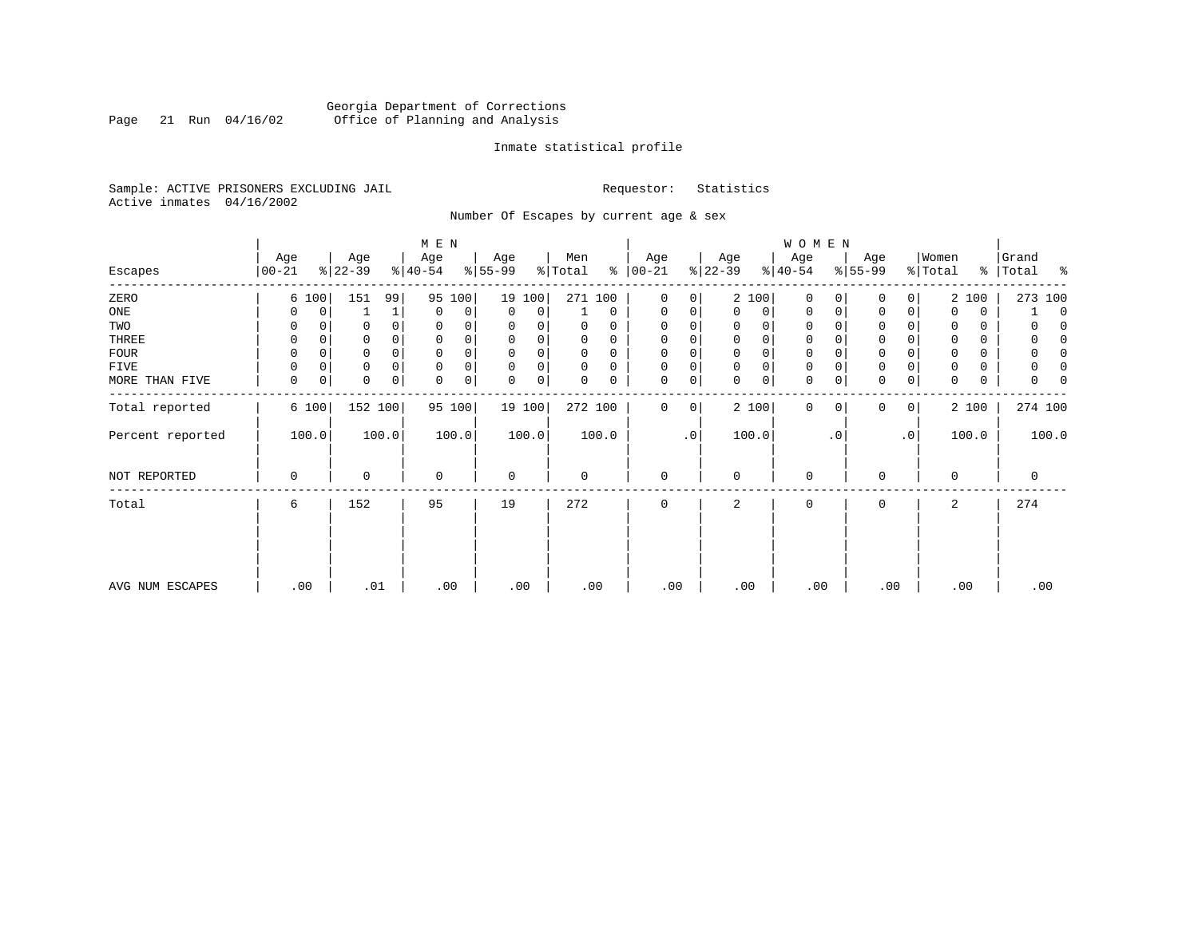Georgia Department of Corrections
Office of Planning and Analysis

Inmate statistical profile

Sample: ACTIVE PRISONERS EXCLUDING JAIL
Active inmates 04/16/2002

Requestor: Statistics

Number Of Escapes by current age & sex

| Escapes | MEN Age 00-21 | % | Age 22-39 | % | Age 40-54 | % | Age 55-99 | % | Men Total | % | WOMEN Age 00-21 | % | Age 22-39 | % | Age 40-54 | % | Age 55-99 | % | Women Total | % | Grand Total | % |
|---|---|---|---|---|---|---|---|---|---|---|---|---|---|---|---|---|---|---|---|---|---|---|
| ZERO | 6 | 100 | 151 | 99 | 95 | 100 | 19 | 100 | 271 | 100 | 0 | 0 | 2 | 100 | 0 | 0 | 0 | 0 | 2 | 100 | 273 | 100 |
| ONE | 0 | 0 | 1 | 1 | 0 | 0 | 0 | 0 | 1 | 0 | 0 | 0 | 0 | 0 | 0 | 0 | 0 | 0 | 0 | 0 | 1 | 0 |
| TWO | 0 | 0 | 0 | 0 | 0 | 0 | 0 | 0 | 0 | 0 | 0 | 0 | 0 | 0 | 0 | 0 | 0 | 0 | 0 | 0 | 0 | 0 |
| THREE | 0 | 0 | 0 | 0 | 0 | 0 | 0 | 0 | 0 | 0 | 0 | 0 | 0 | 0 | 0 | 0 | 0 | 0 | 0 | 0 | 0 | 0 |
| FOUR | 0 | 0 | 0 | 0 | 0 | 0 | 0 | 0 | 0 | 0 | 0 | 0 | 0 | 0 | 0 | 0 | 0 | 0 | 0 | 0 | 0 | 0 |
| FIVE | 0 | 0 | 0 | 0 | 0 | 0 | 0 | 0 | 0 | 0 | 0 | 0 | 0 | 0 | 0 | 0 | 0 | 0 | 0 | 0 | 0 | 0 |
| MORE THAN FIVE | 0 | 0 | 0 | 0 | 0 | 0 | 0 | 0 | 0 | 0 | 0 | 0 | 0 | 0 | 0 | 0 | 0 | 0 | 0 | 0 | 0 | 0 |
| Total reported | 6 | 100 | 152 | 100 | 95 | 100 | 19 | 100 | 272 | 100 | 0 | 0 | 2 | 100 | 0 | 0 | 0 | 0 | 2 | 100 | 274 | 100 |
| Percent reported | 100.0 | | 100.0 | | 100.0 | | 100.0 | | 100.0 | | .0 | | 100.0 | | .0 | | .0 | | 100.0 | | 100.0 | |
| NOT REPORTED | 0 | | 0 | | 0 | | 0 | | 0 | | 0 | | 0 | | 0 | | 0 | | 0 | | 0 | |
| Total | 6 | | 152 | | 95 | | 19 | | 272 | | 0 | | 2 | | 0 | | 0 | | 2 | | 274 | |
| AVG NUM ESCAPES | .00 | | .01 | | .00 | | .00 | | .00 | | .00 | | .00 | | .00 | | .00 | | .00 | | .00 | |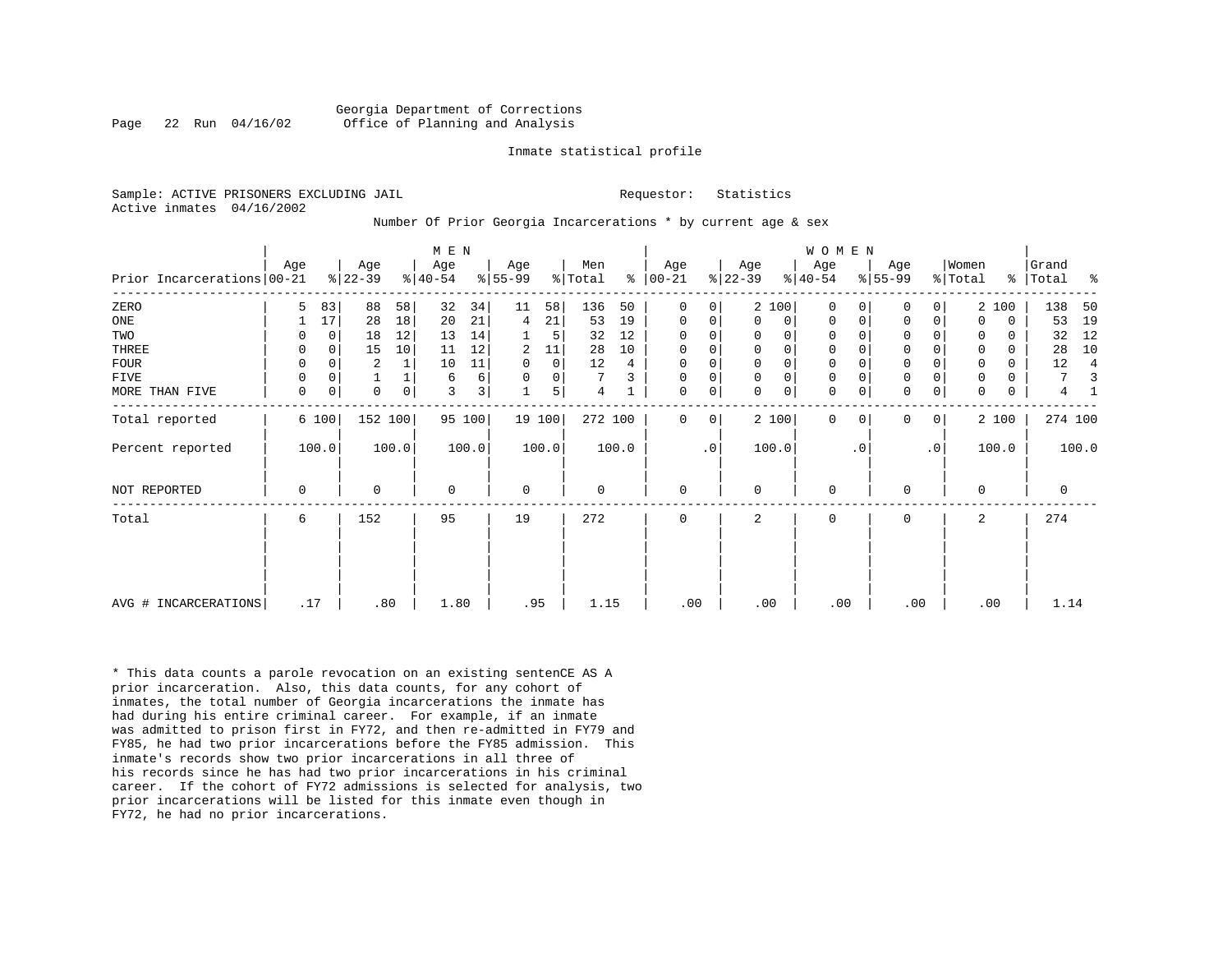Georgia Department of Corrections
Office of Planning and Analysis

Inmate statistical profile

Sample: ACTIVE PRISONERS EXCLUDING JAIL    Requestor: Statistics
Active inmates 04/16/2002

Number Of Prior Georgia Incarcerations * by current age & sex

| Prior Incarcerations | MEN Age 00-21 | % | Age 22-39 | % | Age 40-54 | % | Age 55-99 | % | Men Total | % | WOMEN Age 00-21 | % | Age 22-39 | % | Age 40-54 | % | Age 55-99 | % | Women Total | % | Grand Total | % |
|---|---|---|---|---|---|---|---|---|---|---|---|---|---|---|---|---|---|---|---|---|---|---|
| ZERO | 5 | 83 | 88 | 58 | 32 | 34 | 11 | 58 | 136 | 50 | 0 | 0 | 2 | 100 | 0 | 0 | 0 | 0 | 2 | 100 | 138 | 50 |
| ONE | 1 | 17 | 28 | 18 | 20 | 21 | 4 | 21 | 53 | 19 | 0 | 0 | 0 | 0 | 0 | 0 | 0 | 0 | 0 | 0 | 53 | 19 |
| TWO | 0 | 0 | 18 | 12 | 13 | 14 | 1 | 5 | 32 | 12 | 0 | 0 | 0 | 0 | 0 | 0 | 0 | 0 | 0 | 0 | 32 | 12 |
| THREE | 0 | 0 | 15 | 10 | 11 | 12 | 2 | 11 | 28 | 10 | 0 | 0 | 0 | 0 | 0 | 0 | 0 | 0 | 0 | 0 | 28 | 10 |
| FOUR | 0 | 0 | 2 | 1 | 10 | 11 | 0 | 0 | 12 | 4 | 0 | 0 | 0 | 0 | 0 | 0 | 0 | 0 | 0 | 0 | 12 | 4 |
| FIVE | 0 | 0 | 1 | 1 | 6 | 6 | 0 | 0 | 7 | 3 | 0 | 0 | 0 | 0 | 0 | 0 | 0 | 0 | 0 | 0 | 7 | 3 |
| MORE THAN FIVE | 0 | 0 | 0 | 0 | 3 | 3 | 1 | 5 | 4 | 1 | 0 | 0 | 0 | 0 | 0 | 0 | 0 | 0 | 0 | 0 | 4 | 1 |
| Total reported | 6 | 100 | 152 | 100 | 95 | 100 | 19 | 100 | 272 | 100 | 0 | 0 | 2 | 100 | 0 | 0 | 0 | 0 | 2 | 100 | 274 | 100 |
| Percent reported | 100.0 | | 100.0 | | 100.0 | | 100.0 | | 100.0 | | .0 | | 100.0 | | .0 | | .0 | | 100.0 | | 100.0 | |
| NOT REPORTED | 0 | | 0 | | 0 | | 0 | | 0 | | 0 | | 0 | | 0 | | 0 | | 0 | | 0 | |
| Total | 6 | | 152 | | 95 | | 19 | | 272 | | 0 | | 2 | | 0 | | 0 | | 2 | | 274 | |
| AVG # INCARCERATIONS | .17 | | .80 | | 1.80 | | .95 | | 1.15 | | .00 | | .00 | | .00 | | .00 | | .00 | | 1.14 | |

* This data counts a parole revocation on an existing sentenCE AS A prior incarceration. Also, this data counts, for any cohort of inmates, the total number of Georgia incarcerations the inmate has had during his entire criminal career. For example, if an inmate was admitted to prison first in FY72, and then re-admitted in FY79 and FY85, he had two prior incarcerations before the FY85 admission. This inmate's records show two prior incarcerations in all three of his records since he has had two prior incarcerations in his criminal career. If the cohort of FY72 admissions is selected for analysis, two prior incarcerations will be listed for this inmate even though in FY72, he had no prior incarcerations.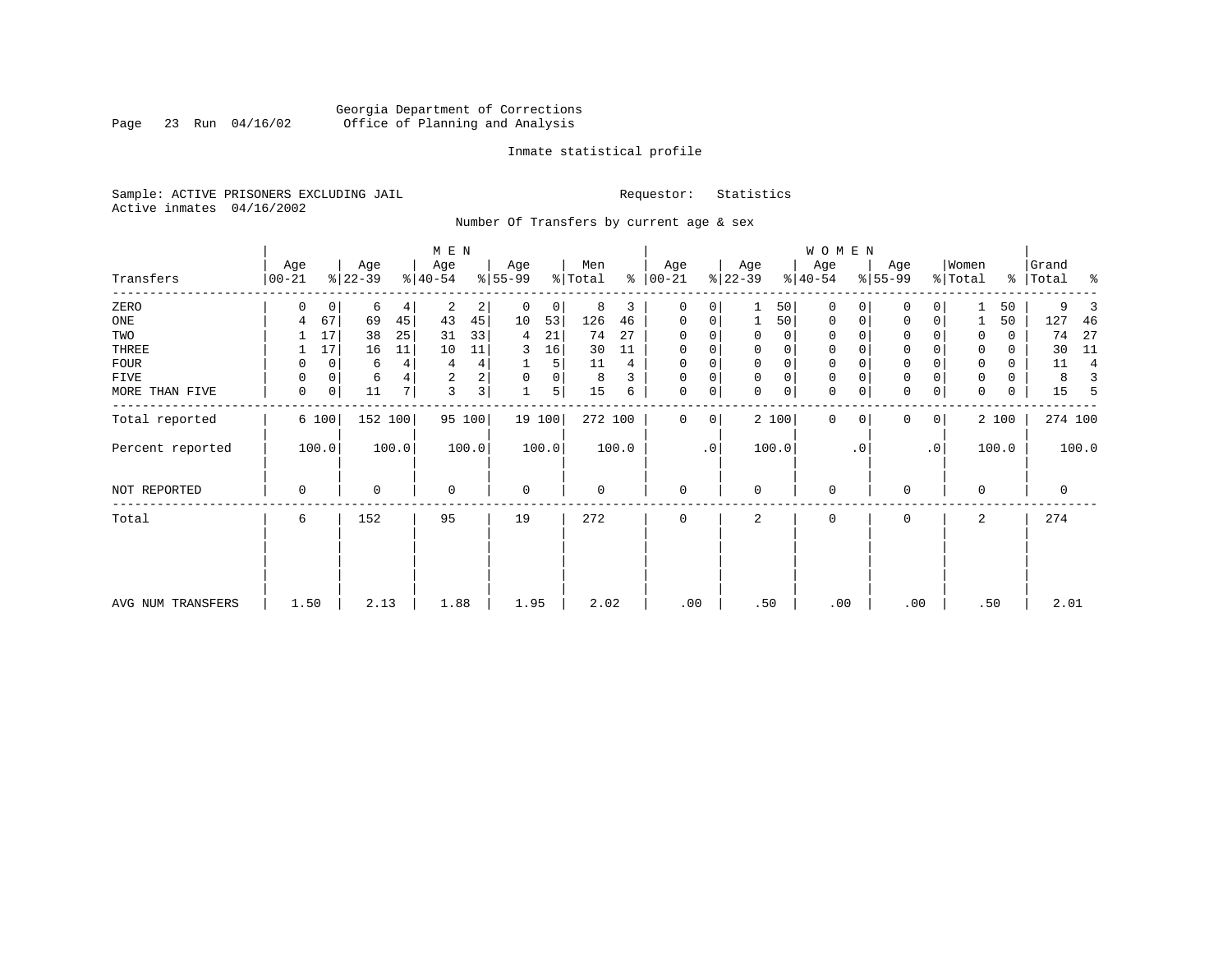Georgia Department of Corrections
Office of Planning and Analysis

Inmate statistical profile

Sample: ACTIVE PRISONERS EXCLUDING JAIL
Active inmates 04/16/2002

Requestor: Statistics

Number Of Transfers by current age & sex

| | MEN | | | | | | | | | | WOMEN | | | | | | | | | | | |
|---|---|---|---|---|---|---|---|---|---|---|---|---|---|---|---|---|---|---|---|---|---|---|
| Transfers | Age 00-21 | % | Age 22-39 | % | Age 40-54 | % | Age 55-99 | % | Men Total | % | Age 00-21 | % | Age 22-39 | % | Age 40-54 | % | Age 55-99 | % | Women Total | % | Grand Total | % |
| ZERO | 0 | 0 | 6 | 4 | 2 | 2 | 0 | 0 | 8 | 3 | 0 | 0 | 1 | 50 | 0 | 0 | 0 | 0 | 1 | 50 | 9 | 3 |
| ONE | 4 | 67 | 69 | 45 | 43 | 45 | 10 | 53 | 126 | 46 | 0 | 0 | 1 | 50 | 0 | 0 | 0 | 0 | 1 | 50 | 127 | 46 |
| TWO | 1 | 17 | 38 | 25 | 31 | 33 | 4 | 21 | 74 | 27 | 0 | 0 | 0 | 0 | 0 | 0 | 0 | 0 | 0 | 0 | 74 | 27 |
| THREE | 1 | 17 | 16 | 11 | 10 | 11 | 3 | 16 | 30 | 11 | 0 | 0 | 0 | 0 | 0 | 0 | 0 | 0 | 0 | 0 | 30 | 11 |
| FOUR | 0 | 0 | 6 | 4 | 4 | 4 | 1 | 5 | 11 | 4 | 0 | 0 | 0 | 0 | 0 | 0 | 0 | 0 | 0 | 0 | 11 | 4 |
| FIVE | 0 | 0 | 6 | 4 | 2 | 2 | 0 | 0 | 8 | 3 | 0 | 0 | 0 | 0 | 0 | 0 | 0 | 0 | 0 | 0 | 8 | 3 |
| MORE THAN FIVE | 0 | 0 | 11 | 7 | 3 | 3 | 1 | 5 | 15 | 6 | 0 | 0 | 0 | 0 | 0 | 0 | 0 | 0 | 0 | 0 | 15 | 5 |
| Total reported | 6 | 100 | 152 | 100 | 95 | 100 | 19 | 100 | 272 | 100 | 0 | 0 | 2 | 100 | 0 | 0 | 0 | 0 | 2 | 100 | 274 | 100 |
| Percent reported | | 100.0 | | 100.0 | | 100.0 | | 100.0 | | 100.0 | | .0 | | 100.0 | | .0 | | .0 | | 100.0 | | 100.0 |
| NOT REPORTED | 0 | | 0 | | 0 | | 0 | | 0 | | 0 | | 0 | | 0 | | 0 | | 0 | | 0 | |
| Total | 6 | | 152 | | 95 | | 19 | | 272 | | 0 | | 2 | | 0 | | 0 | | 2 | | 274 | |
| AVG NUM TRANSFERS | 1.50 | | 2.13 | | 1.88 | | 1.95 | | 2.02 | | .00 | | .50 | | .00 | | .00 | | .50 | | 2.01 | |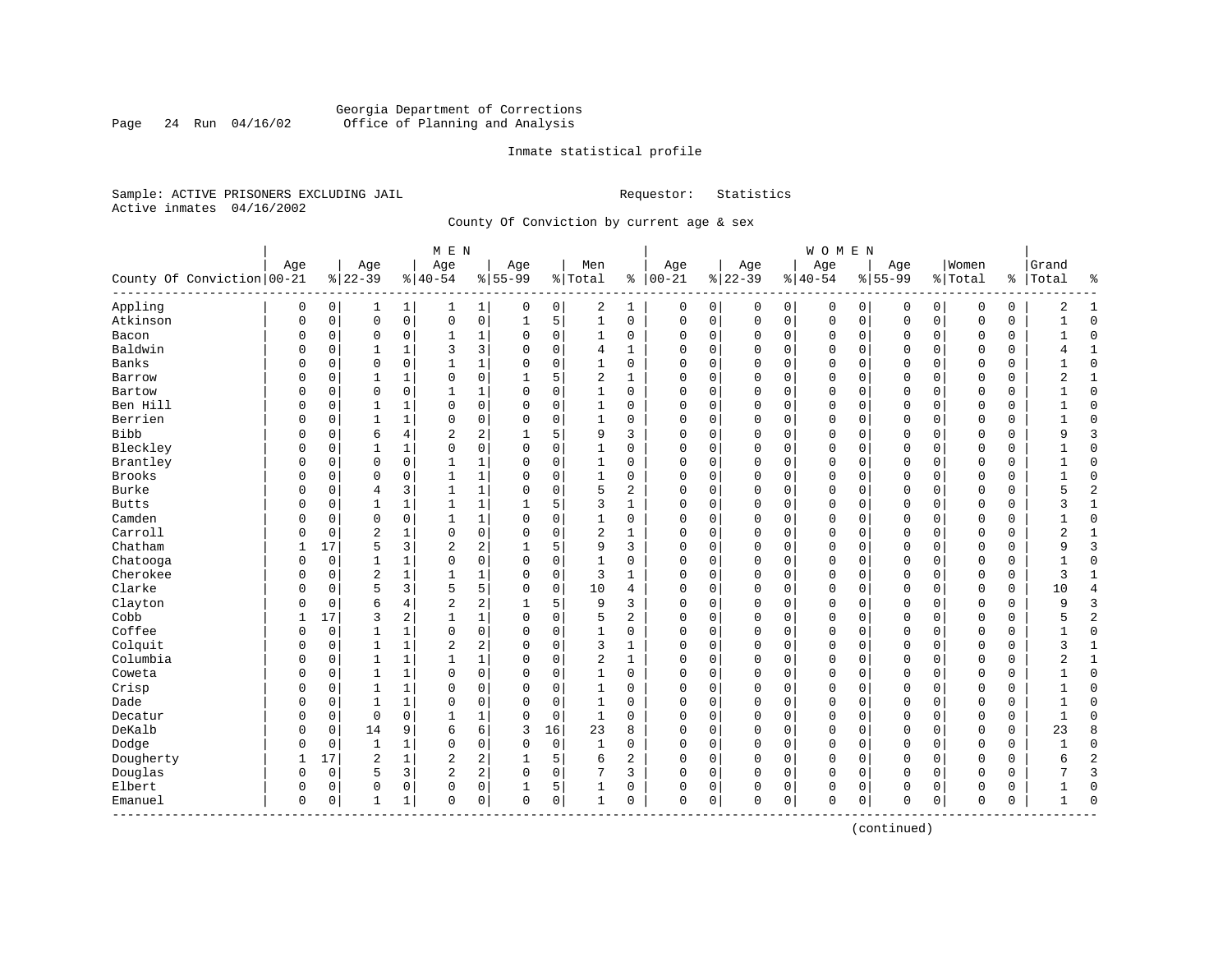Georgia Department of Corrections
Office of Planning and Analysis

Inmate statistical profile

Sample: ACTIVE PRISONERS EXCLUDING JAIL          Requestor: Statistics
Active inmates 04/16/2002

County Of Conviction by current age & sex

| County Of Conviction | MEN Age 00-21 | % | Age 22-39 | % | Age 40-54 | % | Age 55-99 | % | Men Total | % | WOMEN Age 00-21 | % | Age 22-39 | % | Age 40-54 | % | Age 55-99 | % | Women Total | % | Grand Total | % |
|---|---|---|---|---|---|---|---|---|---|---|---|---|---|---|---|---|---|---|---|---|---|---|
| Appling | 0 | 0 | 1 | 1 | 1 | 1 | 0 | 0 | 2 | 1 | 0 | 0 | 0 | 0 | 0 | 0 | 0 | 0 | 0 | 0 | 2 | 1 |
| Atkinson | 0 | 0 | 0 | 0 | 0 | 0 | 1 | 5 | 1 | 0 | 0 | 0 | 0 | 0 | 0 | 0 | 0 | 0 | 0 | 0 | 1 | 0 |
| Bacon | 0 | 0 | 0 | 0 | 1 | 1 | 0 | 0 | 1 | 0 | 0 | 0 | 0 | 0 | 0 | 0 | 0 | 0 | 0 | 0 | 1 | 0 |
| Baldwin | 0 | 0 | 1 | 1 | 3 | 3 | 0 | 0 | 4 | 1 | 0 | 0 | 0 | 0 | 0 | 0 | 0 | 0 | 0 | 0 | 4 | 1 |
| Banks | 0 | 0 | 0 | 0 | 1 | 1 | 0 | 0 | 1 | 0 | 0 | 0 | 0 | 0 | 0 | 0 | 0 | 0 | 0 | 0 | 1 | 0 |
| Barrow | 0 | 0 | 1 | 1 | 0 | 0 | 1 | 5 | 2 | 1 | 0 | 0 | 0 | 0 | 0 | 0 | 0 | 0 | 0 | 0 | 2 | 1 |
| Bartow | 0 | 0 | 0 | 0 | 1 | 1 | 0 | 0 | 1 | 0 | 0 | 0 | 0 | 0 | 0 | 0 | 0 | 0 | 0 | 0 | 1 | 0 |
| Ben Hill | 0 | 0 | 1 | 1 | 0 | 0 | 0 | 0 | 1 | 0 | 0 | 0 | 0 | 0 | 0 | 0 | 0 | 0 | 0 | 0 | 1 | 0 |
| Berrien | 0 | 0 | 1 | 1 | 0 | 0 | 0 | 0 | 1 | 0 | 0 | 0 | 0 | 0 | 0 | 0 | 0 | 0 | 0 | 0 | 1 | 0 |
| Bibb | 0 | 0 | 6 | 4 | 2 | 2 | 1 | 5 | 9 | 3 | 0 | 0 | 0 | 0 | 0 | 0 | 0 | 0 | 0 | 0 | 9 | 3 |
| Bleckley | 0 | 0 | 1 | 1 | 0 | 0 | 0 | 0 | 1 | 0 | 0 | 0 | 0 | 0 | 0 | 0 | 0 | 0 | 0 | 0 | 1 | 0 |
| Brantley | 0 | 0 | 0 | 0 | 1 | 1 | 0 | 0 | 1 | 0 | 0 | 0 | 0 | 0 | 0 | 0 | 0 | 0 | 0 | 0 | 1 | 0 |
| Brooks | 0 | 0 | 0 | 0 | 1 | 1 | 0 | 0 | 1 | 0 | 0 | 0 | 0 | 0 | 0 | 0 | 0 | 0 | 0 | 0 | 1 | 0 |
| Burke | 0 | 0 | 4 | 3 | 1 | 1 | 0 | 0 | 5 | 2 | 0 | 0 | 0 | 0 | 0 | 0 | 0 | 0 | 0 | 0 | 5 | 2 |
| Butts | 0 | 0 | 1 | 1 | 1 | 1 | 1 | 5 | 3 | 1 | 0 | 0 | 0 | 0 | 0 | 0 | 0 | 0 | 0 | 0 | 3 | 1 |
| Camden | 0 | 0 | 0 | 0 | 1 | 1 | 0 | 0 | 1 | 0 | 0 | 0 | 0 | 0 | 0 | 0 | 0 | 0 | 0 | 0 | 1 | 0 |
| Carroll | 0 | 0 | 2 | 1 | 0 | 0 | 0 | 0 | 2 | 1 | 0 | 0 | 0 | 0 | 0 | 0 | 0 | 0 | 0 | 0 | 2 | 1 |
| Chatham | 1 | 17 | 5 | 3 | 2 | 2 | 1 | 5 | 9 | 3 | 0 | 0 | 0 | 0 | 0 | 0 | 0 | 0 | 0 | 0 | 9 | 3 |
| Chatooga | 0 | 0 | 1 | 1 | 0 | 0 | 0 | 0 | 1 | 0 | 0 | 0 | 0 | 0 | 0 | 0 | 0 | 0 | 0 | 0 | 1 | 0 |
| Cherokee | 0 | 0 | 2 | 1 | 1 | 1 | 0 | 0 | 3 | 1 | 0 | 0 | 0 | 0 | 0 | 0 | 0 | 0 | 0 | 0 | 3 | 1 |
| Clarke | 0 | 0 | 5 | 3 | 5 | 5 | 0 | 0 | 10 | 4 | 0 | 0 | 0 | 0 | 0 | 0 | 0 | 0 | 0 | 0 | 10 | 4 |
| Clayton | 0 | 0 | 6 | 4 | 2 | 2 | 1 | 5 | 9 | 3 | 0 | 0 | 0 | 0 | 0 | 0 | 0 | 0 | 0 | 0 | 9 | 3 |
| Cobb | 1 | 17 | 3 | 2 | 1 | 1 | 0 | 0 | 5 | 2 | 0 | 0 | 0 | 0 | 0 | 0 | 0 | 0 | 0 | 0 | 5 | 2 |
| Coffee | 0 | 0 | 1 | 1 | 0 | 0 | 0 | 0 | 1 | 0 | 0 | 0 | 0 | 0 | 0 | 0 | 0 | 0 | 0 | 0 | 1 | 0 |
| Colquit | 0 | 0 | 1 | 1 | 2 | 2 | 0 | 0 | 3 | 1 | 0 | 0 | 0 | 0 | 0 | 0 | 0 | 0 | 0 | 0 | 3 | 1 |
| Columbia | 0 | 0 | 1 | 1 | 1 | 1 | 0 | 0 | 2 | 1 | 0 | 0 | 0 | 0 | 0 | 0 | 0 | 0 | 0 | 0 | 2 | 1 |
| Coweta | 0 | 0 | 1 | 1 | 0 | 0 | 0 | 0 | 1 | 0 | 0 | 0 | 0 | 0 | 0 | 0 | 0 | 0 | 0 | 0 | 1 | 0 |
| Crisp | 0 | 0 | 1 | 1 | 0 | 0 | 0 | 0 | 1 | 0 | 0 | 0 | 0 | 0 | 0 | 0 | 0 | 0 | 0 | 0 | 1 | 0 |
| Dade | 0 | 0 | 1 | 1 | 0 | 0 | 0 | 0 | 1 | 0 | 0 | 0 | 0 | 0 | 0 | 0 | 0 | 0 | 0 | 0 | 1 | 0 |
| Decatur | 0 | 0 | 0 | 0 | 1 | 1 | 0 | 0 | 1 | 0 | 0 | 0 | 0 | 0 | 0 | 0 | 0 | 0 | 0 | 0 | 1 | 0 |
| DeKalb | 0 | 0 | 14 | 9 | 6 | 6 | 3 | 16 | 23 | 8 | 0 | 0 | 0 | 0 | 0 | 0 | 0 | 0 | 0 | 0 | 23 | 8 |
| Dodge | 0 | 0 | 1 | 1 | 0 | 0 | 0 | 0 | 1 | 0 | 0 | 0 | 0 | 0 | 0 | 0 | 0 | 0 | 0 | 0 | 1 | 0 |
| Dougherty | 1 | 17 | 2 | 1 | 2 | 2 | 1 | 5 | 6 | 2 | 0 | 0 | 0 | 0 | 0 | 0 | 0 | 0 | 0 | 0 | 6 | 2 |
| Douglas | 0 | 0 | 5 | 3 | 2 | 2 | 0 | 0 | 7 | 3 | 0 | 0 | 0 | 0 | 0 | 0 | 0 | 0 | 0 | 0 | 7 | 3 |
| Elbert | 0 | 0 | 0 | 0 | 0 | 0 | 1 | 5 | 1 | 0 | 0 | 0 | 0 | 0 | 0 | 0 | 0 | 0 | 0 | 0 | 1 | 0 |
| Emanuel | 0 | 0 | 1 | 1 | 0 | 0 | 0 | 0 | 1 | 0 | 0 | 0 | 0 | 0 | 0 | 0 | 0 | 0 | 0 | 0 | 1 | 0 |

(continued)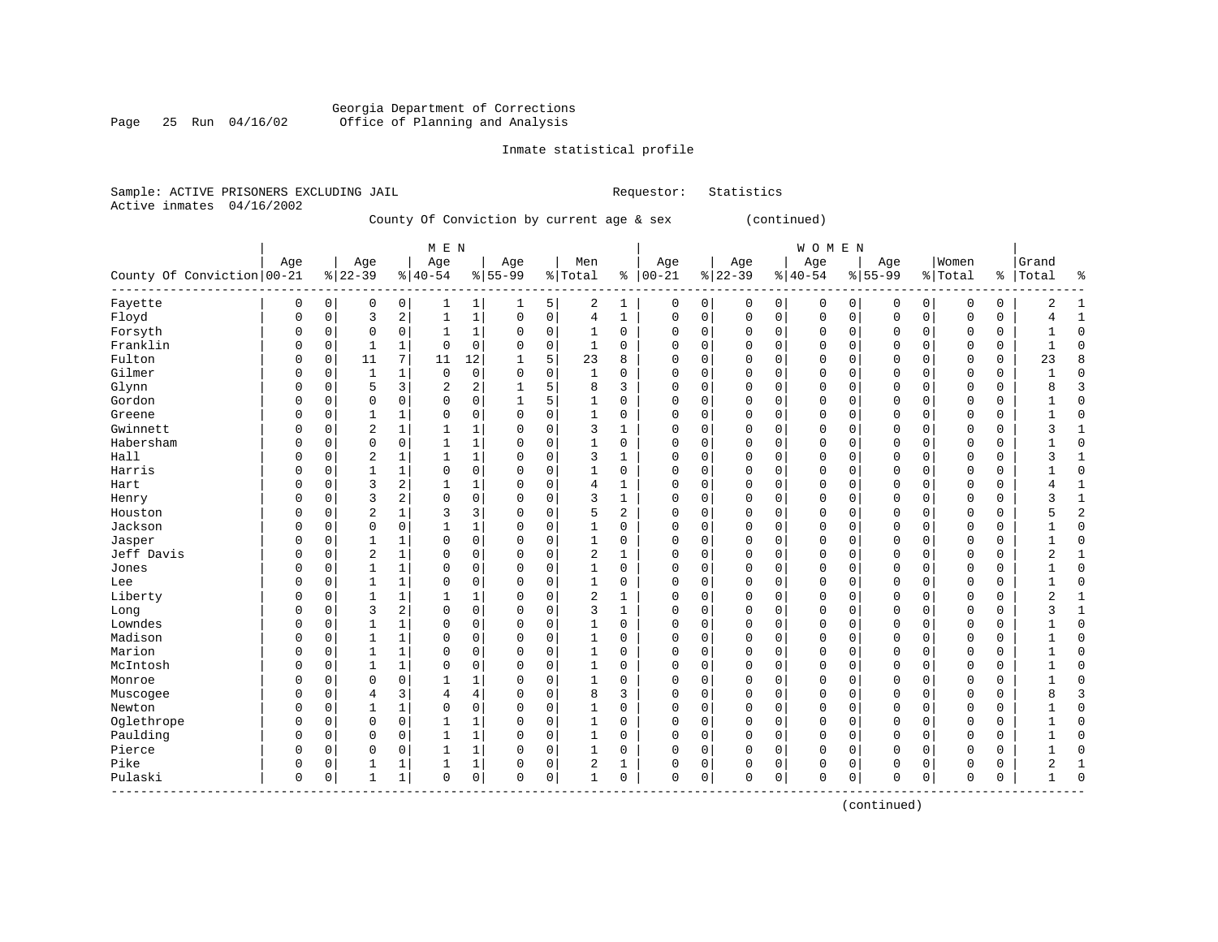Georgia Department of Corrections
Office of Planning and Analysis

Inmate statistical profile

Sample: ACTIVE PRISONERS EXCLUDING JAIL

Requestor: Statistics

Active inmates 04/16/2002

County Of Conviction by current age & sex (continued)

| County Of Conviction | MEN Age 00-21 | % | Age 22-39 | % | Age 40-54 | % | Age 55-99 | % | Men Total | % | WOMEN Age 00-21 | % | Age 22-39 | % | Age 40-54 | % | Age 55-99 | % | Women Total | % | Grand Total | % |
|---|---|---|---|---|---|---|---|---|---|---|---|---|---|---|---|---|---|---|---|---|---|---|
| Fayette | 0 | 0 | 0 | 0 | 1 | 1 | 1 | 5 | 2 | 1 | 0 | 0 | 0 | 0 | 0 | 0 | 0 | 0 | 0 | 0 | 2 | 1 |
| Floyd | 0 | 0 | 3 | 2 | 1 | 1 | 0 | 0 | 4 | 1 | 0 | 0 | 0 | 0 | 0 | 0 | 0 | 0 | 0 | 0 | 4 | 1 |
| Forsyth | 0 | 0 | 0 | 0 | 1 | 1 | 0 | 0 | 1 | 0 | 0 | 0 | 0 | 0 | 0 | 0 | 0 | 0 | 0 | 0 | 1 | 0 |
| Franklin | 0 | 0 | 1 | 1 | 0 | 0 | 0 | 0 | 1 | 0 | 0 | 0 | 0 | 0 | 0 | 0 | 0 | 0 | 0 | 0 | 1 | 0 |
| Fulton | 0 | 0 | 11 | 7 | 11 | 12 | 1 | 5 | 23 | 8 | 0 | 0 | 0 | 0 | 0 | 0 | 0 | 0 | 0 | 0 | 23 | 8 |
| Gilmer | 0 | 0 | 1 | 1 | 0 | 0 | 0 | 0 | 1 | 0 | 0 | 0 | 0 | 0 | 0 | 0 | 0 | 0 | 0 | 0 | 1 | 0 |
| Glynn | 0 | 0 | 5 | 3 | 2 | 2 | 1 | 5 | 8 | 3 | 0 | 0 | 0 | 0 | 0 | 0 | 0 | 0 | 0 | 0 | 8 | 3 |
| Gordon | 0 | 0 | 0 | 0 | 0 | 0 | 1 | 5 | 1 | 0 | 0 | 0 | 0 | 0 | 0 | 0 | 0 | 0 | 0 | 0 | 1 | 0 |
| Greene | 0 | 0 | 1 | 1 | 0 | 0 | 0 | 0 | 1 | 0 | 0 | 0 | 0 | 0 | 0 | 0 | 0 | 0 | 0 | 0 | 1 | 0 |
| Gwinnett | 0 | 0 | 2 | 1 | 1 | 1 | 0 | 0 | 3 | 1 | 0 | 0 | 0 | 0 | 0 | 0 | 0 | 0 | 0 | 0 | 3 | 1 |
| Habersham | 0 | 0 | 0 | 0 | 1 | 1 | 0 | 0 | 1 | 0 | 0 | 0 | 0 | 0 | 0 | 0 | 0 | 0 | 0 | 0 | 1 | 0 |
| Hall | 0 | 0 | 2 | 1 | 1 | 1 | 0 | 0 | 3 | 1 | 0 | 0 | 0 | 0 | 0 | 0 | 0 | 0 | 0 | 0 | 3 | 1 |
| Harris | 0 | 0 | 1 | 1 | 0 | 0 | 0 | 0 | 1 | 0 | 0 | 0 | 0 | 0 | 0 | 0 | 0 | 0 | 0 | 0 | 1 | 0 |
| Hart | 0 | 0 | 3 | 2 | 1 | 1 | 0 | 0 | 4 | 1 | 0 | 0 | 0 | 0 | 0 | 0 | 0 | 0 | 0 | 0 | 4 | 1 |
| Henry | 0 | 0 | 3 | 2 | 0 | 0 | 0 | 0 | 3 | 1 | 0 | 0 | 0 | 0 | 0 | 0 | 0 | 0 | 0 | 0 | 3 | 1 |
| Houston | 0 | 0 | 2 | 1 | 3 | 3 | 0 | 0 | 5 | 2 | 0 | 0 | 0 | 0 | 0 | 0 | 0 | 0 | 0 | 0 | 5 | 2 |
| Jackson | 0 | 0 | 0 | 0 | 1 | 1 | 0 | 0 | 1 | 0 | 0 | 0 | 0 | 0 | 0 | 0 | 0 | 0 | 0 | 0 | 1 | 0 |
| Jasper | 0 | 0 | 1 | 1 | 0 | 0 | 0 | 0 | 1 | 0 | 0 | 0 | 0 | 0 | 0 | 0 | 0 | 0 | 0 | 0 | 1 | 0 |
| Jeff Davis | 0 | 0 | 2 | 1 | 0 | 0 | 0 | 0 | 2 | 1 | 0 | 0 | 0 | 0 | 0 | 0 | 0 | 0 | 0 | 0 | 2 | 1 |
| Jones | 0 | 0 | 1 | 1 | 0 | 0 | 0 | 0 | 1 | 0 | 0 | 0 | 0 | 0 | 0 | 0 | 0 | 0 | 0 | 0 | 1 | 0 |
| Lee | 0 | 0 | 1 | 1 | 0 | 0 | 0 | 0 | 1 | 0 | 0 | 0 | 0 | 0 | 0 | 0 | 0 | 0 | 0 | 0 | 1 | 0 |
| Liberty | 0 | 0 | 1 | 1 | 1 | 1 | 0 | 0 | 2 | 1 | 0 | 0 | 0 | 0 | 0 | 0 | 0 | 0 | 0 | 0 | 2 | 1 |
| Long | 0 | 0 | 3 | 2 | 0 | 0 | 0 | 0 | 3 | 1 | 0 | 0 | 0 | 0 | 0 | 0 | 0 | 0 | 0 | 0 | 3 | 1 |
| Lowndes | 0 | 0 | 1 | 1 | 0 | 0 | 0 | 0 | 1 | 0 | 0 | 0 | 0 | 0 | 0 | 0 | 0 | 0 | 0 | 0 | 1 | 0 |
| Madison | 0 | 0 | 1 | 1 | 0 | 0 | 0 | 0 | 1 | 0 | 0 | 0 | 0 | 0 | 0 | 0 | 0 | 0 | 0 | 0 | 1 | 0 |
| Marion | 0 | 0 | 1 | 1 | 0 | 0 | 0 | 0 | 1 | 0 | 0 | 0 | 0 | 0 | 0 | 0 | 0 | 0 | 0 | 0 | 1 | 0 |
| McIntosh | 0 | 0 | 1 | 1 | 0 | 0 | 0 | 0 | 1 | 0 | 0 | 0 | 0 | 0 | 0 | 0 | 0 | 0 | 0 | 0 | 1 | 0 |
| Monroe | 0 | 0 | 0 | 0 | 1 | 1 | 0 | 0 | 1 | 0 | 0 | 0 | 0 | 0 | 0 | 0 | 0 | 0 | 0 | 0 | 1 | 0 |
| Muscogee | 0 | 0 | 4 | 3 | 4 | 4 | 0 | 0 | 8 | 3 | 0 | 0 | 0 | 0 | 0 | 0 | 0 | 0 | 0 | 0 | 8 | 3 |
| Newton | 0 | 0 | 1 | 1 | 0 | 0 | 0 | 0 | 1 | 0 | 0 | 0 | 0 | 0 | 0 | 0 | 0 | 0 | 0 | 0 | 1 | 0 |
| Oglethrope | 0 | 0 | 0 | 0 | 1 | 1 | 0 | 0 | 1 | 0 | 0 | 0 | 0 | 0 | 0 | 0 | 0 | 0 | 0 | 0 | 1 | 0 |
| Paulding | 0 | 0 | 0 | 0 | 1 | 1 | 0 | 0 | 1 | 0 | 0 | 0 | 0 | 0 | 0 | 0 | 0 | 0 | 0 | 0 | 1 | 0 |
| Pierce | 0 | 0 | 0 | 0 | 1 | 1 | 0 | 0 | 1 | 0 | 0 | 0 | 0 | 0 | 0 | 0 | 0 | 0 | 0 | 0 | 1 | 0 |
| Pike | 0 | 0 | 1 | 1 | 1 | 1 | 0 | 0 | 2 | 1 | 0 | 0 | 0 | 0 | 0 | 0 | 0 | 0 | 0 | 0 | 2 | 1 |
| Pulaski | 0 | 0 | 1 | 1 | 0 | 0 | 0 | 0 | 1 | 0 | 0 | 0 | 0 | 0 | 0 | 0 | 0 | 0 | 0 | 0 | 1 | 0 |

(continued)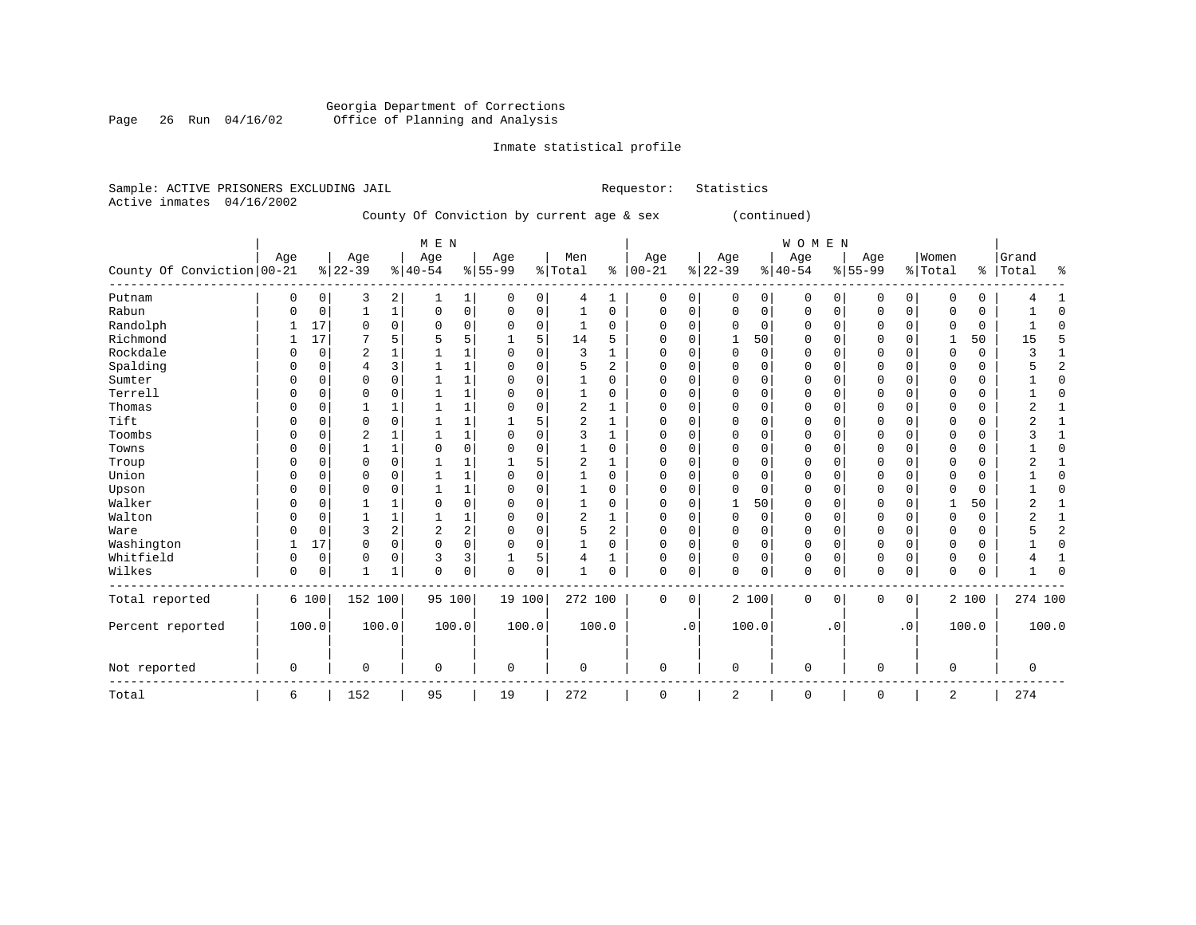Georgia Department of Corrections
Office of Planning and Analysis

Inmate statistical profile

Sample: ACTIVE PRISONERS EXCLUDING JAIL     Requestor: Statistics
Active inmates 04/16/2002

County Of Conviction by current age & sex (continued)

| County Of Conviction | MEN Age 00-21 | % | Age 22-39 | % | Age 40-54 | % | Age 55-99 | % | Men Total | % | WOMEN Age 00-21 | % | Age 22-39 | % | Age 40-54 | % | Age 55-99 | % | Women Total | % | Grand Total | % |
|---|---|---|---|---|---|---|---|---|---|---|---|---|---|---|---|---|---|---|---|---|---|---|
| Putnam | 0 | 0 | 3 | 2 | 1 | 1 | 0 | 0 | 4 | 1 | 0 | 0 | 0 | 0 | 0 | 0 | 0 | 0 | 0 | 0 | 4 | 1 |
| Rabun | 0 | 0 | 1 | 1 | 0 | 0 | 0 | 0 | 1 | 0 | 0 | 0 | 0 | 0 | 0 | 0 | 0 | 0 | 0 | 0 | 1 | 0 |
| Randolph | 1 | 17 | 0 | 0 | 0 | 0 | 0 | 0 | 1 | 0 | 0 | 0 | 0 | 0 | 0 | 0 | 0 | 0 | 0 | 0 | 1 | 0 |
| Richmond | 1 | 17 | 7 | 5 | 5 | 5 | 1 | 5 | 14 | 5 | 0 | 0 | 1 | 50 | 0 | 0 | 0 | 0 | 1 | 50 | 15 | 5 |
| Rockdale | 0 | 0 | 2 | 1 | 1 | 1 | 0 | 0 | 3 | 1 | 0 | 0 | 0 | 0 | 0 | 0 | 0 | 0 | 0 | 0 | 3 | 1 |
| Spalding | 0 | 0 | 4 | 3 | 1 | 1 | 0 | 0 | 5 | 2 | 0 | 0 | 0 | 0 | 0 | 0 | 0 | 0 | 0 | 0 | 5 | 2 |
| Sumter | 0 | 0 | 0 | 0 | 1 | 1 | 0 | 0 | 1 | 0 | 0 | 0 | 0 | 0 | 0 | 0 | 0 | 0 | 0 | 0 | 1 | 0 |
| Terrell | 0 | 0 | 0 | 0 | 1 | 1 | 0 | 0 | 1 | 0 | 0 | 0 | 0 | 0 | 0 | 0 | 0 | 0 | 0 | 0 | 1 | 0 |
| Thomas | 0 | 0 | 1 | 1 | 1 | 1 | 0 | 0 | 2 | 1 | 0 | 0 | 0 | 0 | 0 | 0 | 0 | 0 | 0 | 0 | 2 | 1 |
| Tift | 0 | 0 | 0 | 0 | 1 | 1 | 1 | 5 | 2 | 1 | 0 | 0 | 0 | 0 | 0 | 0 | 0 | 0 | 0 | 0 | 2 | 1 |
| Toombs | 0 | 0 | 2 | 1 | 1 | 1 | 0 | 0 | 3 | 1 | 0 | 0 | 0 | 0 | 0 | 0 | 0 | 0 | 0 | 0 | 3 | 1 |
| Towns | 0 | 0 | 1 | 1 | 0 | 0 | 0 | 0 | 1 | 0 | 0 | 0 | 0 | 0 | 0 | 0 | 0 | 0 | 0 | 0 | 1 | 0 |
| Troup | 0 | 0 | 0 | 0 | 1 | 1 | 1 | 5 | 2 | 1 | 0 | 0 | 0 | 0 | 0 | 0 | 0 | 0 | 0 | 0 | 2 | 1 |
| Union | 0 | 0 | 0 | 0 | 1 | 1 | 0 | 0 | 1 | 0 | 0 | 0 | 0 | 0 | 0 | 0 | 0 | 0 | 0 | 0 | 1 | 0 |
| Upson | 0 | 0 | 0 | 0 | 1 | 1 | 0 | 0 | 1 | 0 | 0 | 0 | 0 | 0 | 0 | 0 | 0 | 0 | 0 | 0 | 1 | 0 |
| Walker | 0 | 0 | 1 | 1 | 0 | 0 | 0 | 0 | 1 | 0 | 0 | 0 | 1 | 50 | 0 | 0 | 0 | 0 | 1 | 50 | 2 | 1 |
| Walton | 0 | 0 | 1 | 1 | 1 | 1 | 0 | 0 | 2 | 1 | 0 | 0 | 0 | 0 | 0 | 0 | 0 | 0 | 0 | 0 | 2 | 1 |
| Ware | 0 | 0 | 3 | 2 | 2 | 2 | 0 | 0 | 5 | 2 | 0 | 0 | 0 | 0 | 0 | 0 | 0 | 0 | 0 | 0 | 5 | 2 |
| Washington | 1 | 17 | 0 | 0 | 0 | 0 | 0 | 0 | 1 | 0 | 0 | 0 | 0 | 0 | 0 | 0 | 0 | 0 | 0 | 0 | 1 | 0 |
| Whitfield | 0 | 0 | 0 | 0 | 3 | 3 | 1 | 5 | 4 | 1 | 0 | 0 | 0 | 0 | 0 | 0 | 0 | 0 | 0 | 0 | 4 | 1 |
| Wilkes | 0 | 0 | 1 | 1 | 0 | 0 | 0 | 0 | 1 | 0 | 0 | 0 | 0 | 0 | 0 | 0 | 0 | 0 | 0 | 0 | 1 | 0 |
| Total reported | 6 | 100 | 152 | 100 | 95 | 100 | 19 | 100 | 272 | 100 | 0 | 0 | 2 | 100 | 0 | 0 | 0 | 0 | 2 | 100 | 274 | 100 |
| Percent reported | 100.0 | | 100.0 | | 100.0 | | 100.0 | | 100.0 | | | .0 | 100.0 | | | .0 | | .0 | 100.0 | | 100.0 | |
| Not reported | 0 | | 0 | | 0 | | 0 | | 0 | | 0 | | 0 | | 0 | | 0 | | 0 | | 0 | |
| Total | 6 | | 152 | | 95 | | 19 | | 272 | | 0 | | 2 | | 0 | | 0 | | 2 | | 274 | |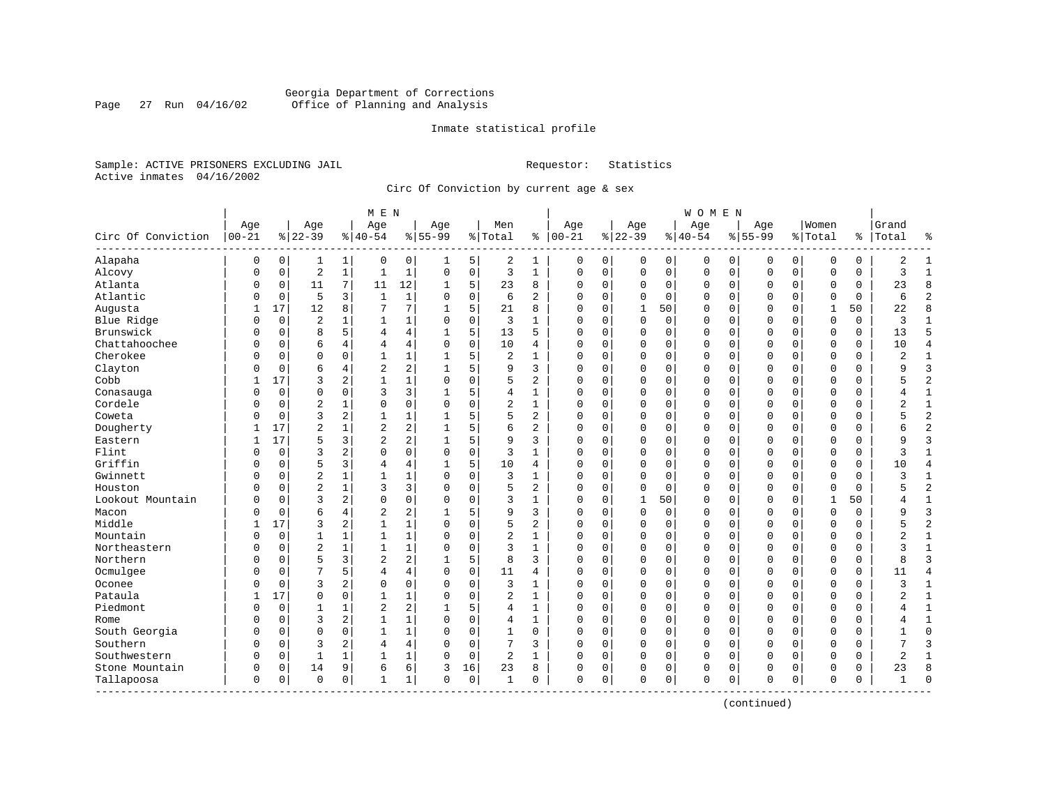Georgia Department of Corrections
Office of Planning and Analysis

Inmate statistical profile

Sample: ACTIVE PRISONERS EXCLUDING JAIL  Requestor: Statistics
Active inmates 04/16/2002

Circ Of Conviction by current age & sex

| Circ Of Conviction | MEN Age 00-21 | % | Age 22-39 | % | Age 40-54 | % | Age 55-99 | % | Men Total | % | WOMEN Age 00-21 | % | Age 22-39 | % | Age 40-54 | % | Age 55-99 | % | Women Total | % | Grand Total | % |
|---|---|---|---|---|---|---|---|---|---|---|---|---|---|---|---|---|---|---|---|---|---|---|
| Alapaha | 0 | 0 | 1 | 1 | 0 | 0 | 1 | 5 | 2 | 1 | 0 | 0 | 0 | 0 | 0 | 0 | 0 | 0 | 0 | 0 | 2 | 1 |
| Alcovy | 0 | 0 | 2 | 1 | 1 | 1 | 0 | 0 | 3 | 1 | 0 | 0 | 0 | 0 | 0 | 0 | 0 | 0 | 0 | 0 | 3 | 1 |
| Atlanta | 0 | 0 | 11 | 7 | 11 | 12 | 1 | 5 | 23 | 8 | 0 | 0 | 0 | 0 | 0 | 0 | 0 | 0 | 0 | 0 | 23 | 8 |
| Atlantic | 0 | 0 | 5 | 3 | 1 | 1 | 0 | 0 | 6 | 2 | 0 | 0 | 0 | 0 | 0 | 0 | 0 | 0 | 0 | 0 | 6 | 2 |
| Augusta | 1 | 17 | 12 | 8 | 7 | 7 | 1 | 5 | 21 | 8 | 0 | 0 | 1 | 50 | 0 | 0 | 0 | 0 | 1 | 50 | 22 | 8 |
| Blue Ridge | 0 | 0 | 2 | 1 | 1 | 1 | 0 | 0 | 3 | 1 | 0 | 0 | 0 | 0 | 0 | 0 | 0 | 0 | 0 | 0 | 3 | 1 |
| Brunswick | 0 | 0 | 8 | 5 | 4 | 4 | 1 | 5 | 13 | 5 | 0 | 0 | 0 | 0 | 0 | 0 | 0 | 0 | 0 | 0 | 13 | 5 |
| Chattahoochee | 0 | 0 | 6 | 4 | 4 | 4 | 0 | 0 | 10 | 4 | 0 | 0 | 0 | 0 | 0 | 0 | 0 | 0 | 0 | 0 | 10 | 4 |
| Cherokee | 0 | 0 | 0 | 0 | 1 | 1 | 1 | 5 | 2 | 1 | 0 | 0 | 0 | 0 | 0 | 0 | 0 | 0 | 0 | 0 | 2 | 1 |
| Clayton | 0 | 0 | 6 | 4 | 2 | 2 | 1 | 5 | 9 | 3 | 0 | 0 | 0 | 0 | 0 | 0 | 0 | 0 | 0 | 0 | 9 | 3 |
| Cobb | 1 | 17 | 3 | 2 | 1 | 1 | 0 | 0 | 5 | 2 | 0 | 0 | 0 | 0 | 0 | 0 | 0 | 0 | 0 | 0 | 5 | 2 |
| Conasauga | 0 | 0 | 0 | 0 | 3 | 3 | 1 | 5 | 4 | 1 | 0 | 0 | 0 | 0 | 0 | 0 | 0 | 0 | 0 | 0 | 4 | 1 |
| Cordele | 0 | 0 | 2 | 1 | 0 | 0 | 0 | 0 | 2 | 1 | 0 | 0 | 0 | 0 | 0 | 0 | 0 | 0 | 0 | 0 | 2 | 1 |
| Coweta | 0 | 0 | 3 | 2 | 1 | 1 | 1 | 5 | 5 | 2 | 0 | 0 | 0 | 0 | 0 | 0 | 0 | 0 | 0 | 0 | 5 | 2 |
| Dougherty | 1 | 17 | 2 | 1 | 2 | 2 | 1 | 5 | 6 | 2 | 0 | 0 | 0 | 0 | 0 | 0 | 0 | 0 | 0 | 0 | 6 | 2 |
| Eastern | 1 | 17 | 5 | 3 | 2 | 2 | 1 | 5 | 9 | 3 | 0 | 0 | 0 | 0 | 0 | 0 | 0 | 0 | 0 | 0 | 9 | 3 |
| Flint | 0 | 0 | 3 | 2 | 0 | 0 | 0 | 0 | 3 | 1 | 0 | 0 | 0 | 0 | 0 | 0 | 0 | 0 | 0 | 0 | 3 | 1 |
| Griffin | 0 | 0 | 5 | 3 | 4 | 4 | 1 | 5 | 10 | 4 | 0 | 0 | 0 | 0 | 0 | 0 | 0 | 0 | 0 | 0 | 10 | 4 |
| Gwinnett | 0 | 0 | 2 | 1 | 1 | 1 | 0 | 0 | 3 | 1 | 0 | 0 | 0 | 0 | 0 | 0 | 0 | 0 | 0 | 0 | 3 | 1 |
| Houston | 0 | 0 | 2 | 1 | 3 | 3 | 0 | 0 | 5 | 2 | 0 | 0 | 0 | 0 | 0 | 0 | 0 | 0 | 0 | 0 | 5 | 2 |
| Lookout Mountain | 0 | 0 | 3 | 2 | 0 | 0 | 0 | 0 | 3 | 1 | 0 | 0 | 1 | 50 | 0 | 0 | 0 | 0 | 1 | 50 | 4 | 1 |
| Macon | 0 | 0 | 6 | 4 | 2 | 2 | 1 | 5 | 9 | 3 | 0 | 0 | 0 | 0 | 0 | 0 | 0 | 0 | 0 | 0 | 9 | 3 |
| Middle | 1 | 17 | 3 | 2 | 1 | 1 | 0 | 0 | 5 | 2 | 0 | 0 | 0 | 0 | 0 | 0 | 0 | 0 | 0 | 0 | 5 | 2 |
| Mountain | 0 | 0 | 1 | 1 | 1 | 1 | 0 | 0 | 2 | 1 | 0 | 0 | 0 | 0 | 0 | 0 | 0 | 0 | 0 | 0 | 2 | 1 |
| Northeastern | 0 | 0 | 2 | 1 | 1 | 1 | 0 | 0 | 3 | 1 | 0 | 0 | 0 | 0 | 0 | 0 | 0 | 0 | 0 | 0 | 3 | 1 |
| Northern | 0 | 0 | 5 | 3 | 2 | 2 | 1 | 5 | 8 | 3 | 0 | 0 | 0 | 0 | 0 | 0 | 0 | 0 | 0 | 0 | 8 | 3 |
| Ocmulgee | 0 | 0 | 7 | 5 | 4 | 4 | 0 | 0 | 11 | 4 | 0 | 0 | 0 | 0 | 0 | 0 | 0 | 0 | 0 | 0 | 11 | 4 |
| Oconee | 0 | 0 | 3 | 2 | 0 | 0 | 0 | 0 | 3 | 1 | 0 | 0 | 0 | 0 | 0 | 0 | 0 | 0 | 0 | 0 | 3 | 1 |
| Pataula | 1 | 17 | 0 | 0 | 1 | 1 | 0 | 0 | 2 | 1 | 0 | 0 | 0 | 0 | 0 | 0 | 0 | 0 | 0 | 0 | 2 | 1 |
| Piedmont | 0 | 0 | 1 | 1 | 2 | 2 | 1 | 5 | 4 | 1 | 0 | 0 | 0 | 0 | 0 | 0 | 0 | 0 | 0 | 0 | 4 | 1 |
| Rome | 0 | 0 | 3 | 2 | 1 | 1 | 0 | 0 | 4 | 1 | 0 | 0 | 0 | 0 | 0 | 0 | 0 | 0 | 0 | 0 | 4 | 1 |
| South Georgia | 0 | 0 | 0 | 0 | 1 | 1 | 0 | 0 | 1 | 0 | 0 | 0 | 0 | 0 | 0 | 0 | 0 | 0 | 0 | 0 | 1 | 0 |
| Southern | 0 | 0 | 3 | 2 | 4 | 4 | 0 | 0 | 7 | 3 | 0 | 0 | 0 | 0 | 0 | 0 | 0 | 0 | 0 | 0 | 7 | 3 |
| Southwestern | 0 | 0 | 1 | 1 | 1 | 1 | 0 | 0 | 2 | 1 | 0 | 0 | 0 | 0 | 0 | 0 | 0 | 0 | 0 | 0 | 2 | 1 |
| Stone Mountain | 0 | 0 | 14 | 9 | 6 | 6 | 3 | 16 | 23 | 8 | 0 | 0 | 0 | 0 | 0 | 0 | 0 | 0 | 0 | 0 | 23 | 8 |
| Tallapoosa | 0 | 0 | 0 | 0 | 1 | 1 | 0 | 0 | 1 | 0 | 0 | 0 | 0 | 0 | 0 | 0 | 0 | 0 | 0 | 0 | 1 | 0 |

(continued)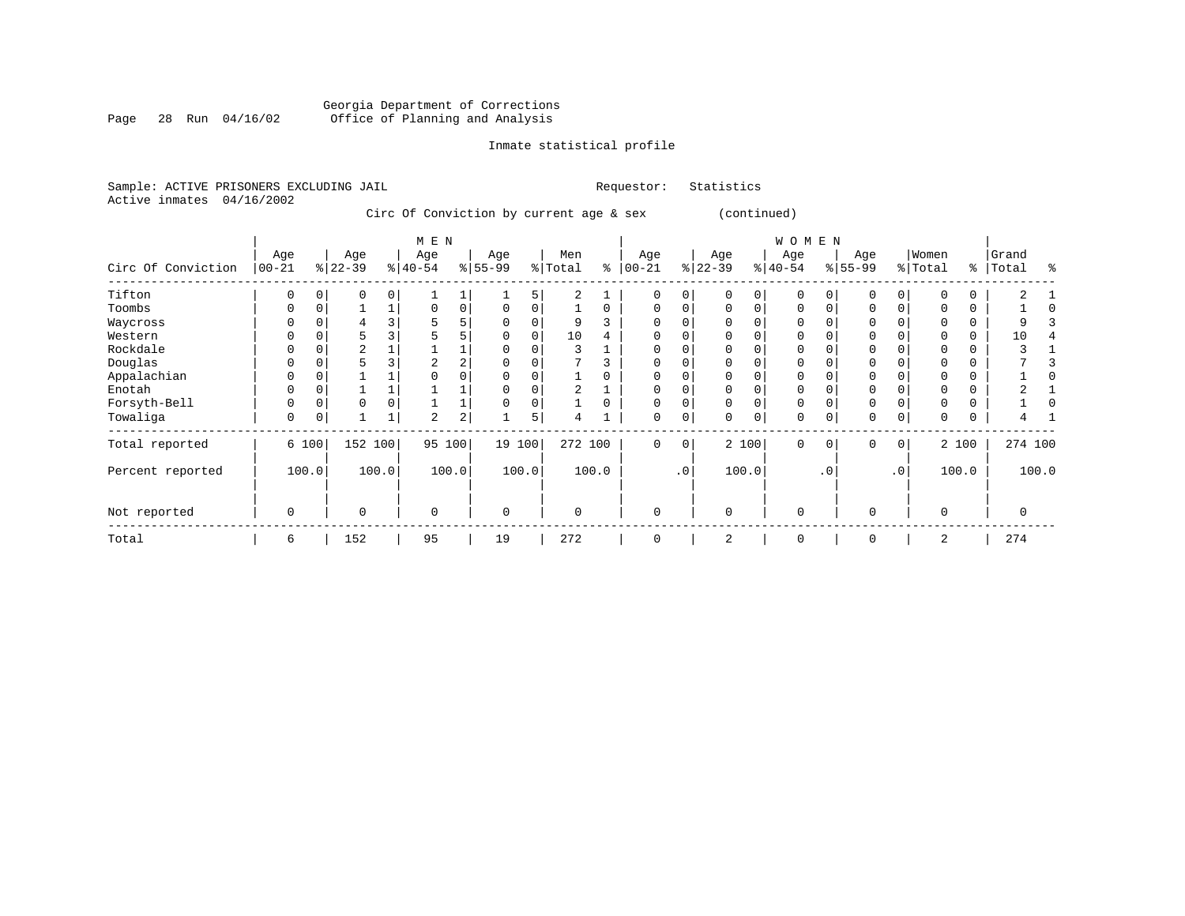Georgia Department of Corrections
Office of Planning and Analysis

Inmate statistical profile

Sample: ACTIVE PRISONERS EXCLUDING JAIL     Requestor: Statistics
Active inmates 04/16/2002

Circ Of Conviction by current age & sex (continued)

| Circ Of Conviction | MEN Age 00-21 | % | Age 22-39 | % | Age 40-54 | % | Age 55-99 | % | Men Total | % | WOMEN Age 00-21 | % | Age 22-39 | % | Age 40-54 | % | Age 55-99 | % | Women Total | % | Grand Total | % |
|---|---|---|---|---|---|---|---|---|---|---|---|---|---|---|---|---|---|---|---|---|---|---|
| Tifton | 0 | 0 | 0 | 0 | 1 | 1 | 1 | 5 | 2 | 1 | 0 | 0 | 0 | 0 | 0 | 0 | 0 | 0 | 0 | 0 | 2 | 1 |
| Toombs | 0 | 0 | 1 | 1 | 0 | 0 | 0 | 0 | 1 | 0 | 0 | 0 | 0 | 0 | 0 | 0 | 0 | 0 | 0 | 0 | 1 | 0 |
| Waycross | 0 | 0 | 4 | 3 | 5 | 5 | 0 | 0 | 9 | 3 | 0 | 0 | 0 | 0 | 0 | 0 | 0 | 0 | 0 | 0 | 9 | 3 |
| Western | 0 | 0 | 5 | 3 | 5 | 5 | 0 | 0 | 10 | 4 | 0 | 0 | 0 | 0 | 0 | 0 | 0 | 0 | 0 | 0 | 10 | 4 |
| Rockdale | 0 | 0 | 2 | 1 | 1 | 1 | 0 | 0 | 3 | 1 | 0 | 0 | 0 | 0 | 0 | 0 | 0 | 0 | 0 | 0 | 3 | 1 |
| Douglas | 0 | 0 | 5 | 3 | 2 | 2 | 0 | 0 | 7 | 3 | 0 | 0 | 0 | 0 | 0 | 0 | 0 | 0 | 0 | 0 | 7 | 3 |
| Appalachian | 0 | 0 | 1 | 1 | 0 | 0 | 0 | 0 | 1 | 0 | 0 | 0 | 0 | 0 | 0 | 0 | 0 | 0 | 0 | 0 | 1 | 0 |
| Enotah | 0 | 0 | 1 | 1 | 1 | 1 | 0 | 0 | 2 | 1 | 0 | 0 | 0 | 0 | 0 | 0 | 0 | 0 | 0 | 0 | 2 | 1 |
| Forsyth-Bell | 0 | 0 | 0 | 0 | 1 | 1 | 0 | 0 | 1 | 0 | 0 | 0 | 0 | 0 | 0 | 0 | 0 | 0 | 0 | 0 | 1 | 0 |
| Towaliga | 0 | 0 | 1 | 1 | 2 | 2 | 1 | 5 | 4 | 1 | 0 | 0 | 0 | 0 | 0 | 0 | 0 | 0 | 0 | 0 | 4 | 1 |
| Total reported | 6 | 100 | 152 | 100 | 95 | 100 | 19 | 100 | 272 | 100 | 0 | 0 | 2 | 100 | 0 | 0 | 0 | 0 | 2 | 100 | 274 | 100 |
| Percent reported | | 100.0 | | 100.0 | | 100.0 | | 100.0 | | 100.0 | | .0 | | 100.0 | | .0 | | .0 | | 100.0 | | 100.0 |
| Not reported | 0 | | 0 | | 0 | | 0 | | 0 | | 0 | | 0 | | 0 | | 0 | | 0 | | 0 | |
| Total | 6 | | 152 | | 95 | | 19 | | 272 | | 0 | | 2 | | 0 | | 0 | | 2 | | 274 | |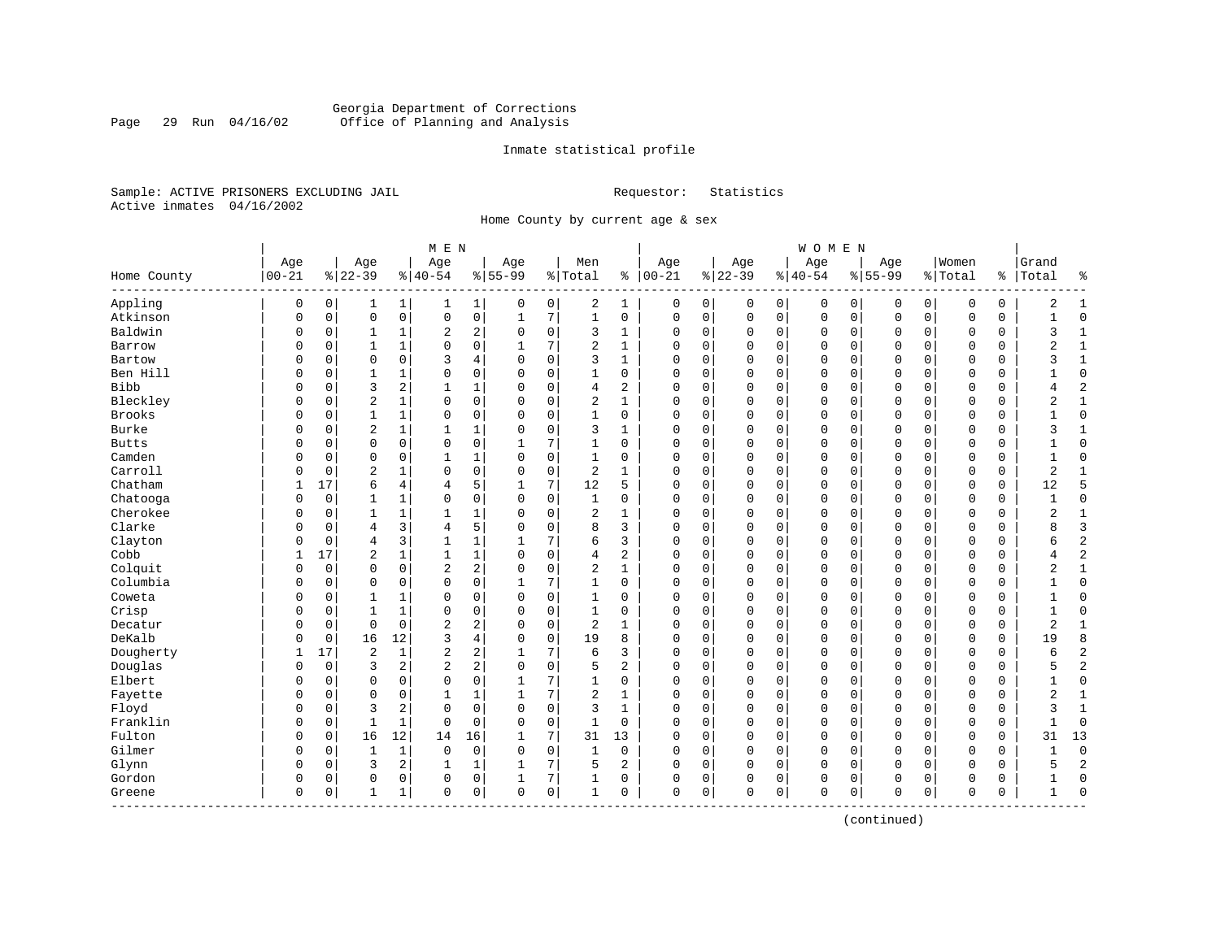Georgia Department of Corrections
Office of Planning and Analysis

Inmate statistical profile

Sample: ACTIVE PRISONERS EXCLUDING JAIL
Active inmates 04/16/2002

Requestor: Statistics

Home County by current age & sex

| Home County | MEN Age 00-21 | % | Age 22-39 | % | Age 40-54 | % | Age 55-99 | % | Men Total | % | WOMEN Age 00-21 | % | Age 22-39 | % | Age 40-54 | % | Age 55-99 | % | Women Total | % | Grand Total | % |
|---|---|---|---|---|---|---|---|---|---|---|---|---|---|---|---|---|---|---|---|---|---|---|
| Appling | 0 | 0 | 1 | 1 | 1 | 1 | 0 | 0 | 2 | 1 | 0 | 0 | 0 | 0 | 0 | 0 | 0 | 0 | 0 | 0 | 2 | 1 |
| Atkinson | 0 | 0 | 0 | 0 | 0 | 0 | 1 | 7 | 1 | 0 | 0 | 0 | 0 | 0 | 0 | 0 | 0 | 0 | 0 | 0 | 1 | 0 |
| Baldwin | 0 | 0 | 1 | 1 | 2 | 2 | 0 | 0 | 3 | 1 | 0 | 0 | 0 | 0 | 0 | 0 | 0 | 0 | 0 | 0 | 3 | 1 |
| Barrow | 0 | 0 | 1 | 1 | 0 | 0 | 1 | 7 | 2 | 1 | 0 | 0 | 0 | 0 | 0 | 0 | 0 | 0 | 0 | 0 | 2 | 1 |
| Bartow | 0 | 0 | 0 | 0 | 3 | 4 | 0 | 0 | 3 | 1 | 0 | 0 | 0 | 0 | 0 | 0 | 0 | 0 | 0 | 0 | 3 | 1 |
| Ben Hill | 0 | 0 | 1 | 1 | 0 | 0 | 0 | 0 | 1 | 0 | 0 | 0 | 0 | 0 | 0 | 0 | 0 | 0 | 0 | 0 | 1 | 0 |
| Bibb | 0 | 0 | 3 | 2 | 1 | 1 | 0 | 0 | 4 | 2 | 0 | 0 | 0 | 0 | 0 | 0 | 0 | 0 | 0 | 0 | 4 | 2 |
| Bleckley | 0 | 0 | 2 | 1 | 0 | 0 | 0 | 0 | 2 | 1 | 0 | 0 | 0 | 0 | 0 | 0 | 0 | 0 | 0 | 0 | 2 | 1 |
| Brooks | 0 | 0 | 1 | 1 | 0 | 0 | 0 | 0 | 1 | 0 | 0 | 0 | 0 | 0 | 0 | 0 | 0 | 0 | 0 | 0 | 1 | 0 |
| Burke | 0 | 0 | 2 | 1 | 1 | 1 | 0 | 0 | 3 | 1 | 0 | 0 | 0 | 0 | 0 | 0 | 0 | 0 | 0 | 0 | 3 | 1 |
| Butts | 0 | 0 | 0 | 0 | 0 | 0 | 1 | 7 | 1 | 0 | 0 | 0 | 0 | 0 | 0 | 0 | 0 | 0 | 0 | 0 | 1 | 0 |
| Camden | 0 | 0 | 0 | 0 | 1 | 1 | 0 | 0 | 1 | 0 | 0 | 0 | 0 | 0 | 0 | 0 | 0 | 0 | 0 | 0 | 1 | 0 |
| Carroll | 0 | 0 | 2 | 1 | 0 | 0 | 0 | 0 | 2 | 1 | 0 | 0 | 0 | 0 | 0 | 0 | 0 | 0 | 0 | 0 | 2 | 1 |
| Chatham | 1 | 17 | 6 | 4 | 4 | 5 | 1 | 7 | 12 | 5 | 0 | 0 | 0 | 0 | 0 | 0 | 0 | 0 | 0 | 0 | 12 | 5 |
| Chatooga | 0 | 0 | 1 | 1 | 0 | 0 | 0 | 0 | 1 | 0 | 0 | 0 | 0 | 0 | 0 | 0 | 0 | 0 | 0 | 0 | 1 | 0 |
| Cherokee | 0 | 0 | 1 | 1 | 1 | 1 | 0 | 0 | 2 | 1 | 0 | 0 | 0 | 0 | 0 | 0 | 0 | 0 | 0 | 0 | 2 | 1 |
| Clarke | 0 | 0 | 4 | 3 | 4 | 5 | 0 | 0 | 8 | 3 | 0 | 0 | 0 | 0 | 0 | 0 | 0 | 0 | 0 | 0 | 8 | 3 |
| Clayton | 0 | 0 | 4 | 3 | 1 | 1 | 1 | 7 | 6 | 3 | 0 | 0 | 0 | 0 | 0 | 0 | 0 | 0 | 0 | 0 | 6 | 2 |
| Cobb | 1 | 17 | 2 | 1 | 1 | 1 | 0 | 0 | 4 | 2 | 0 | 0 | 0 | 0 | 0 | 0 | 0 | 0 | 0 | 0 | 4 | 2 |
| Colquit | 0 | 0 | 0 | 0 | 2 | 2 | 0 | 0 | 2 | 1 | 0 | 0 | 0 | 0 | 0 | 0 | 0 | 0 | 0 | 0 | 2 | 1 |
| Columbia | 0 | 0 | 0 | 0 | 0 | 0 | 1 | 7 | 1 | 0 | 0 | 0 | 0 | 0 | 0 | 0 | 0 | 0 | 0 | 0 | 1 | 0 |
| Coweta | 0 | 0 | 1 | 1 | 0 | 0 | 0 | 0 | 1 | 0 | 0 | 0 | 0 | 0 | 0 | 0 | 0 | 0 | 0 | 0 | 1 | 0 |
| Crisp | 0 | 0 | 1 | 1 | 0 | 0 | 0 | 0 | 1 | 0 | 0 | 0 | 0 | 0 | 0 | 0 | 0 | 0 | 0 | 0 | 1 | 0 |
| Decatur | 0 | 0 | 0 | 0 | 2 | 2 | 0 | 0 | 2 | 1 | 0 | 0 | 0 | 0 | 0 | 0 | 0 | 0 | 0 | 0 | 2 | 1 |
| DeKalb | 0 | 0 | 16 | 12 | 3 | 4 | 0 | 0 | 19 | 8 | 0 | 0 | 0 | 0 | 0 | 0 | 0 | 0 | 0 | 0 | 19 | 8 |
| Dougherty | 1 | 17 | 2 | 1 | 2 | 2 | 1 | 7 | 6 | 3 | 0 | 0 | 0 | 0 | 0 | 0 | 0 | 0 | 0 | 0 | 6 | 2 |
| Douglas | 0 | 0 | 3 | 2 | 2 | 2 | 0 | 0 | 5 | 2 | 0 | 0 | 0 | 0 | 0 | 0 | 0 | 0 | 0 | 0 | 5 | 2 |
| Elbert | 0 | 0 | 0 | 0 | 0 | 0 | 1 | 7 | 1 | 0 | 0 | 0 | 0 | 0 | 0 | 0 | 0 | 0 | 0 | 0 | 1 | 0 |
| Fayette | 0 | 0 | 0 | 0 | 1 | 1 | 1 | 7 | 2 | 1 | 0 | 0 | 0 | 0 | 0 | 0 | 0 | 0 | 0 | 0 | 2 | 1 |
| Floyd | 0 | 0 | 3 | 2 | 0 | 0 | 0 | 0 | 3 | 1 | 0 | 0 | 0 | 0 | 0 | 0 | 0 | 0 | 0 | 0 | 3 | 1 |
| Franklin | 0 | 0 | 1 | 1 | 0 | 0 | 0 | 0 | 1 | 0 | 0 | 0 | 0 | 0 | 0 | 0 | 0 | 0 | 0 | 0 | 1 | 0 |
| Fulton | 0 | 0 | 16 | 12 | 14 | 16 | 1 | 7 | 31 | 13 | 0 | 0 | 0 | 0 | 0 | 0 | 0 | 0 | 0 | 0 | 31 | 13 |
| Gilmer | 0 | 0 | 1 | 1 | 0 | 0 | 0 | 0 | 1 | 0 | 0 | 0 | 0 | 0 | 0 | 0 | 0 | 0 | 0 | 0 | 1 | 0 |
| Glynn | 0 | 0 | 3 | 2 | 1 | 1 | 1 | 7 | 5 | 2 | 0 | 0 | 0 | 0 | 0 | 0 | 0 | 0 | 0 | 0 | 5 | 2 |
| Gordon | 0 | 0 | 0 | 0 | 0 | 0 | 1 | 7 | 1 | 0 | 0 | 0 | 0 | 0 | 0 | 0 | 0 | 0 | 0 | 0 | 1 | 0 |
| Greene | 0 | 0 | 1 | 1 | 0 | 0 | 0 | 0 | 1 | 0 | 0 | 0 | 0 | 0 | 0 | 0 | 0 | 0 | 0 | 0 | 1 | 0 |

(continued)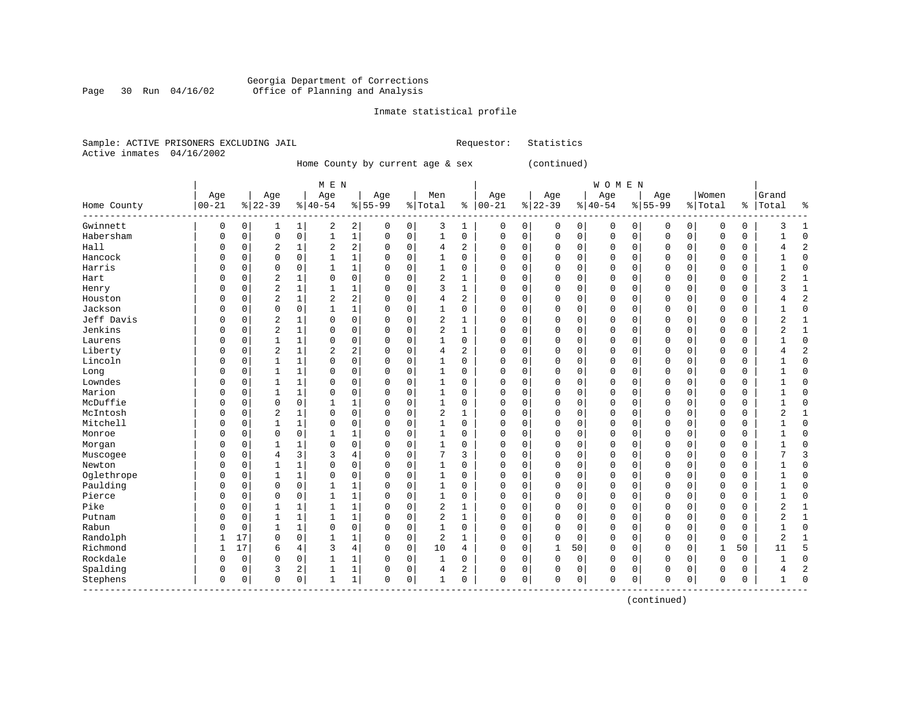Georgia Department of Corrections
Office of Planning and Analysis

Inmate statistical profile

Sample: ACTIVE PRISONERS EXCLUDING JAIL                    Requestor: Statistics
Active inmates 04/16/2002

Home County by current age & sex (continued)

| Home County | MEN Age 00-21 | % | Age 22-39 | % | Age 40-54 | % | Age 55-99 | % | Men Total | % | WOMEN Age 00-21 | % | Age 22-39 | % | Age 40-54 | % | Age 55-99 | % | Women Total | % | Grand Total | % |
|---|---|---|---|---|---|---|---|---|---|---|---|---|---|---|---|---|---|---|---|---|---|---|
| Gwinnett | 0 | 0 | 1 | 1 | 2 | 2 | 0 | 0 | 3 | 1 | 0 | 0 | 0 | 0 | 0 | 0 | 0 | 0 | 0 | 0 | 3 | 1 |
| Habersham | 0 | 0 | 0 | 0 | 1 | 1 | 0 | 0 | 1 | 0 | 0 | 0 | 0 | 0 | 0 | 0 | 0 | 0 | 0 | 0 | 1 | 0 |
| Hall | 0 | 0 | 2 | 1 | 2 | 2 | 0 | 0 | 4 | 2 | 0 | 0 | 0 | 0 | 0 | 0 | 0 | 0 | 0 | 0 | 4 | 2 |
| Hancock | 0 | 0 | 0 | 0 | 1 | 1 | 0 | 0 | 1 | 0 | 0 | 0 | 0 | 0 | 0 | 0 | 0 | 0 | 0 | 0 | 1 | 0 |
| Harris | 0 | 0 | 0 | 0 | 1 | 1 | 0 | 0 | 1 | 0 | 0 | 0 | 0 | 0 | 0 | 0 | 0 | 0 | 0 | 0 | 1 | 0 |
| Hart | 0 | 0 | 2 | 1 | 0 | 0 | 0 | 0 | 2 | 1 | 0 | 0 | 0 | 0 | 0 | 0 | 0 | 0 | 0 | 0 | 2 | 1 |
| Henry | 0 | 0 | 2 | 1 | 1 | 1 | 0 | 0 | 3 | 1 | 0 | 0 | 0 | 0 | 0 | 0 | 0 | 0 | 0 | 0 | 3 | 1 |
| Houston | 0 | 0 | 2 | 1 | 2 | 2 | 0 | 0 | 4 | 2 | 0 | 0 | 0 | 0 | 0 | 0 | 0 | 0 | 0 | 0 | 4 | 2 |
| Jackson | 0 | 0 | 0 | 0 | 1 | 1 | 0 | 0 | 1 | 0 | 0 | 0 | 0 | 0 | 0 | 0 | 0 | 0 | 0 | 0 | 1 | 0 |
| Jeff Davis | 0 | 0 | 2 | 1 | 0 | 0 | 0 | 0 | 2 | 1 | 0 | 0 | 0 | 0 | 0 | 0 | 0 | 0 | 0 | 0 | 2 | 1 |
| Jenkins | 0 | 0 | 2 | 1 | 0 | 0 | 0 | 0 | 2 | 1 | 0 | 0 | 0 | 0 | 0 | 0 | 0 | 0 | 0 | 0 | 2 | 1 |
| Laurens | 0 | 0 | 1 | 1 | 0 | 0 | 0 | 0 | 1 | 0 | 0 | 0 | 0 | 0 | 0 | 0 | 0 | 0 | 0 | 0 | 1 | 0 |
| Liberty | 0 | 0 | 2 | 1 | 2 | 2 | 0 | 0 | 4 | 2 | 0 | 0 | 0 | 0 | 0 | 0 | 0 | 0 | 0 | 0 | 4 | 2 |
| Lincoln | 0 | 0 | 1 | 1 | 0 | 0 | 0 | 0 | 1 | 0 | 0 | 0 | 0 | 0 | 0 | 0 | 0 | 0 | 0 | 0 | 1 | 0 |
| Long | 0 | 0 | 1 | 1 | 0 | 0 | 0 | 0 | 1 | 0 | 0 | 0 | 0 | 0 | 0 | 0 | 0 | 0 | 0 | 0 | 1 | 0 |
| Lowndes | 0 | 0 | 1 | 1 | 0 | 0 | 0 | 0 | 1 | 0 | 0 | 0 | 0 | 0 | 0 | 0 | 0 | 0 | 0 | 0 | 1 | 0 |
| Marion | 0 | 0 | 1 | 1 | 0 | 0 | 0 | 0 | 1 | 0 | 0 | 0 | 0 | 0 | 0 | 0 | 0 | 0 | 0 | 0 | 1 | 0 |
| McDuffie | 0 | 0 | 0 | 0 | 1 | 1 | 0 | 0 | 1 | 0 | 0 | 0 | 0 | 0 | 0 | 0 | 0 | 0 | 0 | 0 | 1 | 0 |
| McIntosh | 0 | 0 | 2 | 1 | 0 | 0 | 0 | 0 | 2 | 1 | 0 | 0 | 0 | 0 | 0 | 0 | 0 | 0 | 0 | 0 | 2 | 1 |
| Mitchell | 0 | 0 | 1 | 1 | 0 | 0 | 0 | 0 | 1 | 0 | 0 | 0 | 0 | 0 | 0 | 0 | 0 | 0 | 0 | 0 | 1 | 0 |
| Monroe | 0 | 0 | 0 | 0 | 1 | 1 | 0 | 0 | 1 | 0 | 0 | 0 | 0 | 0 | 0 | 0 | 0 | 0 | 0 | 0 | 1 | 0 |
| Morgan | 0 | 0 | 1 | 1 | 0 | 0 | 0 | 0 | 1 | 0 | 0 | 0 | 0 | 0 | 0 | 0 | 0 | 0 | 0 | 0 | 1 | 0 |
| Muscogee | 0 | 0 | 4 | 3 | 3 | 4 | 0 | 0 | 7 | 3 | 0 | 0 | 0 | 0 | 0 | 0 | 0 | 0 | 0 | 0 | 7 | 3 |
| Newton | 0 | 0 | 1 | 1 | 0 | 0 | 0 | 0 | 1 | 0 | 0 | 0 | 0 | 0 | 0 | 0 | 0 | 0 | 0 | 0 | 1 | 0 |
| Oglethrope | 0 | 0 | 1 | 1 | 0 | 0 | 0 | 0 | 1 | 0 | 0 | 0 | 0 | 0 | 0 | 0 | 0 | 0 | 0 | 0 | 1 | 0 |
| Paulding | 0 | 0 | 0 | 0 | 1 | 1 | 0 | 0 | 1 | 0 | 0 | 0 | 0 | 0 | 0 | 0 | 0 | 0 | 0 | 0 | 1 | 0 |
| Pierce | 0 | 0 | 0 | 0 | 1 | 1 | 0 | 0 | 1 | 0 | 0 | 0 | 0 | 0 | 0 | 0 | 0 | 0 | 0 | 0 | 1 | 0 |
| Pike | 0 | 0 | 1 | 1 | 1 | 1 | 0 | 0 | 2 | 1 | 0 | 0 | 0 | 0 | 0 | 0 | 0 | 0 | 0 | 0 | 2 | 1 |
| Putnam | 0 | 0 | 1 | 1 | 1 | 1 | 0 | 0 | 2 | 1 | 0 | 0 | 0 | 0 | 0 | 0 | 0 | 0 | 0 | 0 | 2 | 1 |
| Rabun | 0 | 0 | 1 | 1 | 0 | 0 | 0 | 0 | 1 | 0 | 0 | 0 | 0 | 0 | 0 | 0 | 0 | 0 | 0 | 0 | 1 | 0 |
| Randolph | 1 | 17 | 0 | 0 | 1 | 1 | 0 | 0 | 2 | 1 | 0 | 0 | 0 | 0 | 0 | 0 | 0 | 0 | 0 | 0 | 2 | 1 |
| Richmond | 1 | 17 | 6 | 4 | 3 | 4 | 0 | 0 | 10 | 4 | 0 | 0 | 1 | 50 | 0 | 0 | 0 | 0 | 1 | 50 | 11 | 5 |
| Rockdale | 0 | 0 | 0 | 0 | 1 | 1 | 0 | 0 | 1 | 0 | 0 | 0 | 0 | 0 | 0 | 0 | 0 | 0 | 0 | 0 | 1 | 0 |
| Spalding | 0 | 0 | 3 | 2 | 1 | 1 | 0 | 0 | 4 | 2 | 0 | 0 | 0 | 0 | 0 | 0 | 0 | 0 | 0 | 0 | 4 | 2 |
| Stephens | 0 | 0 | 0 | 0 | 1 | 1 | 0 | 0 | 1 | 0 | 0 | 0 | 0 | 0 | 0 | 0 | 0 | 0 | 0 | 0 | 1 | 0 |

(continued)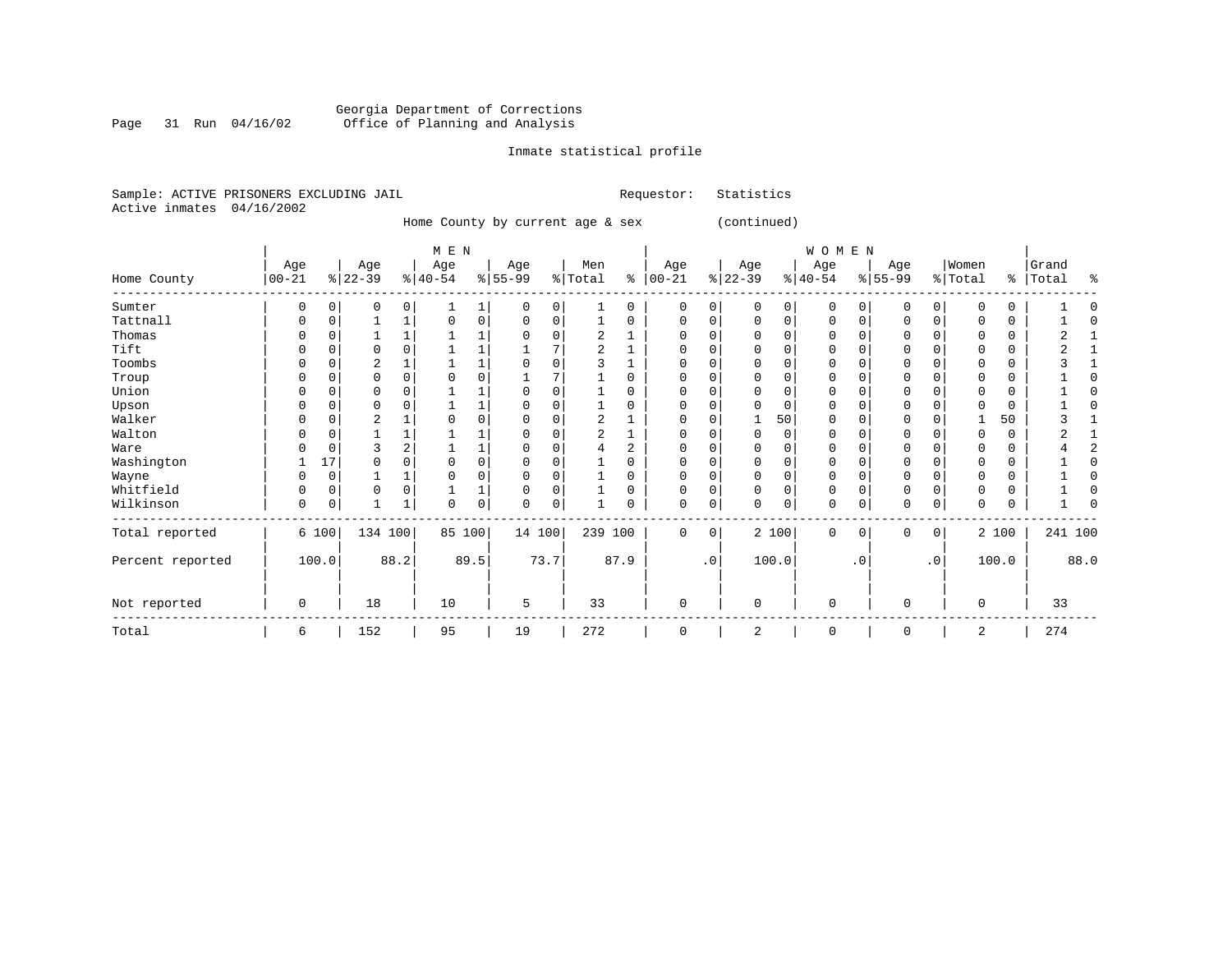Georgia Department of Corrections
Office of Planning and Analysis

Inmate statistical profile

Sample: ACTIVE PRISONERS EXCLUDING JAIL

Requestor: Statistics

Active inmates 04/16/2002

Home County by current age & sex (continued)

| Home County | MEN Age 00-21 | % | Age 22-39 | % | Age 40-54 | % | Age 55-99 | % | Men Total | % | WOMEN Age 00-21 | % | Age 22-39 | % | Age 40-54 | % | Age 55-99 | % | Women Total | % | Grand Total | % |
|---|---|---|---|---|---|---|---|---|---|---|---|---|---|---|---|---|---|---|---|---|---|---|
| Sumter | 0 | 0 | 0 | 0 | 1 | 1 | 0 | 0 | 1 | 0 | 0 | 0 | 0 | 0 | 0 | 0 | 0 | 0 | 0 | 0 | 1 | 0 |
| Tattnall | 0 | 0 | 1 | 1 | 0 | 0 | 0 | 0 | 1 | 0 | 0 | 0 | 0 | 0 | 0 | 0 | 0 | 0 | 0 | 0 | 1 | 0 |
| Thomas | 0 | 0 | 1 | 1 | 1 | 1 | 0 | 0 | 2 | 1 | 0 | 0 | 0 | 0 | 0 | 0 | 0 | 0 | 0 | 0 | 2 | 1 |
| Tift | 0 | 0 | 0 | 0 | 1 | 1 | 1 | 7 | 2 | 1 | 0 | 0 | 0 | 0 | 0 | 0 | 0 | 0 | 0 | 0 | 2 | 1 |
| Toombs | 0 | 0 | 2 | 1 | 1 | 1 | 0 | 0 | 3 | 1 | 0 | 0 | 0 | 0 | 0 | 0 | 0 | 0 | 0 | 0 | 3 | 1 |
| Troup | 0 | 0 | 0 | 0 | 0 | 0 | 1 | 7 | 1 | 0 | 0 | 0 | 0 | 0 | 0 | 0 | 0 | 0 | 0 | 0 | 1 | 0 |
| Union | 0 | 0 | 0 | 0 | 1 | 1 | 0 | 0 | 1 | 0 | 0 | 0 | 0 | 0 | 0 | 0 | 0 | 0 | 0 | 0 | 1 | 0 |
| Upson | 0 | 0 | 0 | 0 | 1 | 1 | 0 | 0 | 1 | 0 | 0 | 0 | 0 | 0 | 0 | 0 | 0 | 0 | 0 | 0 | 1 | 0 |
| Walker | 0 | 0 | 2 | 1 | 0 | 0 | 0 | 0 | 2 | 1 | 0 | 0 | 1 | 50 | 0 | 0 | 0 | 0 | 1 | 50 | 3 | 1 |
| Walton | 0 | 0 | 1 | 1 | 1 | 1 | 0 | 0 | 2 | 1 | 0 | 0 | 0 | 0 | 0 | 0 | 0 | 0 | 0 | 0 | 2 | 1 |
| Ware | 0 | 0 | 3 | 2 | 1 | 1 | 0 | 0 | 4 | 2 | 0 | 0 | 0 | 0 | 0 | 0 | 0 | 0 | 0 | 0 | 4 | 2 |
| Washington | 1 | 17 | 0 | 0 | 0 | 0 | 0 | 0 | 1 | 0 | 0 | 0 | 0 | 0 | 0 | 0 | 0 | 0 | 0 | 0 | 1 | 0 |
| Wayne | 0 | 0 | 1 | 1 | 0 | 0 | 0 | 0 | 1 | 0 | 0 | 0 | 0 | 0 | 0 | 0 | 0 | 0 | 0 | 0 | 1 | 0 |
| Whitfield | 0 | 0 | 0 | 0 | 1 | 1 | 0 | 0 | 1 | 0 | 0 | 0 | 0 | 0 | 0 | 0 | 0 | 0 | 0 | 0 | 1 | 0 |
| Wilkinson | 0 | 0 | 1 | 1 | 0 | 0 | 0 | 0 | 1 | 0 | 0 | 0 | 0 | 0 | 0 | 0 | 0 | 0 | 0 | 0 | 1 | 0 |
| Total reported | 6 | 100 | 134 | 100 | 85 | 100 | 14 | 100 | 239 | 100 | 0 | 0 | 2 | 100 | 0 | 0 | 0 | 0 | 2 | 100 | 241 | 100 |
| Percent reported | 100.0 | | 88.2 | | 89.5 | | 73.7 | | 87.9 | | .0 | | 100.0 | | .0 | | .0 | | 100.0 | | 88.0 | |
| Not reported | 0 | | 18 | | 10 | | 5 | | 33 | | 0 | | 0 | | 0 | | 0 | | 0 | | 33 | |
| Total | 6 | | 152 | | 95 | | 19 | | 272 | | 0 | | 2 | | 0 | | 0 | | 2 | | 274 | |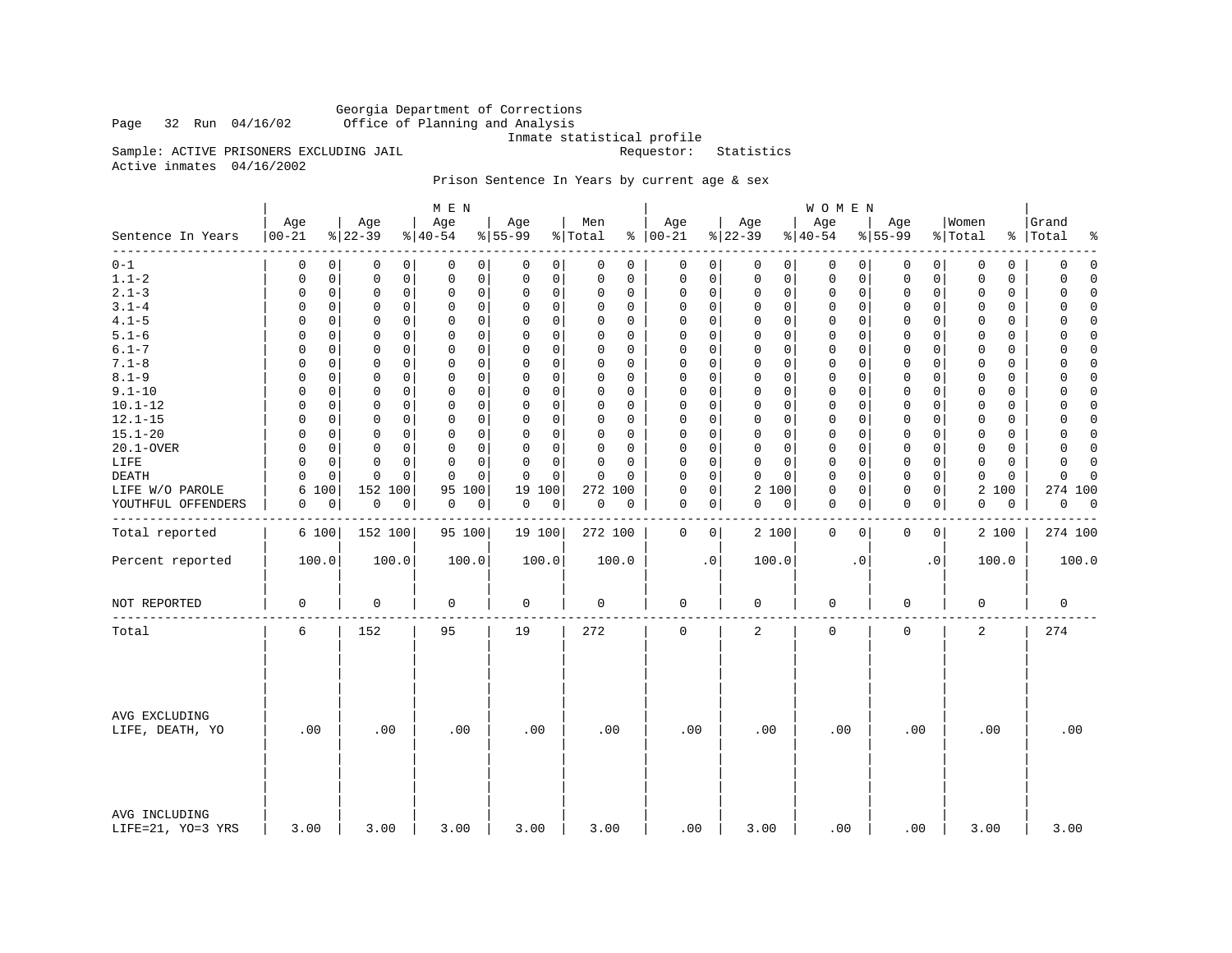Georgia Department of Corrections
Office of Planning and Analysis
Inmate statistical profile

Page 32 Run 04/16/02

Sample: ACTIVE PRISONERS EXCLUDING JAIL    Requestor: Statistics

Active inmates 04/16/2002

Prison Sentence In Years by current age & sex

| Sentence In Years | MEN Age 00-21 | % | Age 22-39 | % | Age 40-54 | % | Age 55-99 | % | Men Total | % | WOMEN Age 00-21 | % | Age 22-39 | % | Age 40-54 | % | Age 55-99 | % | Women Total | % | Grand Total | % |
|---|---|---|---|---|---|---|---|---|---|---|---|---|---|---|---|---|---|---|---|---|---|---|
| 0-1 | 0 | 0 | 0 | 0 | 0 | 0 | 0 | 0 | 0 | 0 | 0 | 0 | 0 | 0 | 0 | 0 | 0 | 0 | 0 | 0 | 0 | 0 |
| 1.1-2 | 0 | 0 | 0 | 0 | 0 | 0 | 0 | 0 | 0 | 0 | 0 | 0 | 0 | 0 | 0 | 0 | 0 | 0 | 0 | 0 | 0 | 0 |
| 2.1-3 | 0 | 0 | 0 | 0 | 0 | 0 | 0 | 0 | 0 | 0 | 0 | 0 | 0 | 0 | 0 | 0 | 0 | 0 | 0 | 0 | 0 | 0 |
| 3.1-4 | 0 | 0 | 0 | 0 | 0 | 0 | 0 | 0 | 0 | 0 | 0 | 0 | 0 | 0 | 0 | 0 | 0 | 0 | 0 | 0 | 0 | 0 |
| 4.1-5 | 0 | 0 | 0 | 0 | 0 | 0 | 0 | 0 | 0 | 0 | 0 | 0 | 0 | 0 | 0 | 0 | 0 | 0 | 0 | 0 | 0 | 0 |
| 5.1-6 | 0 | 0 | 0 | 0 | 0 | 0 | 0 | 0 | 0 | 0 | 0 | 0 | 0 | 0 | 0 | 0 | 0 | 0 | 0 | 0 | 0 | 0 |
| 6.1-7 | 0 | 0 | 0 | 0 | 0 | 0 | 0 | 0 | 0 | 0 | 0 | 0 | 0 | 0 | 0 | 0 | 0 | 0 | 0 | 0 | 0 | 0 |
| 7.1-8 | 0 | 0 | 0 | 0 | 0 | 0 | 0 | 0 | 0 | 0 | 0 | 0 | 0 | 0 | 0 | 0 | 0 | 0 | 0 | 0 | 0 | 0 |
| 8.1-9 | 0 | 0 | 0 | 0 | 0 | 0 | 0 | 0 | 0 | 0 | 0 | 0 | 0 | 0 | 0 | 0 | 0 | 0 | 0 | 0 | 0 | 0 |
| 9.1-10 | 0 | 0 | 0 | 0 | 0 | 0 | 0 | 0 | 0 | 0 | 0 | 0 | 0 | 0 | 0 | 0 | 0 | 0 | 0 | 0 | 0 | 0 |
| 10.1-12 | 0 | 0 | 0 | 0 | 0 | 0 | 0 | 0 | 0 | 0 | 0 | 0 | 0 | 0 | 0 | 0 | 0 | 0 | 0 | 0 | 0 | 0 |
| 12.1-15 | 0 | 0 | 0 | 0 | 0 | 0 | 0 | 0 | 0 | 0 | 0 | 0 | 0 | 0 | 0 | 0 | 0 | 0 | 0 | 0 | 0 | 0 |
| 15.1-20 | 0 | 0 | 0 | 0 | 0 | 0 | 0 | 0 | 0 | 0 | 0 | 0 | 0 | 0 | 0 | 0 | 0 | 0 | 0 | 0 | 0 | 0 |
| 20.1-OVER | 0 | 0 | 0 | 0 | 0 | 0 | 0 | 0 | 0 | 0 | 0 | 0 | 0 | 0 | 0 | 0 | 0 | 0 | 0 | 0 | 0 | 0 |
| LIFE | 0 | 0 | 0 | 0 | 0 | 0 | 0 | 0 | 0 | 0 | 0 | 0 | 0 | 0 | 0 | 0 | 0 | 0 | 0 | 0 | 0 | 0 |
| DEATH | 0 | 0 | 0 | 0 | 0 | 0 | 0 | 0 | 0 | 0 | 0 | 0 | 0 | 0 | 0 | 0 | 0 | 0 | 0 | 0 | 0 | 0 |
| LIFE W/O PAROLE | 6 | 100 | 152 | 100 | 95 | 100 | 19 | 100 | 272 | 100 | 0 | 0 | 2 | 100 | 0 | 0 | 0 | 0 | 2 | 100 | 274 | 100 |
| YOUTHFUL OFFENDERS | 0 | 0 | 0 | 0 | 0 | 0 | 0 | 0 | 0 | 0 | 0 | 0 | 0 | 0 | 0 | 0 | 0 | 0 | 0 | 0 | 0 | 0 |
| Total reported | 6 | 100 | 152 | 100 | 95 | 100 | 19 | 100 | 272 | 100 | 0 | 0 | 2 | 100 | 0 | 0 | 0 | 0 | 2 | 100 | 274 | 100 |
| Percent reported | 100.0 | | 100.0 | | 100.0 | | 100.0 | | 100.0 | | .0 | | 100.0 | | .0 | | .0 | | 100.0 | | 100.0 | |
| NOT REPORTED | 0 | | 0 | | 0 | | 0 | | 0 | | 0 | | 0 | | 0 | | 0 | | 0 | | 0 | |
| Total | 6 | | 152 | | 95 | | 19 | | 272 | | 0 | | 2 | | 0 | | 0 | | 2 | | 274 | |
| AVG EXCLUDING LIFE, DEATH, YO | .00 | | .00 | | .00 | | .00 | | .00 | | .00 | | .00 | | .00 | | .00 | | .00 | | .00 | |
| AVG INCLUDING LIFE=21, YO=3 YRS | 3.00 | | 3.00 | | 3.00 | | 3.00 | | 3.00 | | .00 | | 3.00 | | .00 | | .00 | | 3.00 | | 3.00 | |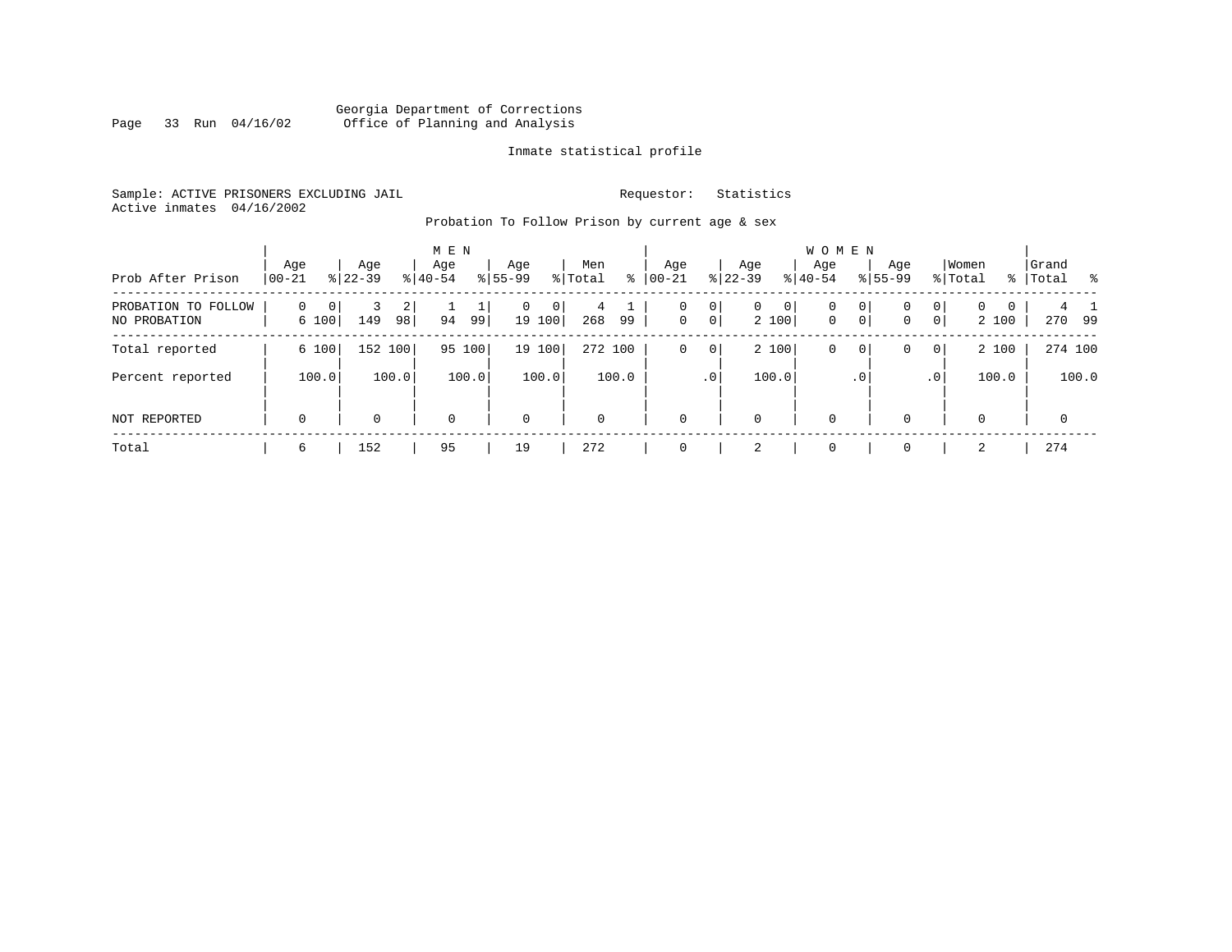Georgia Department of Corrections
Office of Planning and Analysis

Inmate statistical profile

Sample: ACTIVE PRISONERS EXCLUDING JAIL　　　　Requestor: Statistics
Active inmates 04/16/2002

Probation To Follow Prison by current age & sex

| Prob After Prison | MEN Age 00-21 | % | Age 22-39 | % | Age 40-54 | % | Age 55-99 | % | Men Total | % | WOMEN Age 00-21 | % | Age 22-39 | % | Age 40-54 | % | Age 55-99 | % | Women Total | % | Grand Total | % |
|---|---|---|---|---|---|---|---|---|---|---|---|---|---|---|---|---|---|---|---|---|---|---|
| PROBATION TO FOLLOW | 0 | 0 | 3 | 2 | 1 | 1 | 0 | 0 | 4 | 1 | 0 | 0 | 0 | 0 | 0 | 0 | 0 | 0 | 0 | 0 | 4 | 1 |
| NO PROBATION | 6 | 100 | 149 | 98 | 94 | 99 | 19 | 100 | 268 | 99 | 0 | 0 | 2 | 100 | 0 | 0 | 0 | 0 | 2 | 100 | 270 | 99 |
| Total reported | 6 | 100 | 152 | 100 | 95 | 100 | 19 | 100 | 272 | 100 | 0 | 0 | 2 | 100 | 0 | 0 | 0 | 0 | 2 | 100 | 274 | 100 |
| Percent reported | | 100.0 | | 100.0 | | 100.0 | | 100.0 | | 100.0 | | .0 | | 100.0 | | .0 | | .0 | | 100.0 | | 100.0 |
| NOT REPORTED | 0 | | 0 | | 0 | | 0 | | 0 | | 0 | | 0 | | 0 | | 0 | | 0 | | 0 | |
| Total | 6 | | 152 | | 95 | | 19 | | 272 | | 0 | | 2 | | 0 | | 0 | | 2 | | 274 | |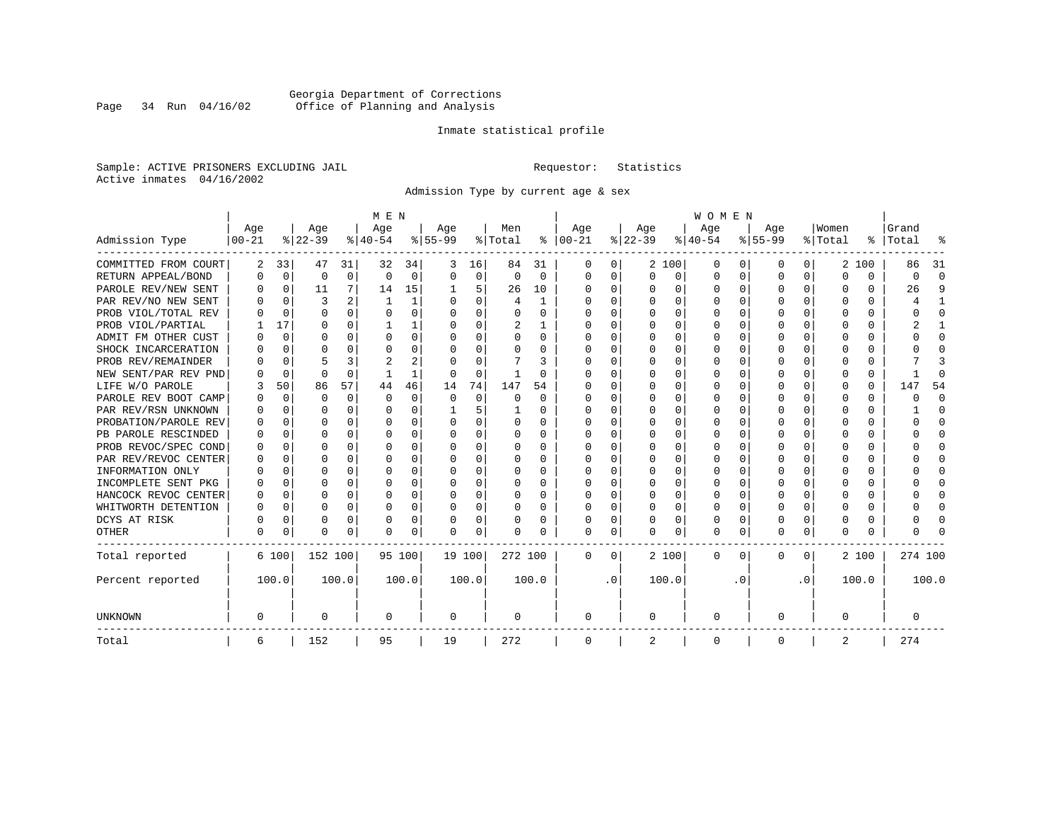Georgia Department of Corrections
Office of Planning and Analysis

Inmate statistical profile

Sample: ACTIVE PRISONERS EXCLUDING JAIL    Requestor: Statistics
Active inmates 04/16/2002

Admission Type by current age & sex

| Admission Type | MEN Age 00-21 | % | Age 22-39 | % | Age 40-54 | % | Age 55-99 | % | Men Total | % | WOMEN Age 00-21 | % | Age 22-39 | % | Age 40-54 | % | Age 55-99 | % | Women Total | % | Grand Total | % |
|---|---|---|---|---|---|---|---|---|---|---|---|---|---|---|---|---|---|---|---|---|---|---|
| COMMITTED FROM COURT | 2 | 33 | 47 | 31 | 32 | 34 | 3 | 16 | 84 | 31 | 0 | 0 | 2 | 100 | 0 | 0 | 0 | 0 | 2 | 100 | 86 | 31 |
| RETURN APPEAL/BOND | 0 | 0 | 0 | 0 | 0 | 0 | 0 | 0 | 0 | 0 | 0 | 0 | 0 | 0 | 0 | 0 | 0 | 0 | 0 | 0 | 0 | 0 |
| PAROLE REV/NEW SENT | 0 | 0 | 11 | 7 | 14 | 15 | 1 | 5 | 26 | 10 | 0 | 0 | 0 | 0 | 0 | 0 | 0 | 0 | 0 | 0 | 26 | 9 |
| PAR REV/NO NEW SENT | 0 | 0 | 3 | 2 | 1 | 1 | 0 | 0 | 4 | 1 | 0 | 0 | 0 | 0 | 0 | 0 | 0 | 0 | 0 | 0 | 4 | 1 |
| PROB VIOL/TOTAL REV | 0 | 0 | 0 | 0 | 0 | 0 | 0 | 0 | 0 | 0 | 0 | 0 | 0 | 0 | 0 | 0 | 0 | 0 | 0 | 0 | 0 | 0 |
| PROB VIOL/PARTIAL | 1 | 17 | 0 | 0 | 1 | 1 | 0 | 0 | 2 | 1 | 0 | 0 | 0 | 0 | 0 | 0 | 0 | 0 | 0 | 0 | 2 | 1 |
| ADMIT FM OTHER CUST | 0 | 0 | 0 | 0 | 0 | 0 | 0 | 0 | 0 | 0 | 0 | 0 | 0 | 0 | 0 | 0 | 0 | 0 | 0 | 0 | 0 | 0 |
| SHOCK INCARCERATION | 0 | 0 | 0 | 0 | 0 | 0 | 0 | 0 | 0 | 0 | 0 | 0 | 0 | 0 | 0 | 0 | 0 | 0 | 0 | 0 | 0 | 0 |
| PROB REV/REMAINDER | 0 | 0 | 5 | 3 | 2 | 2 | 0 | 0 | 7 | 3 | 0 | 0 | 0 | 0 | 0 | 0 | 0 | 0 | 0 | 0 | 7 | 3 |
| NEW SENT/PAR REV PND | 0 | 0 | 0 | 0 | 1 | 1 | 0 | 0 | 1 | 0 | 0 | 0 | 0 | 0 | 0 | 0 | 0 | 0 | 0 | 0 | 1 | 0 |
| LIFE W/O PAROLE | 3 | 50 | 86 | 57 | 44 | 46 | 14 | 74 | 147 | 54 | 0 | 0 | 0 | 0 | 0 | 0 | 0 | 0 | 0 | 0 | 147 | 54 |
| PAROLE REV BOOT CAMP | 0 | 0 | 0 | 0 | 0 | 0 | 0 | 0 | 0 | 0 | 0 | 0 | 0 | 0 | 0 | 0 | 0 | 0 | 0 | 0 | 0 | 0 |
| PAR REV/RSN UNKNOWN | 0 | 0 | 0 | 0 | 0 | 0 | 1 | 5 | 1 | 0 | 0 | 0 | 0 | 0 | 0 | 0 | 0 | 0 | 0 | 0 | 1 | 0 |
| PROBATION/PAROLE REV | 0 | 0 | 0 | 0 | 0 | 0 | 0 | 0 | 0 | 0 | 0 | 0 | 0 | 0 | 0 | 0 | 0 | 0 | 0 | 0 | 0 | 0 |
| PB PAROLE RESCINDED | 0 | 0 | 0 | 0 | 0 | 0 | 0 | 0 | 0 | 0 | 0 | 0 | 0 | 0 | 0 | 0 | 0 | 0 | 0 | 0 | 0 | 0 |
| PROB REVOC/SPEC COND | 0 | 0 | 0 | 0 | 0 | 0 | 0 | 0 | 0 | 0 | 0 | 0 | 0 | 0 | 0 | 0 | 0 | 0 | 0 | 0 | 0 | 0 |
| PAR REV/REVOC CENTER | 0 | 0 | 0 | 0 | 0 | 0 | 0 | 0 | 0 | 0 | 0 | 0 | 0 | 0 | 0 | 0 | 0 | 0 | 0 | 0 | 0 | 0 |
| INFORMATION ONLY | 0 | 0 | 0 | 0 | 0 | 0 | 0 | 0 | 0 | 0 | 0 | 0 | 0 | 0 | 0 | 0 | 0 | 0 | 0 | 0 | 0 | 0 |
| INCOMPLETE SENT PKG | 0 | 0 | 0 | 0 | 0 | 0 | 0 | 0 | 0 | 0 | 0 | 0 | 0 | 0 | 0 | 0 | 0 | 0 | 0 | 0 | 0 | 0 |
| HANCOCK REVOC CENTER | 0 | 0 | 0 | 0 | 0 | 0 | 0 | 0 | 0 | 0 | 0 | 0 | 0 | 0 | 0 | 0 | 0 | 0 | 0 | 0 | 0 | 0 |
| WHITWORTH DETENTION | 0 | 0 | 0 | 0 | 0 | 0 | 0 | 0 | 0 | 0 | 0 | 0 | 0 | 0 | 0 | 0 | 0 | 0 | 0 | 0 | 0 | 0 |
| DCYS AT RISK | 0 | 0 | 0 | 0 | 0 | 0 | 0 | 0 | 0 | 0 | 0 | 0 | 0 | 0 | 0 | 0 | 0 | 0 | 0 | 0 | 0 | 0 |
| OTHER | 0 | 0 | 0 | 0 | 0 | 0 | 0 | 0 | 0 | 0 | 0 | 0 | 0 | 0 | 0 | 0 | 0 | 0 | 0 | 0 | 0 | 0 |
| Total reported | 6 | 100 | 152 | 100 | 95 | 100 | 19 | 100 | 272 | 100 | 0 | 0 | 2 | 100 | 0 | 0 | 0 | 0 | 2 | 100 | 274 | 100 |
| Percent reported | | 100.0 | | 100.0 | | 100.0 | | 100.0 | | 100.0 | | .0 | | 100.0 | | .0 | | .0 | | 100.0 | | 100.0 |
| UNKNOWN | 0 | | 0 | | 0 | | 0 | | 0 | | 0 | | 0 | | 0 | | 0 | | 0 | | 0 | |
| Total | 6 | | 152 | | 95 | | 19 | | 272 | | 0 | | 2 | | 0 | | 0 | | 2 | | 274 | |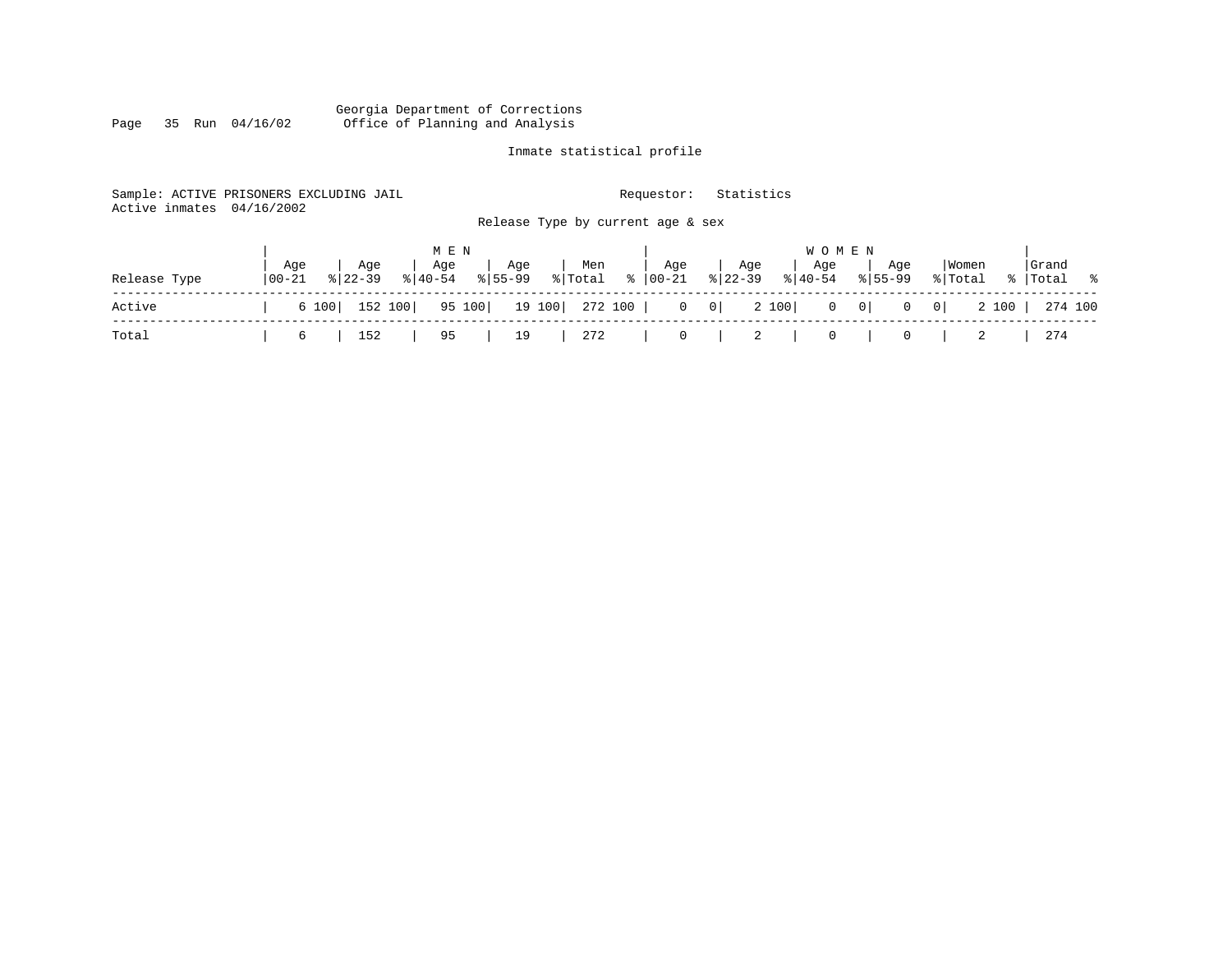Georgia Department of Corrections
Office of Planning and Analysis

Inmate statistical profile

Sample: ACTIVE PRISONERS EXCLUDING JAIL  Requestor: Statistics
Active inmates 04/16/2002

Release Type by current age & sex

| Release Type | MEN Age 00-21 | % | Age 22-39 | % | Age 40-54 | % | Age 55-99 | % | Men Total | % | WOMEN Age 00-21 | % | Age 22-39 | % | Age 40-54 | % | Age 55-99 | % | Women Total | % | Grand Total | % |
|---|---|---|---|---|---|---|---|---|---|---|---|---|---|---|---|---|---|---|---|---|---|---|
| Active | 6 | 100 | 152 | 100 | 95 | 100 | 19 | 100 | 272 | 100 | 0 | 0 | 2 | 100 | 0 | 0 | 0 | 0 | 2 | 100 | 274 | 100 |
| Total | 6 | | 152 | | 95 | | 19 | | 272 | | 0 | | 2 | | 0 | | 0 | | 2 | | 274 | |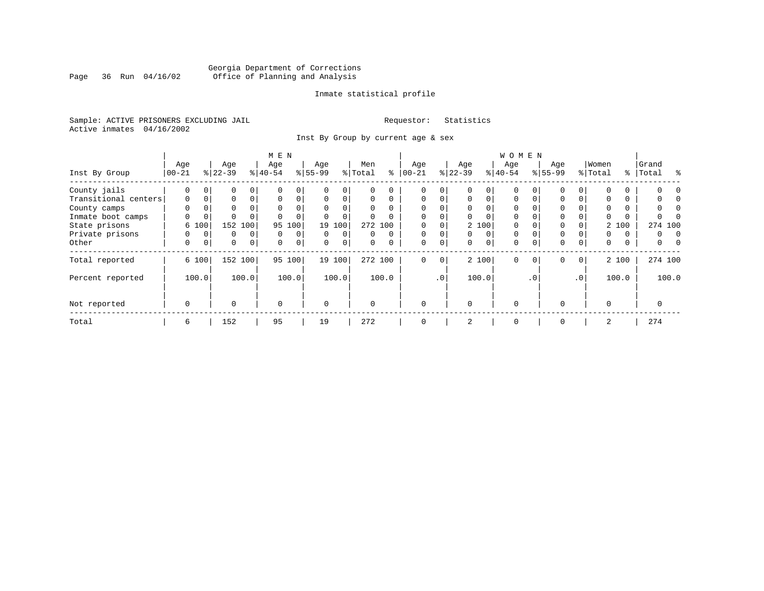Georgia Department of Corrections
Office of Planning and Analysis

Inmate statistical profile

Sample: ACTIVE PRISONERS EXCLUDING JAIL    Requestor: Statistics
Active inmates 04/16/2002

Inst By Group by current age & sex

| Inst By Group | MEN Age 00-21 | % | Age 22-39 | % | Age 40-54 | % | Age 55-99 | % | Men Total | % | WOMEN Age 00-21 | % | Age 22-39 | % | Age 40-54 | % | Age 55-99 | % | Women Total | % | Grand Total | % |
|---|---|---|---|---|---|---|---|---|---|---|---|---|---|---|---|---|---|---|---|---|---|---|
| County jails | 0 | 0 | 0 | 0 | 0 | 0 | 0 | 0 | 0 | 0 | 0 | 0 | 0 | 0 | 0 | 0 | 0 | 0 | 0 | 0 | 0 | 0 |
| Transitional centers | 0 | 0 | 0 | 0 | 0 | 0 | 0 | 0 | 0 | 0 | 0 | 0 | 0 | 0 | 0 | 0 | 0 | 0 | 0 | 0 | 0 | 0 |
| County camps | 0 | 0 | 0 | 0 | 0 | 0 | 0 | 0 | 0 | 0 | 0 | 0 | 0 | 0 | 0 | 0 | 0 | 0 | 0 | 0 | 0 | 0 |
| Inmate boot camps | 0 | 0 | 0 | 0 | 0 | 0 | 0 | 0 | 0 | 0 | 0 | 0 | 0 | 0 | 0 | 0 | 0 | 0 | 0 | 0 | 0 | 0 |
| State prisons | 6 | 100 | 152 | 100 | 95 | 100 | 19 | 100 | 272 | 100 | 0 | 0 | 2 | 100 | 0 | 0 | 0 | 0 | 2 | 100 | 274 | 100 |
| Private prisons | 0 | 0 | 0 | 0 | 0 | 0 | 0 | 0 | 0 | 0 | 0 | 0 | 0 | 0 | 0 | 0 | 0 | 0 | 0 | 0 | 0 | 0 |
| Other | 0 | 0 | 0 | 0 | 0 | 0 | 0 | 0 | 0 | 0 | 0 | 0 | 0 | 0 | 0 | 0 | 0 | 0 | 0 | 0 | 0 | 0 |
| Total reported | 6 | 100 | 152 | 100 | 95 | 100 | 19 | 100 | 272 | 100 | 0 | 0 | 2 | 100 | 0 | 0 | 0 | 0 | 2 | 100 | 274 | 100 |
| Percent reported | | 100.0 | | 100.0 | | 100.0 | | 100.0 | | 100.0 | | .0 | | 100.0 | | .0 | | .0 | | 100.0 | | 100.0 |
| Not reported | 0 | | 0 | | 0 | | 0 | | 0 | | 0 | | 0 | | 0 | | 0 | | 0 | | 0 | |
| Total | 6 | | 152 | | 95 | | 19 | | 272 | | 0 | | 2 | | 0 | | 0 | | 2 | | 274 | |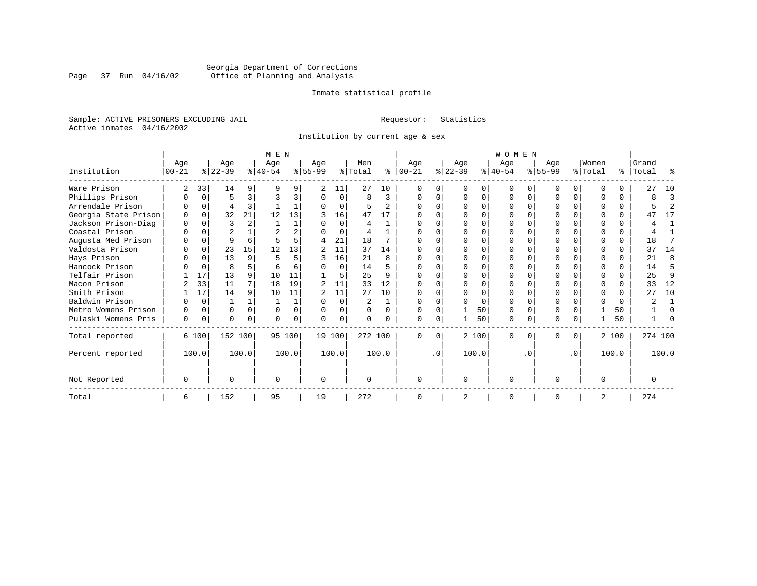Georgia Department of Corrections
Office of Planning and Analysis

Inmate statistical profile

Sample: ACTIVE PRISONERS EXCLUDING JAIL    Requestor: Statistics
Active inmates 04/16/2002

Institution by current age & sex

| | MEN | | | | | | | | | | WOMEN | | | | | | | | | | Grand | |
|---|---|---|---|---|---|---|---|---|---|---|---|---|---|---|---|---|---|---|---|---|---|---|
| Institution | Age 00-21 | % | Age 22-39 | % | Age 40-54 | % | Age 55-99 | % | Men Total | % | Age 00-21 | % | Age 22-39 | % | Age 40-54 | % | Age 55-99 | % | Women Total | % | Total | % |
| Ware Prison | 2 | 33 | 14 | 9 | 9 | 9 | 2 | 11 | 27 | 10 | 0 | 0 | 0 | 0 | 0 | 0 | 0 | 0 | 0 | 0 | 27 | 10 |
| Phillips Prison | 0 | 0 | 5 | 3 | 3 | 3 | 0 | 0 | 8 | 3 | 0 | 0 | 0 | 0 | 0 | 0 | 0 | 0 | 0 | 0 | 8 | 3 |
| Arrendale Prison | 0 | 0 | 4 | 3 | 1 | 1 | 0 | 0 | 5 | 2 | 0 | 0 | 0 | 0 | 0 | 0 | 0 | 0 | 0 | 0 | 5 | 2 |
| Georgia State Prison | 0 | 0 | 32 | 21 | 12 | 13 | 3 | 16 | 47 | 17 | 0 | 0 | 0 | 0 | 0 | 0 | 0 | 0 | 0 | 0 | 47 | 17 |
| Jackson Prison-Diag | 0 | 0 | 3 | 2 | 1 | 1 | 0 | 0 | 4 | 1 | 0 | 0 | 0 | 0 | 0 | 0 | 0 | 0 | 0 | 0 | 4 | 1 |
| Coastal Prison | 0 | 0 | 2 | 1 | 2 | 2 | 0 | 0 | 4 | 1 | 0 | 0 | 0 | 0 | 0 | 0 | 0 | 0 | 0 | 0 | 4 | 1 |
| Augusta Med Prison | 0 | 0 | 9 | 6 | 5 | 5 | 4 | 21 | 18 | 7 | 0 | 0 | 0 | 0 | 0 | 0 | 0 | 0 | 0 | 0 | 18 | 7 |
| Valdosta Prison | 0 | 0 | 23 | 15 | 12 | 13 | 2 | 11 | 37 | 14 | 0 | 0 | 0 | 0 | 0 | 0 | 0 | 0 | 0 | 0 | 37 | 14 |
| Hays Prison | 0 | 0 | 13 | 9 | 5 | 5 | 3 | 16 | 21 | 8 | 0 | 0 | 0 | 0 | 0 | 0 | 0 | 0 | 0 | 0 | 21 | 8 |
| Hancock Prison | 0 | 0 | 8 | 5 | 6 | 6 | 0 | 0 | 14 | 5 | 0 | 0 | 0 | 0 | 0 | 0 | 0 | 0 | 0 | 0 | 14 | 5 |
| Telfair Prison | 1 | 17 | 13 | 9 | 10 | 11 | 1 | 5 | 25 | 9 | 0 | 0 | 0 | 0 | 0 | 0 | 0 | 0 | 0 | 0 | 25 | 9 |
| Macon Prison | 2 | 33 | 11 | 7 | 18 | 19 | 2 | 11 | 33 | 12 | 0 | 0 | 0 | 0 | 0 | 0 | 0 | 0 | 0 | 0 | 33 | 12 |
| Smith Prison | 1 | 17 | 14 | 9 | 10 | 11 | 2 | 11 | 27 | 10 | 0 | 0 | 0 | 0 | 0 | 0 | 0 | 0 | 0 | 0 | 27 | 10 |
| Baldwin Prison | 0 | 0 | 1 | 1 | 1 | 1 | 0 | 0 | 2 | 1 | 0 | 0 | 0 | 0 | 0 | 0 | 0 | 0 | 0 | 0 | 2 | 1 |
| Metro Womens Prison | 0 | 0 | 0 | 0 | 0 | 0 | 0 | 0 | 0 | 0 | 0 | 0 | 1 | 50 | 0 | 0 | 0 | 0 | 1 | 50 | 1 | 0 |
| Pulaski Womens Pris | 0 | 0 | 0 | 0 | 0 | 0 | 0 | 0 | 0 | 0 | 0 | 0 | 1 | 50 | 0 | 0 | 0 | 0 | 1 | 50 | 1 | 0 |
| Total reported | 6 | 100 | 152 | 100 | 95 | 100 | 19 | 100 | 272 | 100 | 0 | 0 | 2 | 100 | 0 | 0 | 0 | 0 | 2 | 100 | 274 | 100 |
| Percent reported | | 100.0 | | 100.0 | | 100.0 | | 100.0 | | 100.0 | | .0 | | 100.0 | | .0 | | .0 | | 100.0 | | 100.0 |
| Not Reported | 0 | | 0 | | 0 | | 0 | | 0 | | 0 | | 0 | | 0 | | 0 | | 0 | | 0 | |
| Total | 6 | | 152 | | 95 | | 19 | | 272 | | 0 | | 2 | | 0 | | 0 | | 2 | | 274 | |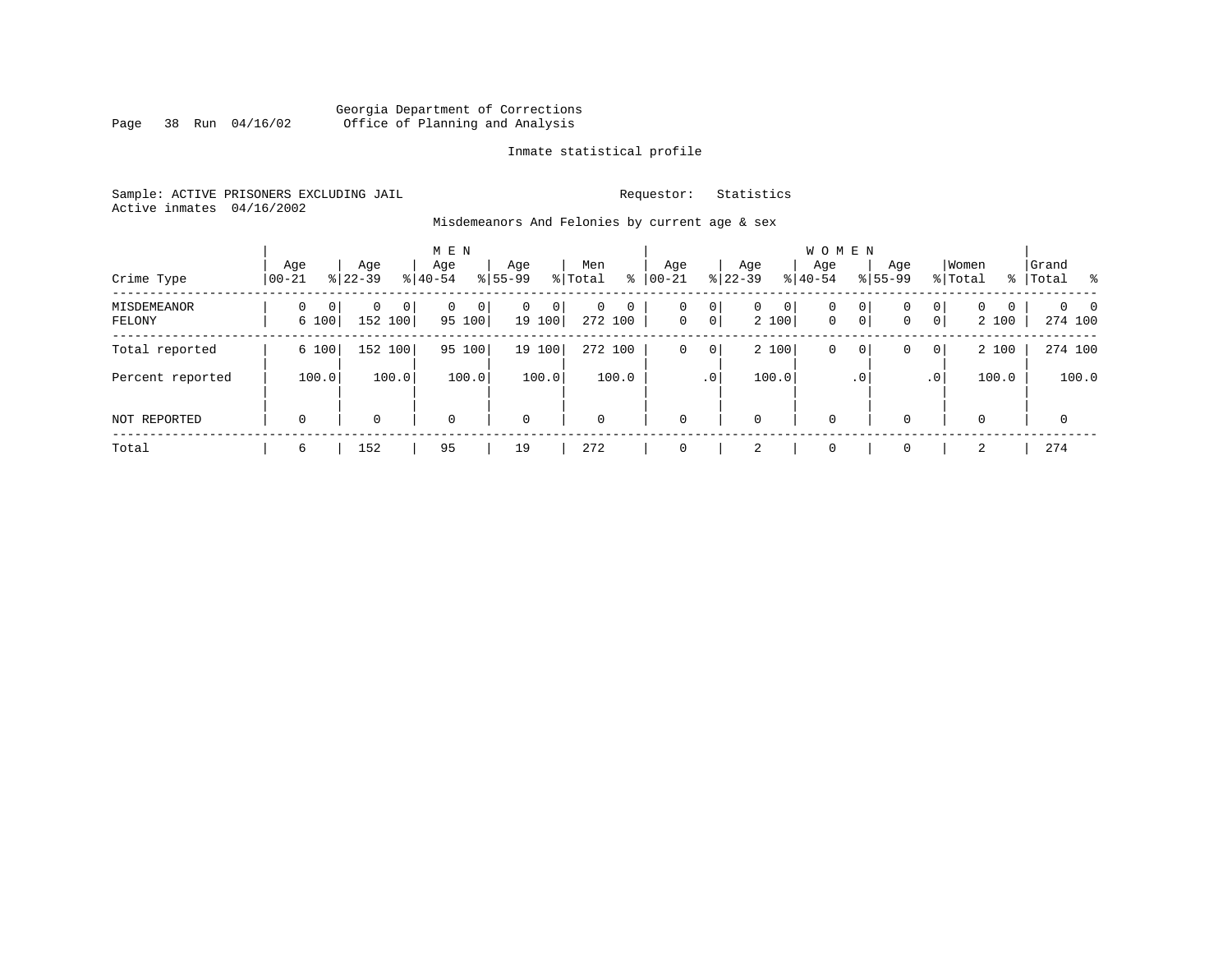Georgia Department of Corrections
Office of Planning and Analysis

Inmate statistical profile

Sample: ACTIVE PRISONERS EXCLUDING JAIL
Active inmates 04/16/2002

Requestor: Statistics

Misdemeanors And Felonies by current age & sex

| Crime Type | MEN Age 00-21 | % | Age 22-39 | % | Age 40-54 | % | Age 55-99 | % | Men Total | % | WOMEN Age 00-21 | % | Age 22-39 | % | Age 40-54 | % | Age 55-99 | % | Women Total | % | Grand Total | % |
|---|---|---|---|---|---|---|---|---|---|---|---|---|---|---|---|---|---|---|---|---|---|---|
| MISDEMEANOR | 0 | 0 | 0 | 0 | 0 | 0 | 0 | 0 | 0 | 0 | 0 | 0 | 0 | 0 | 0 | 0 | 0 | 0 | 0 | 0 | 0 | 0 |
| FELONY | 6 | 100 | 152 | 100 | 95 | 100 | 19 | 100 | 272 | 100 | 0 | 0 | 2 | 100 | 0 | 0 | 0 | 0 | 2 | 100 | 274 | 100 |
| Total reported | 6 | 100 | 152 | 100 | 95 | 100 | 19 | 100 | 272 | 100 | 0 | 0 | 2 | 100 | 0 | 0 | 0 | 0 | 2 | 100 | 274 | 100 |
| Percent reported | | 100.0 | | 100.0 | | 100.0 | | 100.0 | | 100.0 | | .0 | | 100.0 | | .0 | | .0 | | 100.0 | | 100.0 |
| NOT REPORTED | 0 | | 0 | | 0 | | 0 | | 0 | | 0 | | 0 | | 0 | | 0 | | 0 | | 0 | |
| Total | 6 | | 152 | | 95 | | 19 | | 272 | | 0 | | 2 | | 0 | | 0 | | 2 | | 274 | |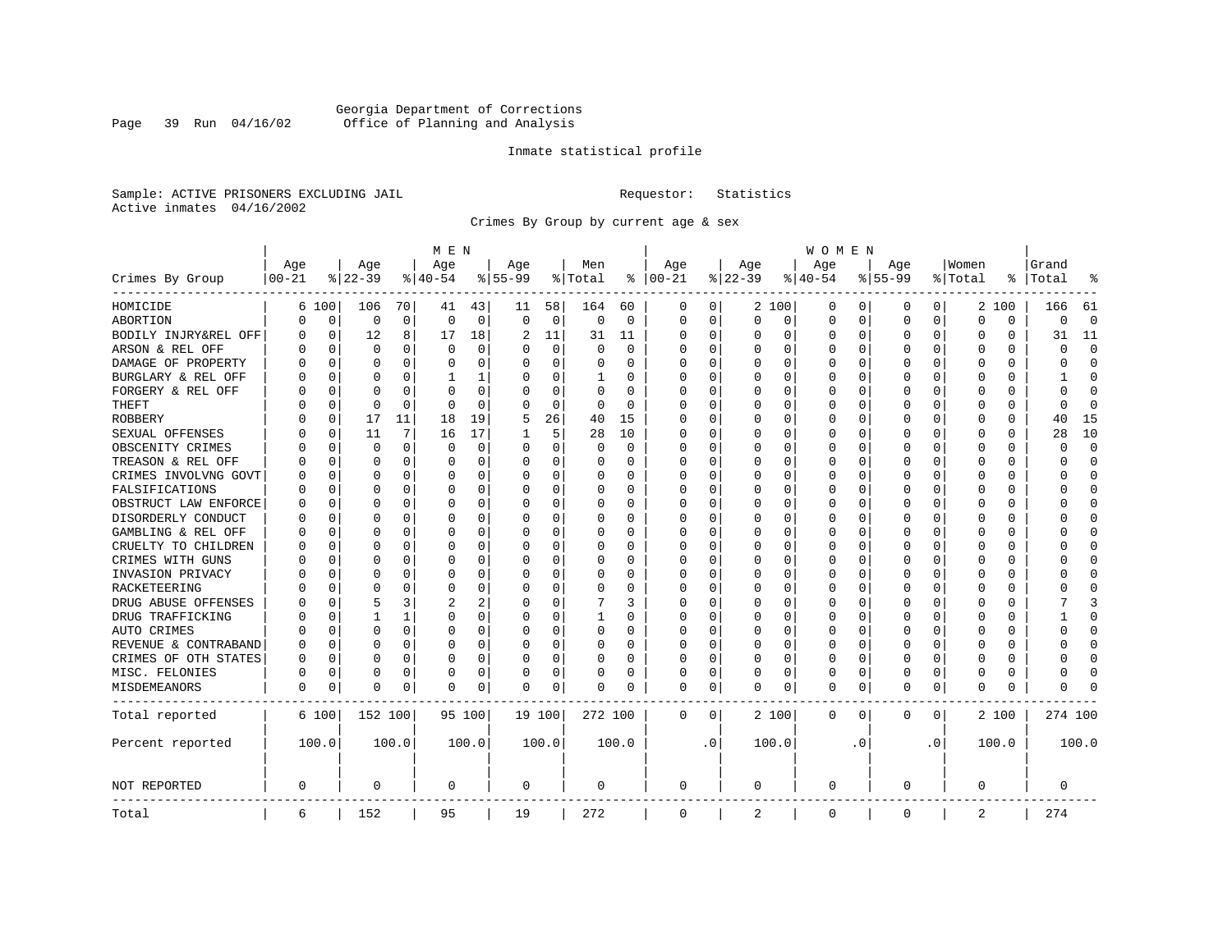Georgia Department of Corrections
Office of Planning and Analysis

Inmate statistical profile

Sample: ACTIVE PRISONERS EXCLUDING JAIL    Requestor: Statistics
Active inmates 04/16/2002

Crimes By Group by current age & sex

| Crimes By Group | MEN Age 00-21 | % | Age 22-39 | % | Age 40-54 | % | Age 55-99 | % | Men Total | % | WOMEN Age 00-21 | % | Age 22-39 | % | Age 40-54 | % | Age 55-99 | % | Women Total | % | Grand Total | % |
|---|---|---|---|---|---|---|---|---|---|---|---|---|---|---|---|---|---|---|---|---|---|---|
| HOMICIDE | 6 | 100 | 106 | 70 | 41 | 43 | 11 | 58 | 164 | 60 | 0 | 0 | 2 | 100 | 0 | 0 | 0 | 0 | 2 | 100 | 166 | 61 |
| ABORTION | 0 | 0 | 0 | 0 | 0 | 0 | 0 | 0 | 0 | 0 | 0 | 0 | 0 | 0 | 0 | 0 | 0 | 0 | 0 | 0 | 0 | 0 |
| BODILY INJRY&REL OFF | 0 | 0 | 12 | 8 | 17 | 18 | 2 | 11 | 31 | 11 | 0 | 0 | 0 | 0 | 0 | 0 | 0 | 0 | 0 | 0 | 31 | 11 |
| ARSON & REL OFF | 0 | 0 | 0 | 0 | 0 | 0 | 0 | 0 | 0 | 0 | 0 | 0 | 0 | 0 | 0 | 0 | 0 | 0 | 0 | 0 | 0 | 0 |
| DAMAGE OF PROPERTY | 0 | 0 | 0 | 0 | 0 | 0 | 0 | 0 | 0 | 0 | 0 | 0 | 0 | 0 | 0 | 0 | 0 | 0 | 0 | 0 | 0 | 0 |
| BURGLARY & REL OFF | 0 | 0 | 0 | 0 | 1 | 1 | 0 | 0 | 1 | 0 | 0 | 0 | 0 | 0 | 0 | 0 | 0 | 0 | 0 | 0 | 1 | 0 |
| FORGERY & REL OFF | 0 | 0 | 0 | 0 | 0 | 0 | 0 | 0 | 0 | 0 | 0 | 0 | 0 | 0 | 0 | 0 | 0 | 0 | 0 | 0 | 0 | 0 |
| THEFT | 0 | 0 | 0 | 0 | 0 | 0 | 0 | 0 | 0 | 0 | 0 | 0 | 0 | 0 | 0 | 0 | 0 | 0 | 0 | 0 | 0 | 0 |
| ROBBERY | 0 | 0 | 17 | 11 | 18 | 19 | 5 | 26 | 40 | 15 | 0 | 0 | 0 | 0 | 0 | 0 | 0 | 0 | 0 | 0 | 40 | 15 |
| SEXUAL OFFENSES | 0 | 0 | 11 | 7 | 16 | 17 | 1 | 5 | 28 | 10 | 0 | 0 | 0 | 0 | 0 | 0 | 0 | 0 | 0 | 0 | 28 | 10 |
| OBSCENITY CRIMES | 0 | 0 | 0 | 0 | 0 | 0 | 0 | 0 | 0 | 0 | 0 | 0 | 0 | 0 | 0 | 0 | 0 | 0 | 0 | 0 | 0 | 0 |
| TREASON & REL OFF | 0 | 0 | 0 | 0 | 0 | 0 | 0 | 0 | 0 | 0 | 0 | 0 | 0 | 0 | 0 | 0 | 0 | 0 | 0 | 0 | 0 | 0 |
| CRIMES INVOLVNG GOVT | 0 | 0 | 0 | 0 | 0 | 0 | 0 | 0 | 0 | 0 | 0 | 0 | 0 | 0 | 0 | 0 | 0 | 0 | 0 | 0 | 0 | 0 |
| FALSIFICATIONS | 0 | 0 | 0 | 0 | 0 | 0 | 0 | 0 | 0 | 0 | 0 | 0 | 0 | 0 | 0 | 0 | 0 | 0 | 0 | 0 | 0 | 0 |
| OBSTRUCT LAW ENFORCE | 0 | 0 | 0 | 0 | 0 | 0 | 0 | 0 | 0 | 0 | 0 | 0 | 0 | 0 | 0 | 0 | 0 | 0 | 0 | 0 | 0 | 0 |
| DISORDERLY CONDUCT | 0 | 0 | 0 | 0 | 0 | 0 | 0 | 0 | 0 | 0 | 0 | 0 | 0 | 0 | 0 | 0 | 0 | 0 | 0 | 0 | 0 | 0 |
| GAMBLING & REL OFF | 0 | 0 | 0 | 0 | 0 | 0 | 0 | 0 | 0 | 0 | 0 | 0 | 0 | 0 | 0 | 0 | 0 | 0 | 0 | 0 | 0 | 0 |
| CRUELTY TO CHILDREN | 0 | 0 | 0 | 0 | 0 | 0 | 0 | 0 | 0 | 0 | 0 | 0 | 0 | 0 | 0 | 0 | 0 | 0 | 0 | 0 | 0 | 0 |
| CRIMES WITH GUNS | 0 | 0 | 0 | 0 | 0 | 0 | 0 | 0 | 0 | 0 | 0 | 0 | 0 | 0 | 0 | 0 | 0 | 0 | 0 | 0 | 0 | 0 |
| INVASION PRIVACY | 0 | 0 | 0 | 0 | 0 | 0 | 0 | 0 | 0 | 0 | 0 | 0 | 0 | 0 | 0 | 0 | 0 | 0 | 0 | 0 | 0 | 0 |
| RACKETEERING | 0 | 0 | 0 | 0 | 0 | 0 | 0 | 0 | 0 | 0 | 0 | 0 | 0 | 0 | 0 | 0 | 0 | 0 | 0 | 0 | 0 | 0 |
| DRUG ABUSE OFFENSES | 0 | 0 | 5 | 3 | 2 | 2 | 0 | 0 | 7 | 3 | 0 | 0 | 0 | 0 | 0 | 0 | 0 | 0 | 0 | 0 | 7 | 3 |
| DRUG TRAFFICKING | 0 | 0 | 1 | 1 | 0 | 0 | 0 | 0 | 1 | 0 | 0 | 0 | 0 | 0 | 0 | 0 | 0 | 0 | 0 | 0 | 1 | 0 |
| AUTO CRIMES | 0 | 0 | 0 | 0 | 0 | 0 | 0 | 0 | 0 | 0 | 0 | 0 | 0 | 0 | 0 | 0 | 0 | 0 | 0 | 0 | 0 | 0 |
| REVENUE & CONTRABAND | 0 | 0 | 0 | 0 | 0 | 0 | 0 | 0 | 0 | 0 | 0 | 0 | 0 | 0 | 0 | 0 | 0 | 0 | 0 | 0 | 0 | 0 |
| CRIMES OF OTH STATES | 0 | 0 | 0 | 0 | 0 | 0 | 0 | 0 | 0 | 0 | 0 | 0 | 0 | 0 | 0 | 0 | 0 | 0 | 0 | 0 | 0 | 0 |
| MISC. FELONIES | 0 | 0 | 0 | 0 | 0 | 0 | 0 | 0 | 0 | 0 | 0 | 0 | 0 | 0 | 0 | 0 | 0 | 0 | 0 | 0 | 0 | 0 |
| MISDEMEANORS | 0 | 0 | 0 | 0 | 0 | 0 | 0 | 0 | 0 | 0 | 0 | 0 | 0 | 0 | 0 | 0 | 0 | 0 | 0 | 0 | 0 | 0 |
| Total reported | 6 | 100 | 152 | 100 | 95 | 100 | 19 | 100 | 272 | 100 | 0 | 0 | 2 | 100 | 0 | 0 | 0 | 0 | 2 | 100 | 274 | 100 |
| Percent reported | 100.0 | | 100.0 | | 100.0 | | 100.0 | | 100.0 | | .0 | | 100.0 | | .0 | | .0 | | 100.0 | | 100.0 | |
| NOT REPORTED | 0 | | 0 | | 0 | | 0 | | 0 | | 0 | | 0 | | 0 | | 0 | | 0 | | 0 | |
| Total | 6 | | 152 | | 95 | | 19 | | 272 | | 0 | | 2 | | 0 | | 0 | | 2 | | 274 | |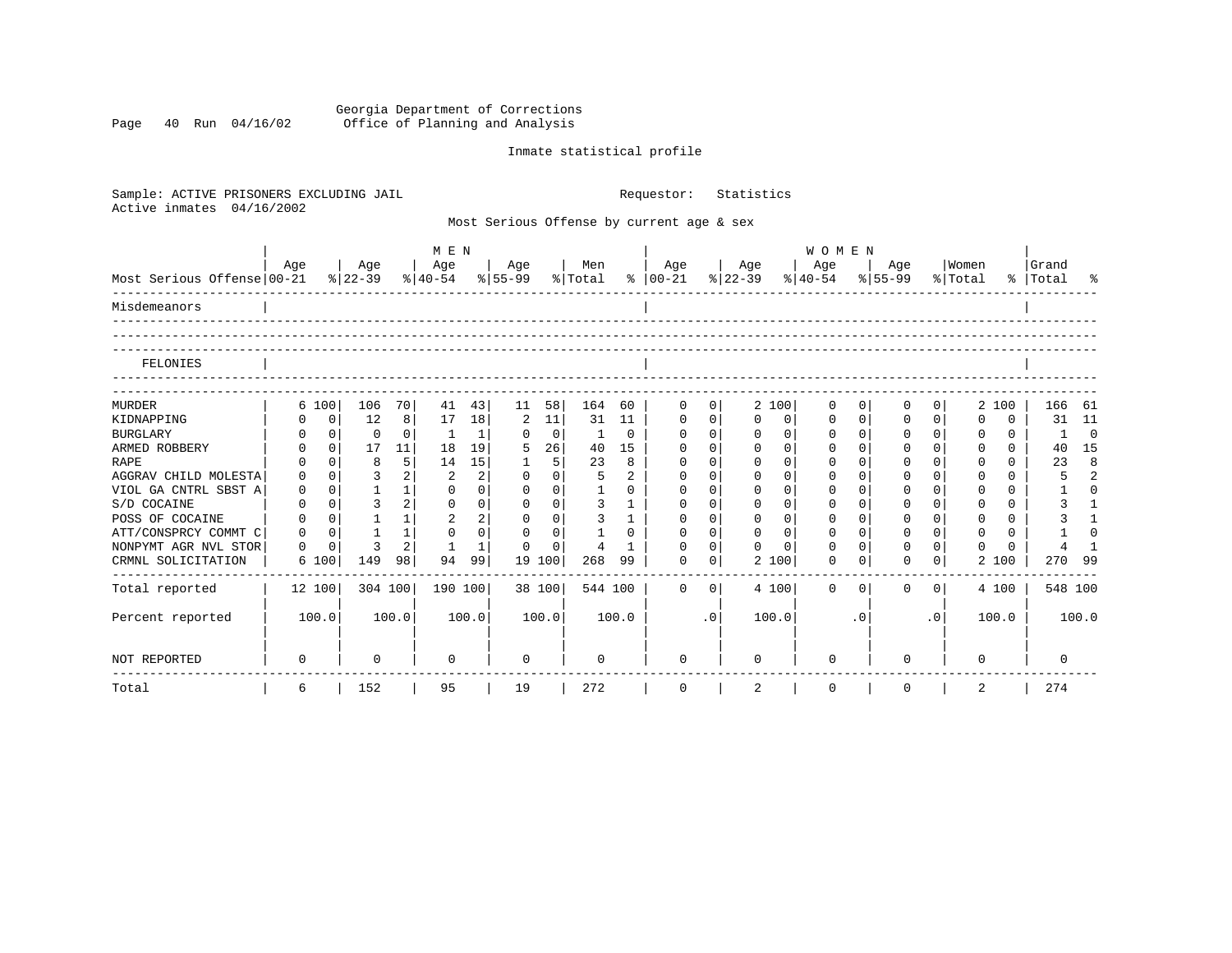Georgia Department of Corrections
Office of Planning and Analysis

Inmate statistical profile

Sample: ACTIVE PRISONERS EXCLUDING JAIL

Requestor: Statistics

Active inmates 04/16/2002

Most Serious Offense by current age & sex

| Most Serious Offense | MEN Age 00-21 | % | Age 22-39 | % | Age 40-54 | % | Age 55-99 | % | Men Total | % | WOMEN Age 00-21 | % | Age 22-39 | % | Age 40-54 | % | Age 55-99 | % | Women Total | % | Grand Total | % |
|---|---|---|---|---|---|---|---|---|---|---|---|---|---|---|---|---|---|---|---|---|---|---|
| Misdemeanors | | | | | | | | | | | | | | | | | | | | | | |
| FELONIES | | | | | | | | | | | | | | | | | | | | | | |
| MURDER | 6 | 100 | 106 | 70 | 41 | 43 | 11 | 58 | 164 | 60 | 0 | 0 | 2 | 100 | 0 | 0 | 0 | 0 | 2 | 100 | 166 | 61 |
| KIDNAPPING | 0 | 0 | 12 | 8 | 17 | 18 | 2 | 11 | 31 | 11 | 0 | 0 | 0 | 0 | 0 | 0 | 0 | 0 | 0 | 0 | 31 | 11 |
| BURGLARY | 0 | 0 | 0 | 0 | 1 | 1 | 0 | 0 | 1 | 0 | 0 | 0 | 0 | 0 | 0 | 0 | 0 | 0 | 0 | 0 | 1 | 0 |
| ARMED ROBBERY | 0 | 0 | 17 | 11 | 18 | 19 | 5 | 26 | 40 | 15 | 0 | 0 | 0 | 0 | 0 | 0 | 0 | 0 | 0 | 0 | 40 | 15 |
| RAPE | 0 | 0 | 8 | 5 | 14 | 15 | 1 | 5 | 23 | 8 | 0 | 0 | 0 | 0 | 0 | 0 | 0 | 0 | 0 | 0 | 23 | 8 |
| AGGRAV CHILD MOLESTA | 0 | 0 | 3 | 2 | 2 | 2 | 0 | 0 | 5 | 2 | 0 | 0 | 0 | 0 | 0 | 0 | 0 | 0 | 0 | 0 | 5 | 2 |
| VIOL GA CNTRL SBST A | 0 | 0 | 1 | 1 | 0 | 0 | 0 | 0 | 1 | 0 | 0 | 0 | 0 | 0 | 0 | 0 | 0 | 0 | 0 | 0 | 1 | 0 |
| S/D COCAINE | 0 | 0 | 3 | 2 | 0 | 0 | 0 | 0 | 3 | 1 | 0 | 0 | 0 | 0 | 0 | 0 | 0 | 0 | 0 | 0 | 3 | 1 |
| POSS OF COCAINE | 0 | 0 | 1 | 1 | 2 | 2 | 0 | 0 | 3 | 1 | 0 | 0 | 0 | 0 | 0 | 0 | 0 | 0 | 0 | 0 | 3 | 1 |
| ATT/CONSPRCY COMMT C | 0 | 0 | 1 | 1 | 0 | 0 | 0 | 0 | 1 | 0 | 0 | 0 | 0 | 0 | 0 | 0 | 0 | 0 | 0 | 0 | 1 | 0 |
| NONPYMT AGR NVL STOR | 0 | 0 | 3 | 2 | 1 | 1 | 0 | 0 | 4 | 1 | 0 | 0 | 0 | 0 | 0 | 0 | 0 | 0 | 0 | 0 | 4 | 1 |
| CRMNL SOLICITATION | 6 | 100 | 149 | 98 | 94 | 99 | 19 | 100 | 268 | 99 | 0 | 0 | 2 | 100 | 0 | 0 | 0 | 0 | 2 | 100 | 270 | 99 |
| Total reported | 12 | 100 | 304 | 100 | 190 | 100 | 38 | 100 | 544 | 100 | 0 | 0 | 4 | 100 | 0 | 0 | 0 | 0 | 4 | 100 | 548 | 100 |
| Percent reported | | 100.0 | | 100.0 | | 100.0 | | 100.0 | | 100.0 | | .0 | | 100.0 | | .0 | | .0 | | 100.0 | | 100.0 |
| NOT REPORTED | 0 | | 0 | | 0 | | 0 | | 0 | | 0 | | 0 | | 0 | | 0 | | 0 | | 0 | |
| Total | 6 | | 152 | | 95 | | 19 | | 272 | | 0 | | 2 | | 0 | | 0 | | 2 | | 274 | |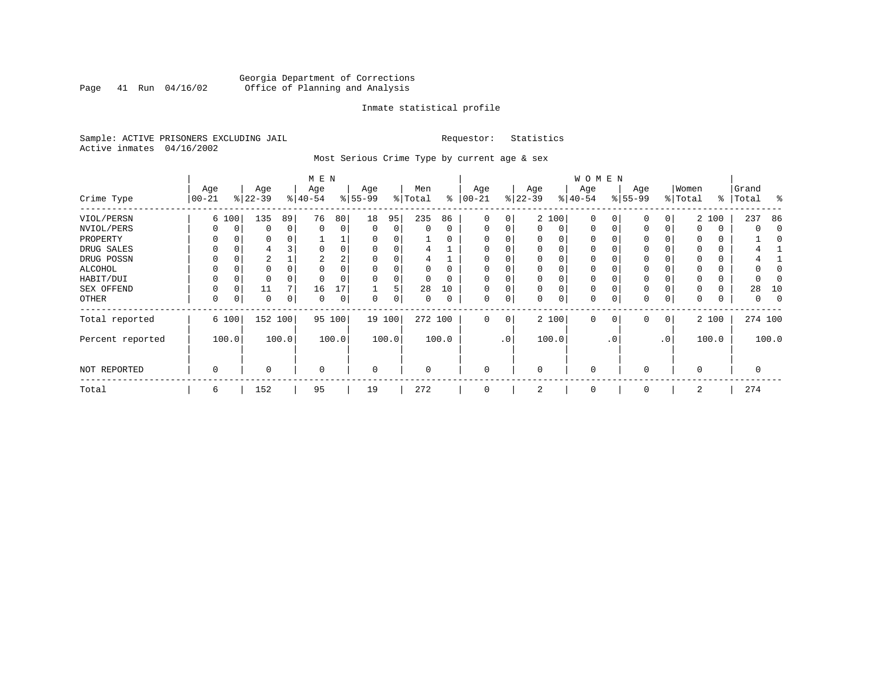Georgia Department of Corrections
Office of Planning and Analysis

Inmate statistical profile

Sample: ACTIVE PRISONERS EXCLUDING JAIL
Active inmates 04/16/2002

Requestor: Statistics

Most Serious Crime Type by current age & sex

| | MEN | | | | | | | | | | WOMEN | | | | | | | | | | | |
|---|---|---|---|---|---|---|---|---|---|---|---|---|---|---|---|---|---|---|---|---|---|---|
| Crime Type | Age 00-21 | % | Age 22-39 | % | Age 40-54 | % | Age 55-99 | % | Men Total | % | Age 00-21 | % | Age 22-39 | % | Age 40-54 | % | Age 55-99 | % | Women Total | % | Grand Total | % |
| VIOL/PERSN | 6 | 100 | 135 | 89 | 76 | 80 | 18 | 95 | 235 | 86 | 0 | 0 | 2 | 100 | 0 | 0 | 0 | 0 | 2 | 100 | 237 | 86 |
| NVIOL/PERS | 0 | 0 | 0 | 0 | 0 | 0 | 0 | 0 | 0 | 0 | 0 | 0 | 0 | 0 | 0 | 0 | 0 | 0 | 0 | 0 | 0 | 0 |
| PROPERTY | 0 | 0 | 0 | 0 | 1 | 1 | 0 | 0 | 1 | 0 | 0 | 0 | 0 | 0 | 0 | 0 | 0 | 0 | 0 | 0 | 1 | 0 |
| DRUG SALES | 0 | 0 | 4 | 3 | 0 | 0 | 0 | 0 | 4 | 1 | 0 | 0 | 0 | 0 | 0 | 0 | 0 | 0 | 0 | 0 | 4 | 1 |
| DRUG POSSN | 0 | 0 | 2 | 1 | 2 | 2 | 0 | 0 | 4 | 1 | 0 | 0 | 0 | 0 | 0 | 0 | 0 | 0 | 0 | 0 | 4 | 1 |
| ALCOHOL | 0 | 0 | 0 | 0 | 0 | 0 | 0 | 0 | 0 | 0 | 0 | 0 | 0 | 0 | 0 | 0 | 0 | 0 | 0 | 0 | 0 | 0 |
| HABIT/DUI | 0 | 0 | 0 | 0 | 0 | 0 | 0 | 0 | 0 | 0 | 0 | 0 | 0 | 0 | 0 | 0 | 0 | 0 | 0 | 0 | 0 | 0 |
| SEX OFFEND | 0 | 0 | 11 | 7 | 16 | 17 | 1 | 5 | 28 | 10 | 0 | 0 | 0 | 0 | 0 | 0 | 0 | 0 | 0 | 0 | 28 | 10 |
| OTHER | 0 | 0 | 0 | 0 | 0 | 0 | 0 | 0 | 0 | 0 | 0 | 0 | 0 | 0 | 0 | 0 | 0 | 0 | 0 | 0 | 0 | 0 |
| Total reported | 6 | 100 | 152 | 100 | 95 | 100 | 19 | 100 | 272 | 100 | 0 | 0 | 2 | 100 | 0 | 0 | 0 | 0 | 2 | 100 | 274 | 100 |
| Percent reported | | 100.0 | | 100.0 | | 100.0 | | 100.0 | | 100.0 | | .0 | | 100.0 | | .0 | | .0 | | 100.0 | | 100.0 |
| NOT REPORTED | 0 | | 0 | | 0 | | 0 | | 0 | | 0 | | 0 | | 0 | | 0 | | 0 | | 0 | |
| Total | 6 | | 152 | | 95 | | 19 | | 272 | | 0 | | 2 | | 0 | | 0 | | 2 | | 274 | |